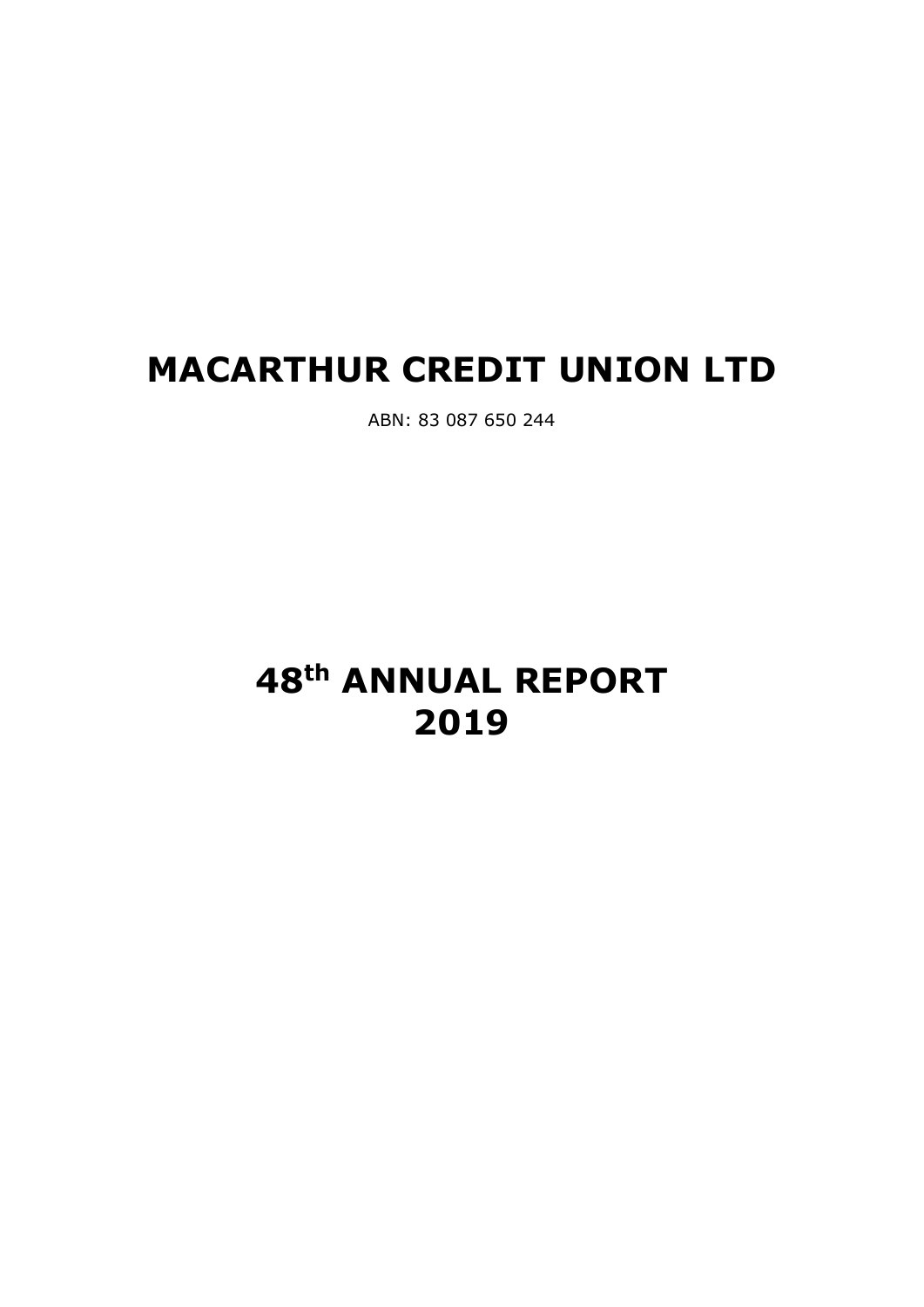# MACARTHUR CREDIT UNION LTD

ABN: 83 087 650 244

# 48th ANNUAL REPORT 2019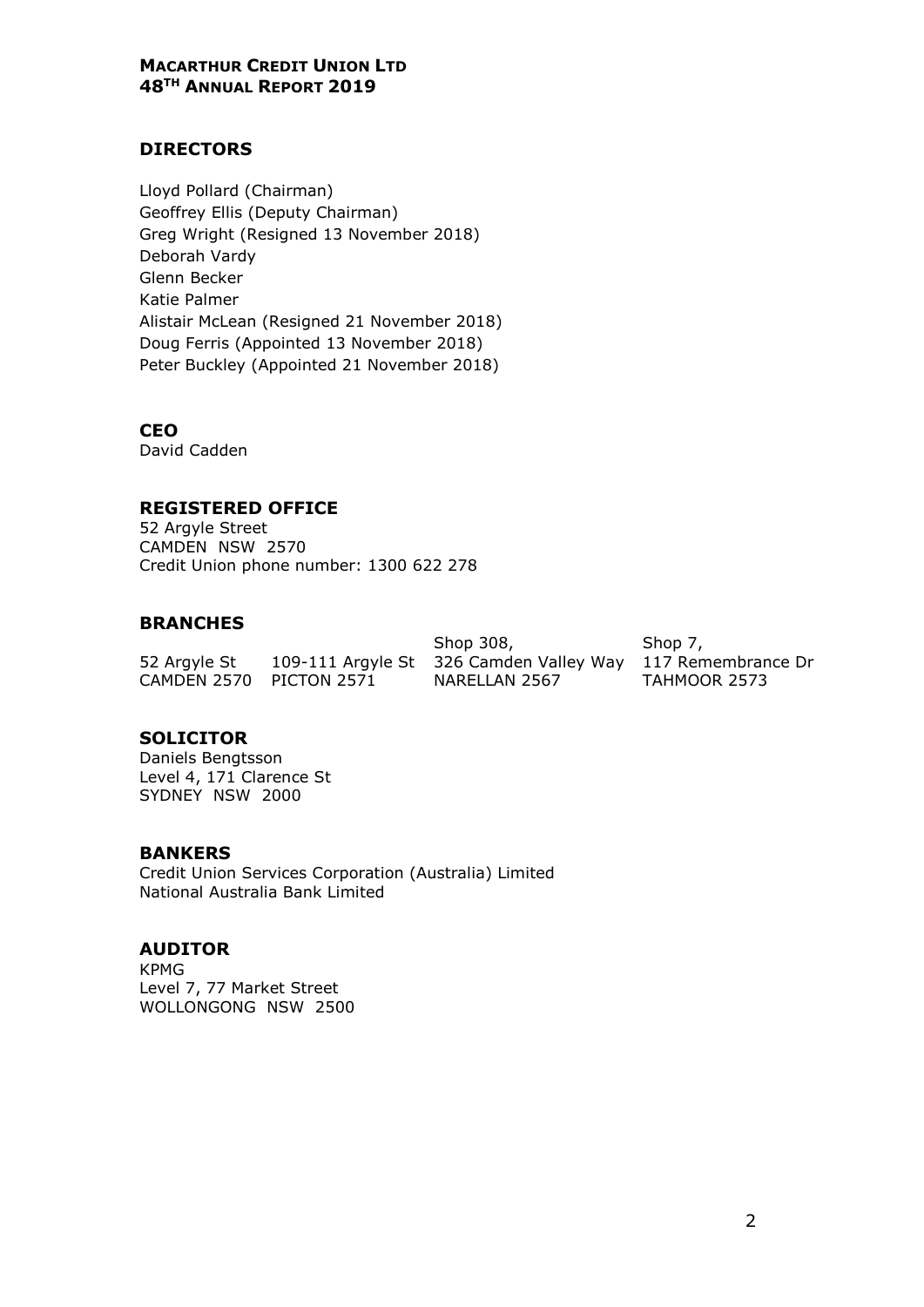**MACARTHUR CREDIT UNION LTD**
**48TH ANNUAL REPORT 2019**

## DIRECTORS

Lloyd Pollard (Chairman)
Geoffrey Ellis (Deputy Chairman)
Greg Wright (Resigned 13 November 2018)
Deborah Vardy
Glenn Becker
Katie Palmer
Alistair McLean (Resigned 21 November 2018)
Doug Ferris (Appointed 13 November 2018)
Peter Buckley (Appointed 21 November 2018)

## CEO

David Cadden

## REGISTERED OFFICE

52 Argyle Street
CAMDEN NSW 2570
Credit Union phone number: 1300 622 278

## BRANCHES

| | | | |
|---|---|---|---|
| | | Shop 308, | Shop 7, |
| 52 Argyle St | 109-111 Argyle St | 326 Camden Valley Way | 117 Remembrance Dr |
| CAMDEN 2570 | PICTON 2571 | NARELLAN 2567 | TAHMOOR 2573 |

## SOLICITOR

Daniels Bengtsson
Level 4, 171 Clarence St
SYDNEY NSW 2000

## BANKERS

Credit Union Services Corporation (Australia) Limited
National Australia Bank Limited

## AUDITOR

KPMG
Level 7, 77 Market Street
WOLLONGONG NSW 2500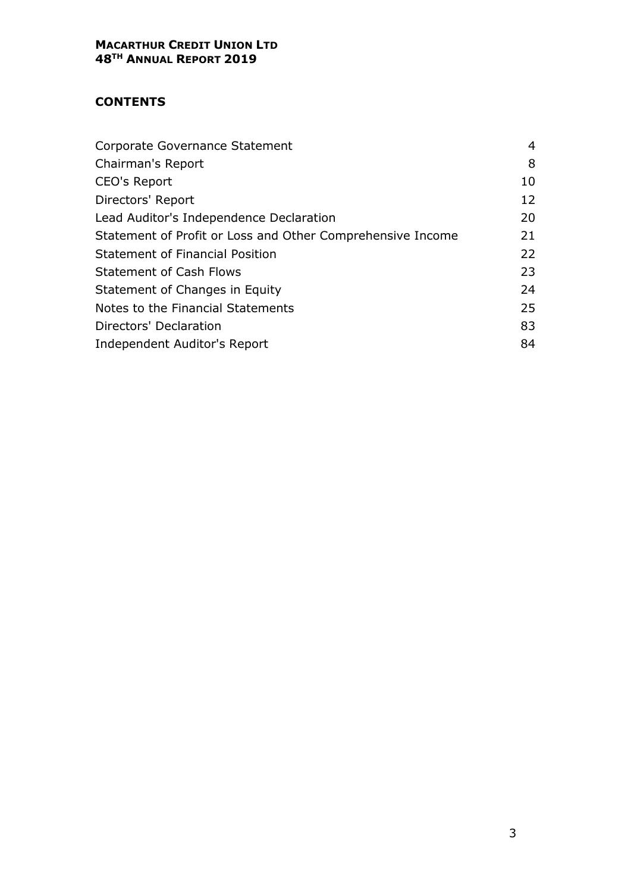## CONTENTS

| | |
|---|---|
| Corporate Governance Statement | 4 |
| Chairman's Report | 8 |
| CEO's Report | 10 |
| Directors' Report | 12 |
| Lead Auditor's Independence Declaration | 20 |
| Statement of Profit or Loss and Other Comprehensive Income | 21 |
| Statement of Financial Position | 22 |
| Statement of Cash Flows | 23 |
| Statement of Changes in Equity | 24 |
| Notes to the Financial Statements | 25 |
| Directors' Declaration | 83 |
| Independent Auditor's Report | 84 |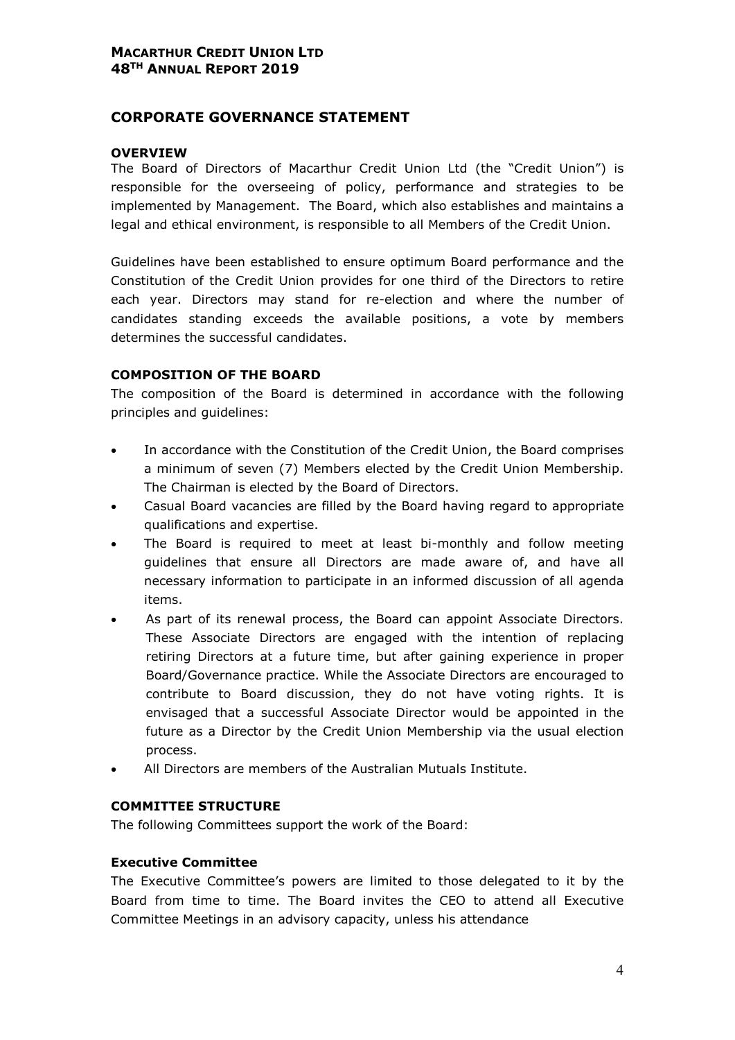## CORPORATE GOVERNANCE STATEMENT

### OVERVIEW

The Board of Directors of Macarthur Credit Union Ltd (the "Credit Union") is responsible for the overseeing of policy, performance and strategies to be implemented by Management. The Board, which also establishes and maintains a legal and ethical environment, is responsible to all Members of the Credit Union.

Guidelines have been established to ensure optimum Board performance and the Constitution of the Credit Union provides for one third of the Directors to retire each year. Directors may stand for re-election and where the number of candidates standing exceeds the available positions, a vote by members determines the successful candidates.

### COMPOSITION OF THE BOARD

The composition of the Board is determined in accordance with the following principles and guidelines:

- In accordance with the Constitution of the Credit Union, the Board comprises a minimum of seven (7) Members elected by the Credit Union Membership. The Chairman is elected by the Board of Directors.
- Casual Board vacancies are filled by the Board having regard to appropriate qualifications and expertise.
- The Board is required to meet at least bi-monthly and follow meeting guidelines that ensure all Directors are made aware of, and have all necessary information to participate in an informed discussion of all agenda items.
- As part of its renewal process, the Board can appoint Associate Directors. These Associate Directors are engaged with the intention of replacing retiring Directors at a future time, but after gaining experience in proper Board/Governance practice. While the Associate Directors are encouraged to contribute to Board discussion, they do not have voting rights. It is envisaged that a successful Associate Director would be appointed in the future as a Director by the Credit Union Membership via the usual election process.
- All Directors are members of the Australian Mutuals Institute.

### COMMITTEE STRUCTURE

The following Committees support the work of the Board:

#### Executive Committee

The Executive Committee's powers are limited to those delegated to it by the Board from time to time. The Board invites the CEO to attend all Executive Committee Meetings in an advisory capacity, unless his attendance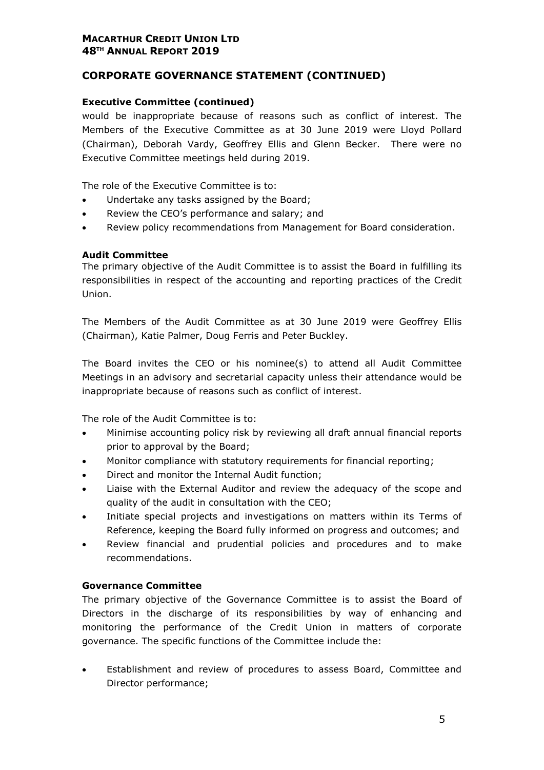## CORPORATE GOVERNANCE STATEMENT (CONTINUED)

### Executive Committee (continued)

would be inappropriate because of reasons such as conflict of interest. The Members of the Executive Committee as at 30 June 2019 were Lloyd Pollard (Chairman), Deborah Vardy, Geoffrey Ellis and Glenn Becker. There were no Executive Committee meetings held during 2019.

The role of the Executive Committee is to:

- Undertake any tasks assigned by the Board;
- Review the CEO's performance and salary; and
- Review policy recommendations from Management for Board consideration.

### Audit Committee

The primary objective of the Audit Committee is to assist the Board in fulfilling its responsibilities in respect of the accounting and reporting practices of the Credit Union.

The Members of the Audit Committee as at 30 June 2019 were Geoffrey Ellis (Chairman), Katie Palmer, Doug Ferris and Peter Buckley.

The Board invites the CEO or his nominee(s) to attend all Audit Committee Meetings in an advisory and secretarial capacity unless their attendance would be inappropriate because of reasons such as conflict of interest.

The role of the Audit Committee is to:

- Minimise accounting policy risk by reviewing all draft annual financial reports prior to approval by the Board;
- Monitor compliance with statutory requirements for financial reporting;
- Direct and monitor the Internal Audit function;
- Liaise with the External Auditor and review the adequacy of the scope and quality of the audit in consultation with the CEO;
- Initiate special projects and investigations on matters within its Terms of Reference, keeping the Board fully informed on progress and outcomes; and
- Review financial and prudential policies and procedures and to make recommendations.

### Governance Committee

The primary objective of the Governance Committee is to assist the Board of Directors in the discharge of its responsibilities by way of enhancing and monitoring the performance of the Credit Union in matters of corporate governance. The specific functions of the Committee include the:

- Establishment and review of procedures to assess Board, Committee and Director performance;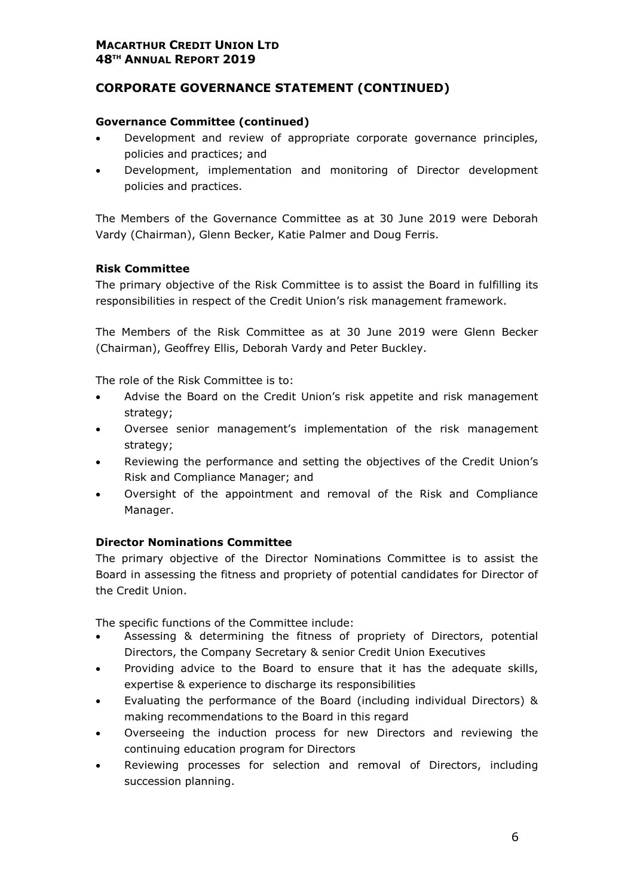## CORPORATE GOVERNANCE STATEMENT (CONTINUED)

### Governance Committee (continued)

- Development and review of appropriate corporate governance principles, policies and practices; and
- Development, implementation and monitoring of Director development policies and practices.

The Members of the Governance Committee as at 30 June 2019 were Deborah Vardy (Chairman), Glenn Becker, Katie Palmer and Doug Ferris.

### Risk Committee

The primary objective of the Risk Committee is to assist the Board in fulfilling its responsibilities in respect of the Credit Union's risk management framework.

The Members of the Risk Committee as at 30 June 2019 were Glenn Becker (Chairman), Geoffrey Ellis, Deborah Vardy and Peter Buckley.

The role of the Risk Committee is to:

- Advise the Board on the Credit Union's risk appetite and risk management strategy;
- Oversee senior management's implementation of the risk management strategy;
- Reviewing the performance and setting the objectives of the Credit Union's Risk and Compliance Manager; and
- Oversight of the appointment and removal of the Risk and Compliance Manager.

### Director Nominations Committee

The primary objective of the Director Nominations Committee is to assist the Board in assessing the fitness and propriety of potential candidates for Director of the Credit Union.

The specific functions of the Committee include:

- Assessing & determining the fitness of propriety of Directors, potential Directors, the Company Secretary & senior Credit Union Executives
- Providing advice to the Board to ensure that it has the adequate skills, expertise & experience to discharge its responsibilities
- Evaluating the performance of the Board (including individual Directors) & making recommendations to the Board in this regard
- Overseeing the induction process for new Directors and reviewing the continuing education program for Directors
- Reviewing processes for selection and removal of Directors, including succession planning.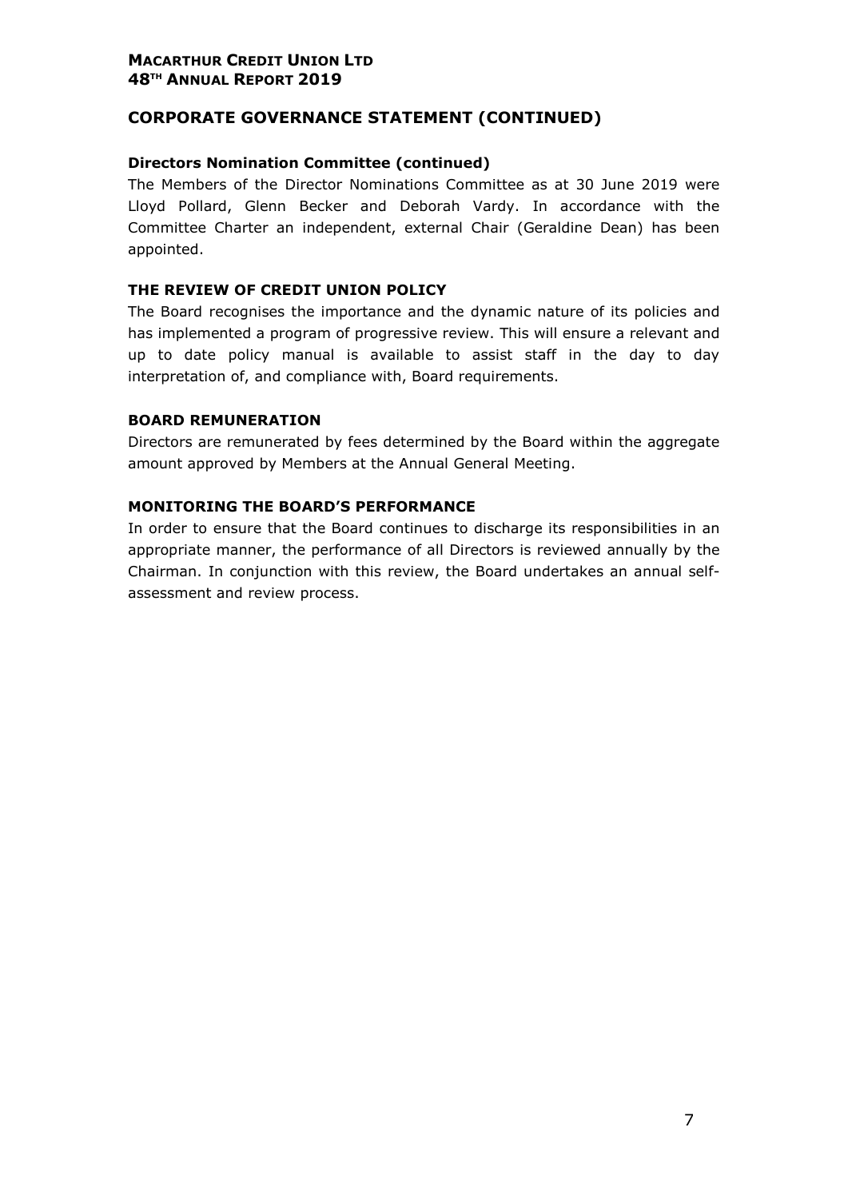## CORPORATE GOVERNANCE STATEMENT (CONTINUED)

### Directors Nomination Committee (continued)

The Members of the Director Nominations Committee as at 30 June 2019 were Lloyd Pollard, Glenn Becker and Deborah Vardy. In accordance with the Committee Charter an independent, external Chair (Geraldine Dean) has been appointed.

### THE REVIEW OF CREDIT UNION POLICY

The Board recognises the importance and the dynamic nature of its policies and has implemented a program of progressive review. This will ensure a relevant and up to date policy manual is available to assist staff in the day to day interpretation of, and compliance with, Board requirements.

### BOARD REMUNERATION

Directors are remunerated by fees determined by the Board within the aggregate amount approved by Members at the Annual General Meeting.

### MONITORING THE BOARD'S PERFORMANCE

In order to ensure that the Board continues to discharge its responsibilities in an appropriate manner, the performance of all Directors is reviewed annually by the Chairman. In conjunction with this review, the Board undertakes an annual self-assessment and review process.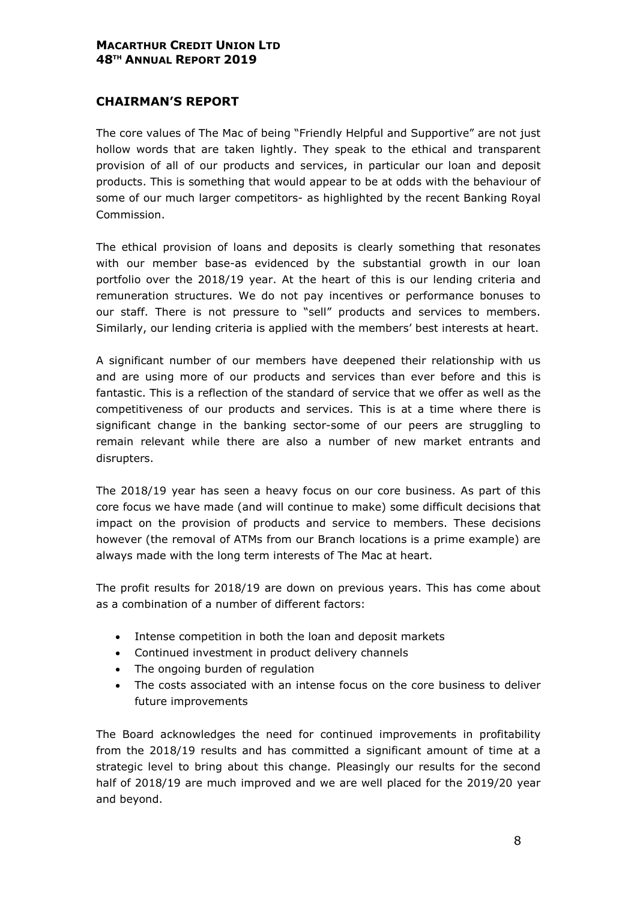## CHAIRMAN'S REPORT

The core values of The Mac of being "Friendly Helpful and Supportive" are not just hollow words that are taken lightly. They speak to the ethical and transparent provision of all of our products and services, in particular our loan and deposit products. This is something that would appear to be at odds with the behaviour of some of our much larger competitors- as highlighted by the recent Banking Royal Commission.

The ethical provision of loans and deposits is clearly something that resonates with our member base-as evidenced by the substantial growth in our loan portfolio over the 2018/19 year. At the heart of this is our lending criteria and remuneration structures. We do not pay incentives or performance bonuses to our staff. There is not pressure to "sell" products and services to members. Similarly, our lending criteria is applied with the members' best interests at heart.

A significant number of our members have deepened their relationship with us and are using more of our products and services than ever before and this is fantastic. This is a reflection of the standard of service that we offer as well as the competitiveness of our products and services. This is at a time where there is significant change in the banking sector-some of our peers are struggling to remain relevant while there are also a number of new market entrants and disrupters.

The 2018/19 year has seen a heavy focus on our core business. As part of this core focus we have made (and will continue to make) some difficult decisions that impact on the provision of products and service to members. These decisions however (the removal of ATMs from our Branch locations is a prime example) are always made with the long term interests of The Mac at heart.

The profit results for 2018/19 are down on previous years. This has come about as a combination of a number of different factors:

- Intense competition in both the loan and deposit markets
- Continued investment in product delivery channels
- The ongoing burden of regulation
- The costs associated with an intense focus on the core business to deliver future improvements

The Board acknowledges the need for continued improvements in profitability from the 2018/19 results and has committed a significant amount of time at a strategic level to bring about this change. Pleasingly our results for the second half of 2018/19 are much improved and we are well placed for the 2019/20 year and beyond.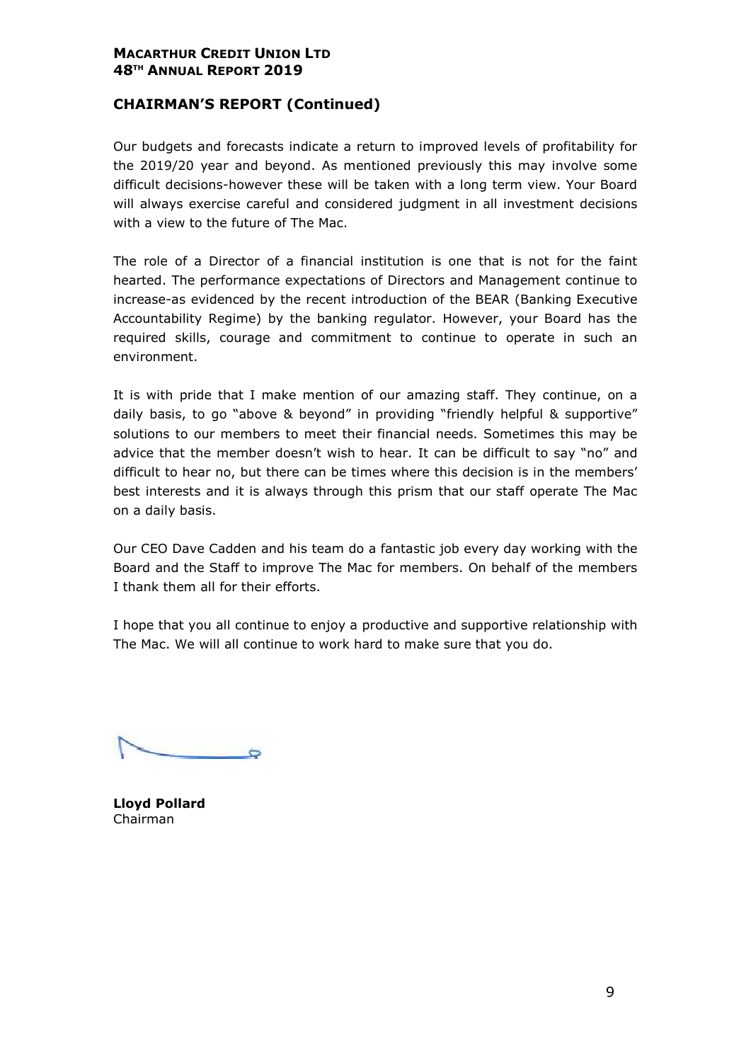## CHAIRMAN'S REPORT (Continued)

Our budgets and forecasts indicate a return to improved levels of profitability for the 2019/20 year and beyond. As mentioned previously this may involve some difficult decisions-however these will be taken with a long term view. Your Board will always exercise careful and considered judgment in all investment decisions with a view to the future of The Mac.

The role of a Director of a financial institution is one that is not for the faint hearted. The performance expectations of Directors and Management continue to increase-as evidenced by the recent introduction of the BEAR (Banking Executive Accountability Regime) by the banking regulator. However, your Board has the required skills, courage and commitment to continue to operate in such an environment.

It is with pride that I make mention of our amazing staff. They continue, on a daily basis, to go "above & beyond" in providing "friendly helpful & supportive" solutions to our members to meet their financial needs. Sometimes this may be advice that the member doesn't wish to hear. It can be difficult to say "no" and difficult to hear no, but there can be times where this decision is in the members' best interests and it is always through this prism that our staff operate The Mac on a daily basis.

Our CEO Dave Cadden and his team do a fantastic job every day working with the Board and the Staff to improve The Mac for members. On behalf of the members I thank them all for their efforts.

I hope that you all continue to enjoy a productive and supportive relationship with The Mac. We will all continue to work hard to make sure that you do.

**Lloyd Pollard**
Chairman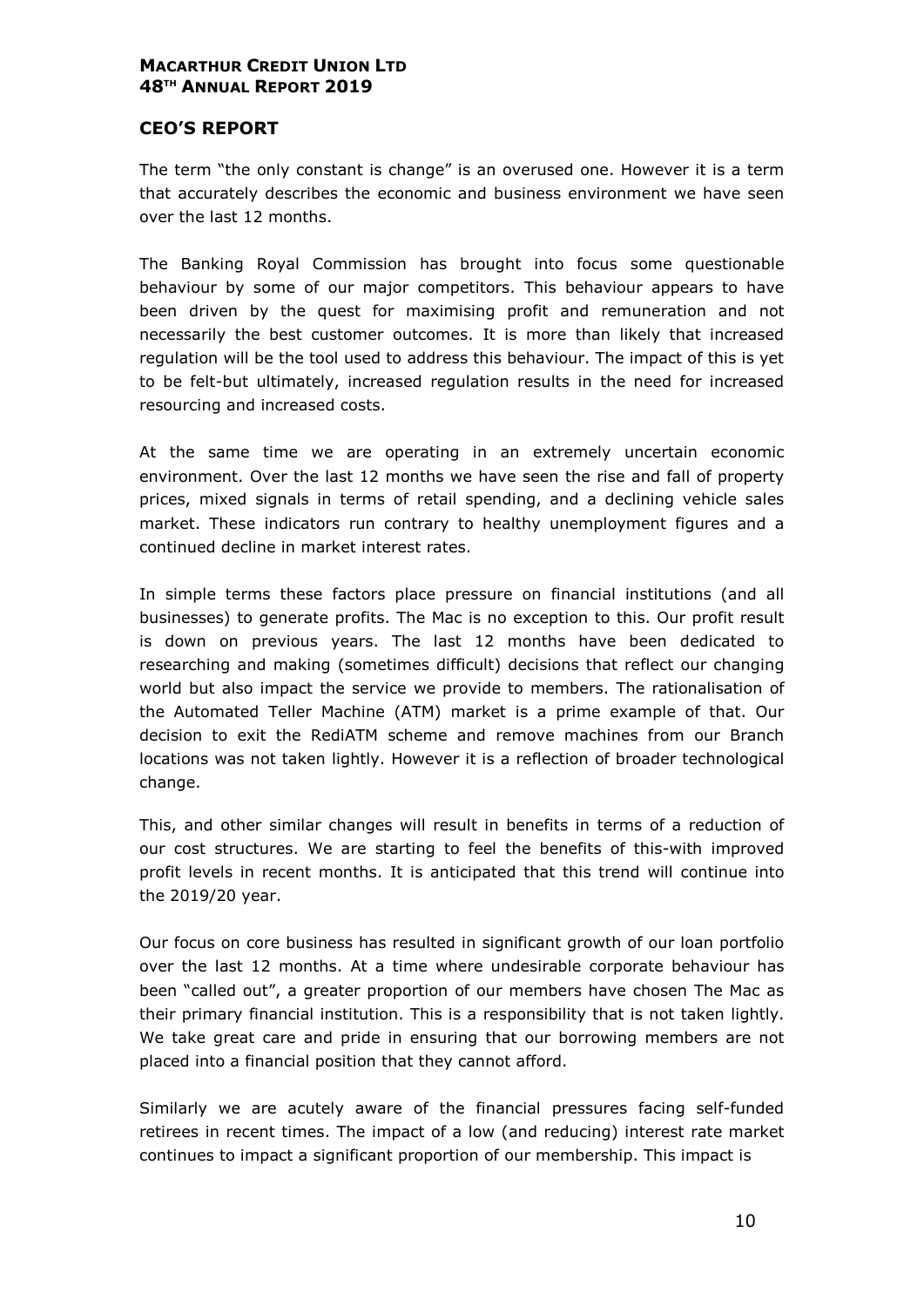## CEO'S REPORT

The term "the only constant is change" is an overused one. However it is a term that accurately describes the economic and business environment we have seen over the last 12 months.

The Banking Royal Commission has brought into focus some questionable behaviour by some of our major competitors. This behaviour appears to have been driven by the quest for maximising profit and remuneration and not necessarily the best customer outcomes. It is more than likely that increased regulation will be the tool used to address this behaviour. The impact of this is yet to be felt-but ultimately, increased regulation results in the need for increased resourcing and increased costs.

At the same time we are operating in an extremely uncertain economic environment. Over the last 12 months we have seen the rise and fall of property prices, mixed signals in terms of retail spending, and a declining vehicle sales market. These indicators run contrary to healthy unemployment figures and a continued decline in market interest rates.

In simple terms these factors place pressure on financial institutions (and all businesses) to generate profits. The Mac is no exception to this. Our profit result is down on previous years. The last 12 months have been dedicated to researching and making (sometimes difficult) decisions that reflect our changing world but also impact the service we provide to members. The rationalisation of the Automated Teller Machine (ATM) market is a prime example of that. Our decision to exit the RediATM scheme and remove machines from our Branch locations was not taken lightly. However it is a reflection of broader technological change.

This, and other similar changes will result in benefits in terms of a reduction of our cost structures. We are starting to feel the benefits of this-with improved profit levels in recent months. It is anticipated that this trend will continue into the 2019/20 year.

Our focus on core business has resulted in significant growth of our loan portfolio over the last 12 months. At a time where undesirable corporate behaviour has been "called out", a greater proportion of our members have chosen The Mac as their primary financial institution. This is a responsibility that is not taken lightly. We take great care and pride in ensuring that our borrowing members are not placed into a financial position that they cannot afford.

Similarly we are acutely aware of the financial pressures facing self-funded retirees in recent times. The impact of a low (and reducing) interest rate market continues to impact a significant proportion of our membership. This impact is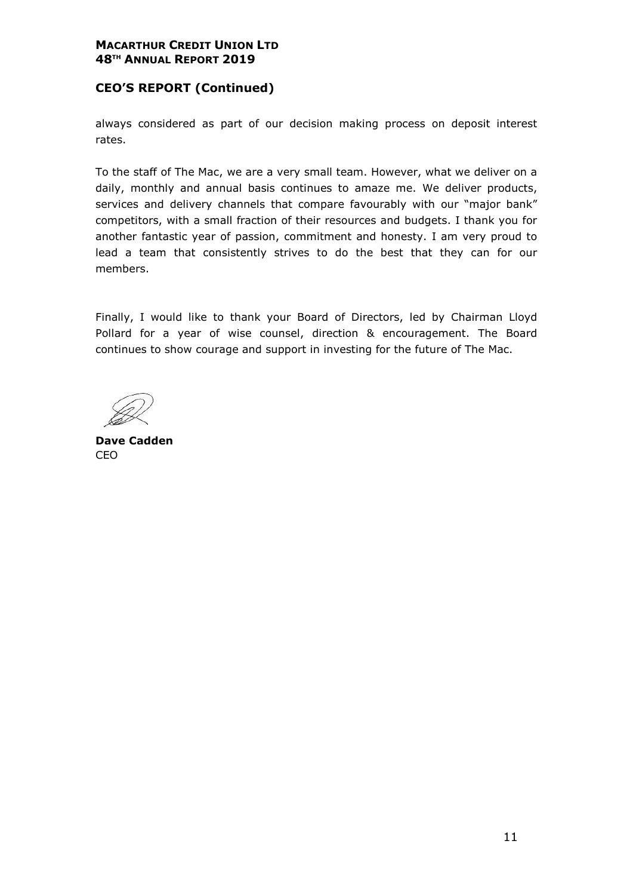## CEO'S REPORT (Continued)

always considered as part of our decision making process on deposit interest rates.

To the staff of The Mac, we are a very small team. However, what we deliver on a daily, monthly and annual basis continues to amaze me. We deliver products, services and delivery channels that compare favourably with our "major bank" competitors, with a small fraction of their resources and budgets. I thank you for another fantastic year of passion, commitment and honesty. I am very proud to lead a team that consistently strives to do the best that they can for our members.

Finally, I would like to thank your Board of Directors, led by Chairman Lloyd Pollard for a year of wise counsel, direction & encouragement. The Board continues to show courage and support in investing for the future of The Mac.

**Dave Cadden**
CEO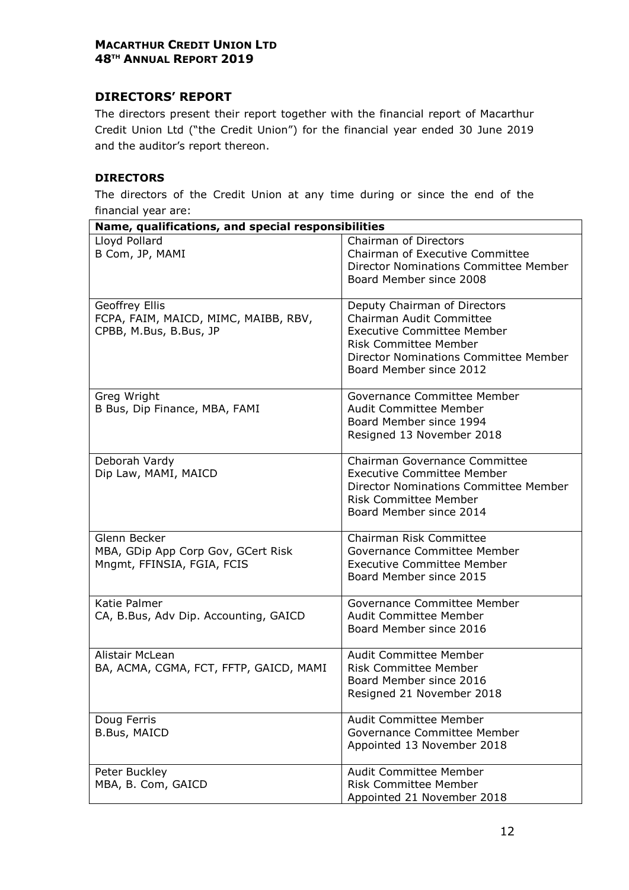## DIRECTORS' REPORT

The directors present their report together with the financial report of Macarthur Credit Union Ltd ("the Credit Union") for the financial year ended 30 June 2019 and the auditor's report thereon.

### DIRECTORS

The directors of the Credit Union at any time during or since the end of the financial year are:

| Name, qualifications, and special responsibilities | |
|---|---|
| Lloyd Pollard<br>B Com, JP, MAMI | Chairman of Directors<br>Chairman of Executive Committee<br>Director Nominations Committee Member<br>Board Member since 2008 |
| Geoffrey Ellis<br>FCPA, FAIM, MAICD, MIMC, MAIBB, RBV, CPBB, M.Bus, B.Bus, JP | Deputy Chairman of Directors<br>Chairman Audit Committee<br>Executive Committee Member<br>Risk Committee Member<br>Director Nominations Committee Member<br>Board Member since 2012 |
| Greg Wright<br>B Bus, Dip Finance, MBA, FAMI | Governance Committee Member<br>Audit Committee Member<br>Board Member since 1994<br>Resigned 13 November 2018 |
| Deborah Vardy<br>Dip Law, MAMI, MAICD | Chairman Governance Committee<br>Executive Committee Member<br>Director Nominations Committee Member<br>Risk Committee Member<br>Board Member since 2014 |
| Glenn Becker<br>MBA, GDip App Corp Gov, GCert Risk Mngmt, FFINSIA, FGIA, FCIS | Chairman Risk Committee<br>Governance Committee Member<br>Executive Committee Member<br>Board Member since 2015 |
| Katie Palmer<br>CA, B.Bus, Adv Dip. Accounting, GAICD | Governance Committee Member<br>Audit Committee Member<br>Board Member since 2016 |
| Alistair McLean<br>BA, ACMA, CGMA, FCT, FFTP, GAICD, MAMI | Audit Committee Member<br>Risk Committee Member<br>Board Member since 2016<br>Resigned 21 November 2018 |
| Doug Ferris<br>B.Bus, MAICD | Audit Committee Member<br>Governance Committee Member<br>Appointed 13 November 2018 |
| Peter Buckley<br>MBA, B. Com, GAICD | Audit Committee Member<br>Risk Committee Member<br>Appointed 21 November 2018 |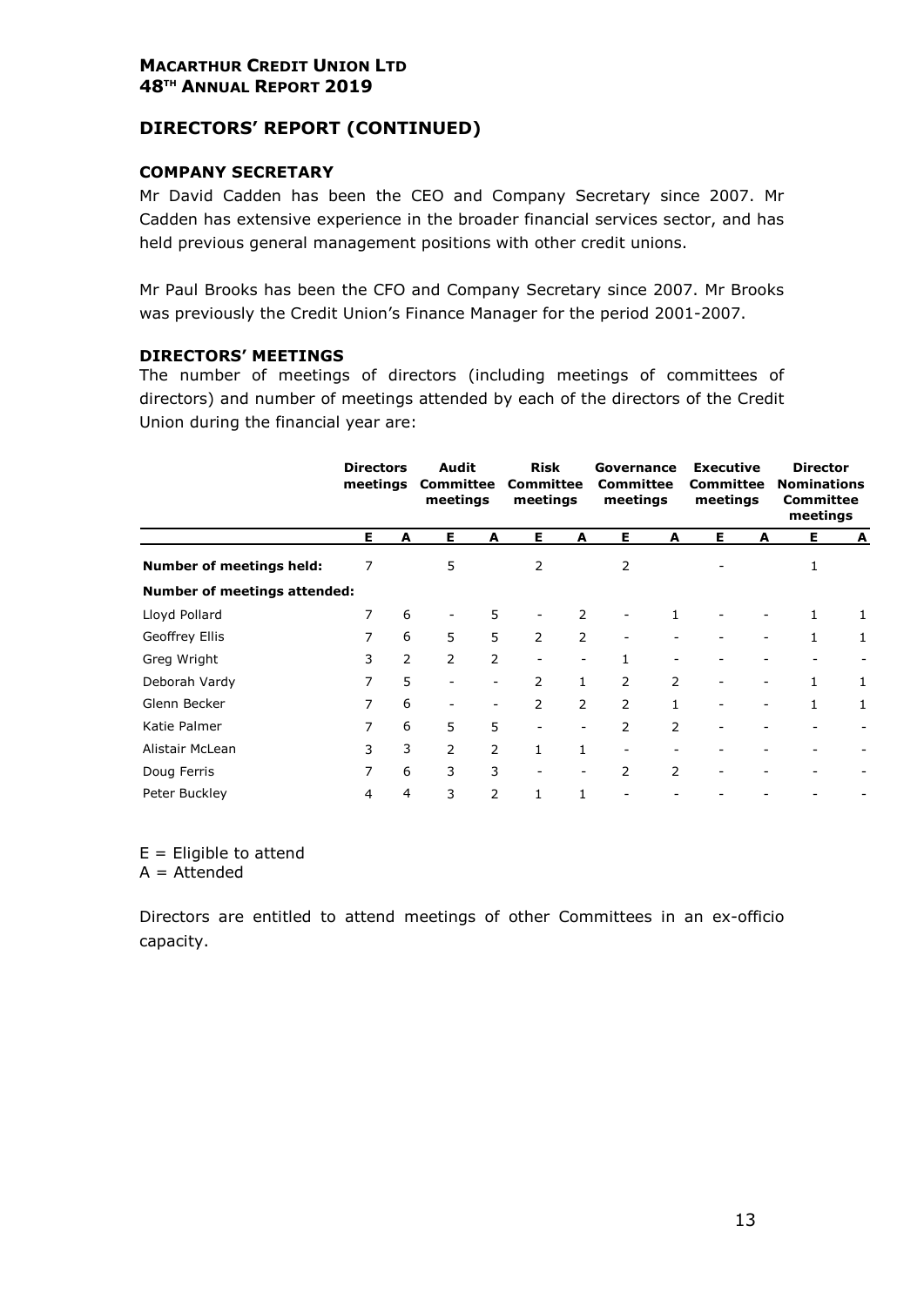## DIRECTORS' REPORT (CONTINUED)

### COMPANY SECRETARY

Mr David Cadden has been the CEO and Company Secretary since 2007. Mr Cadden has extensive experience in the broader financial services sector, and has held previous general management positions with other credit unions.

Mr Paul Brooks has been the CFO and Company Secretary since 2007. Mr Brooks was previously the Credit Union's Finance Manager for the period 2001-2007.

### DIRECTORS' MEETINGS

The number of meetings of directors (including meetings of committees of directors) and number of meetings attended by each of the directors of the Credit Union during the financial year are:

| | Directors meetings | | Audit Committee meetings | | Risk Committee meetings | | Governance Committee meetings | | Executive Committee meetings | | Director Nominations Committee meetings | |
|---|---|---|---|---|---|---|---|---|---|---|---|---|
| | **E** | **A** | **E** | **A** | **E** | **A** | **E** | **A** | **E** | **A** | **E** | **A** |
| **Number of meetings held:** | 7 | | 5 | | 2 | | 2 | | - | | 1 | |
| **Number of meetings attended:** | | | | | | | | | | | | |
| Lloyd Pollard | 7 | 6 | - | 5 | - | 2 | - | 1 | - | - | 1 | 1 |
| Geoffrey Ellis | 7 | 6 | 5 | 5 | 2 | 2 | - | - | - | - | 1 | 1 |
| Greg Wright | 3 | 2 | 2 | 2 | - | - | 1 | - | - | - | - | - |
| Deborah Vardy | 7 | 5 | - | - | 2 | 1 | 2 | 2 | - | - | 1 | 1 |
| Glenn Becker | 7 | 6 | - | - | 2 | 2 | 2 | 1 | - | - | 1 | 1 |
| Katie Palmer | 7 | 6 | 5 | 5 | - | - | 2 | 2 | - | - | - | - |
| Alistair McLean | 3 | 3 | 2 | 2 | 1 | 1 | - | - | - | - | - | - |
| Doug Ferris | 7 | 6 | 3 | 3 | - | - | 2 | 2 | - | - | - | - |
| Peter Buckley | 4 | 4 | 3 | 2 | 1 | 1 | - | - | - | - | - | - |

E = Eligible to attend
A = Attended

Directors are entitled to attend meetings of other Committees in an ex-officio capacity.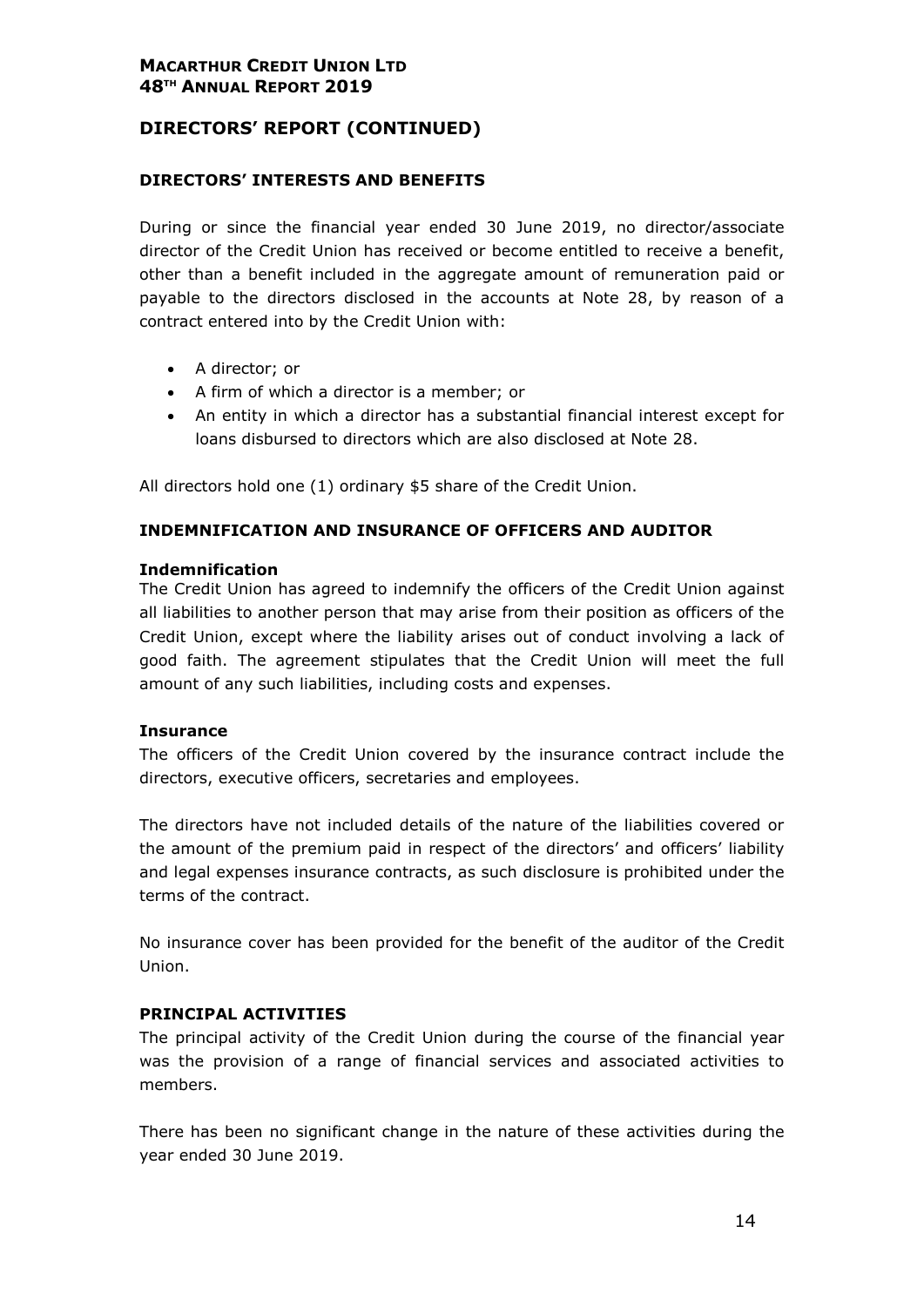## DIRECTORS' REPORT (CONTINUED)

### DIRECTORS' INTERESTS AND BENEFITS

During or since the financial year ended 30 June 2019, no director/associate director of the Credit Union has received or become entitled to receive a benefit, other than a benefit included in the aggregate amount of remuneration paid or payable to the directors disclosed in the accounts at Note 28, by reason of a contract entered into by the Credit Union with:

- A director; or
- A firm of which a director is a member; or
- An entity in which a director has a substantial financial interest except for loans disbursed to directors which are also disclosed at Note 28.

All directors hold one (1) ordinary $5 share of the Credit Union.

### INDEMNIFICATION AND INSURANCE OF OFFICERS AND AUDITOR

**Indemnification**

The Credit Union has agreed to indemnify the officers of the Credit Union against all liabilities to another person that may arise from their position as officers of the Credit Union, except where the liability arises out of conduct involving a lack of good faith. The agreement stipulates that the Credit Union will meet the full amount of any such liabilities, including costs and expenses.

**Insurance**

The officers of the Credit Union covered by the insurance contract include the directors, executive officers, secretaries and employees.

The directors have not included details of the nature of the liabilities covered or the amount of the premium paid in respect of the directors' and officers' liability and legal expenses insurance contracts, as such disclosure is prohibited under the terms of the contract.

No insurance cover has been provided for the benefit of the auditor of the Credit Union.

### PRINCIPAL ACTIVITIES

The principal activity of the Credit Union during the course of the financial year was the provision of a range of financial services and associated activities to members.

There has been no significant change in the nature of these activities during the year ended 30 June 2019.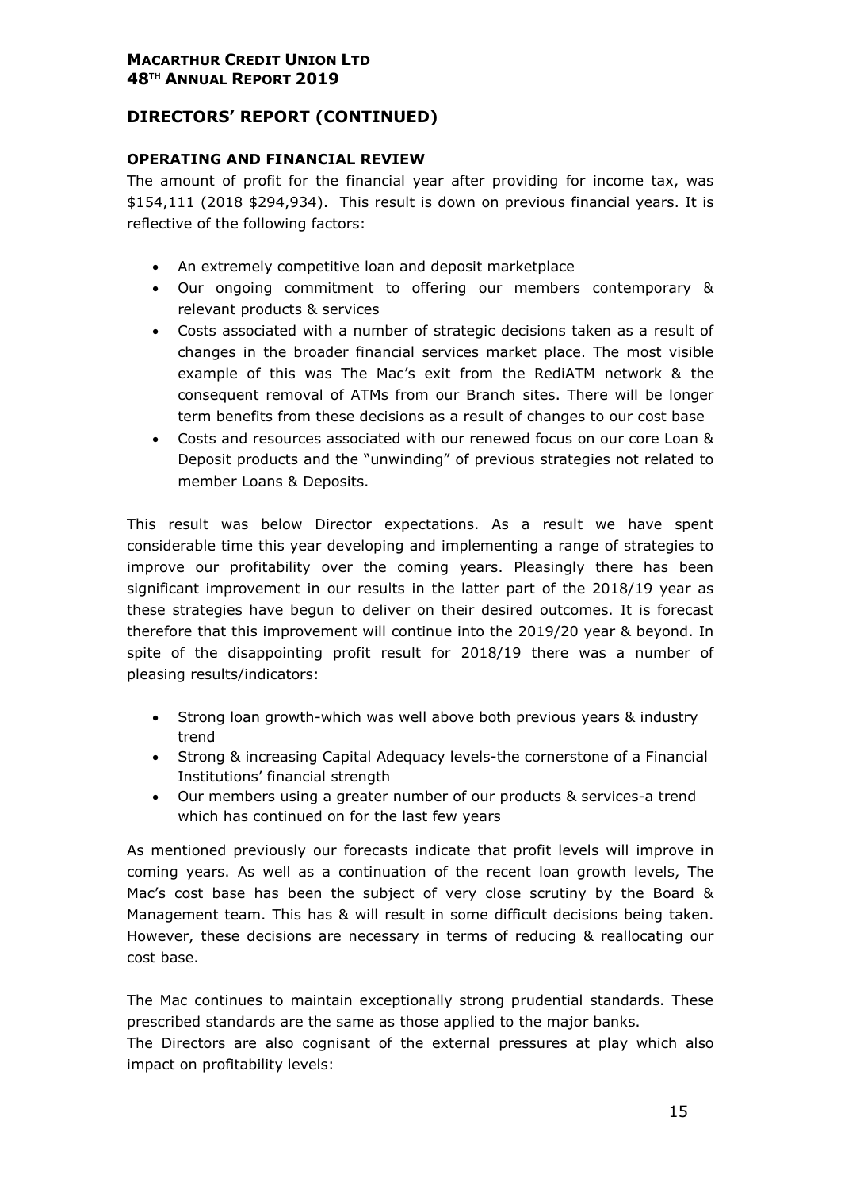## DIRECTORS' REPORT (CONTINUED)

### OPERATING AND FINANCIAL REVIEW

The amount of profit for the financial year after providing for income tax, was $154,111 (2018 $294,934). This result is down on previous financial years. It is reflective of the following factors:

- An extremely competitive loan and deposit marketplace
- Our ongoing commitment to offering our members contemporary & relevant products & services
- Costs associated with a number of strategic decisions taken as a result of changes in the broader financial services market place. The most visible example of this was The Mac's exit from the RediATM network & the consequent removal of ATMs from our Branch sites. There will be longer term benefits from these decisions as a result of changes to our cost base
- Costs and resources associated with our renewed focus on our core Loan & Deposit products and the "unwinding" of previous strategies not related to member Loans & Deposits.

This result was below Director expectations. As a result we have spent considerable time this year developing and implementing a range of strategies to improve our profitability over the coming years. Pleasingly there has been significant improvement in our results in the latter part of the 2018/19 year as these strategies have begun to deliver on their desired outcomes. It is forecast therefore that this improvement will continue into the 2019/20 year & beyond. In spite of the disappointing profit result for 2018/19 there was a number of pleasing results/indicators:

- Strong loan growth-which was well above both previous years & industry trend
- Strong & increasing Capital Adequacy levels-the cornerstone of a Financial Institutions' financial strength
- Our members using a greater number of our products & services-a trend which has continued on for the last few years

As mentioned previously our forecasts indicate that profit levels will improve in coming years. As well as a continuation of the recent loan growth levels, The Mac's cost base has been the subject of very close scrutiny by the Board & Management team. This has & will result in some difficult decisions being taken. However, these decisions are necessary in terms of reducing & reallocating our cost base.

The Mac continues to maintain exceptionally strong prudential standards. These prescribed standards are the same as those applied to the major banks.

The Directors are also cognisant of the external pressures at play which also impact on profitability levels: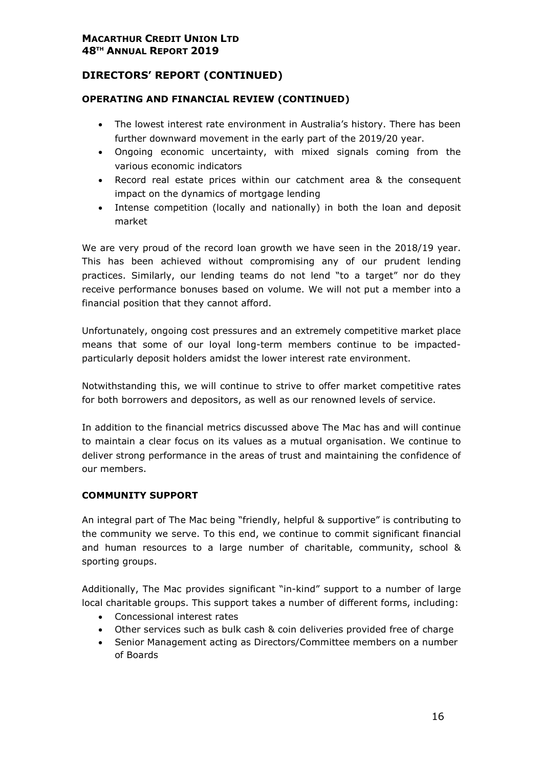## DIRECTORS' REPORT (CONTINUED)

### OPERATING AND FINANCIAL REVIEW (CONTINUED)

- The lowest interest rate environment in Australia's history. There has been further downward movement in the early part of the 2019/20 year.
- Ongoing economic uncertainty, with mixed signals coming from the various economic indicators
- Record real estate prices within our catchment area & the consequent impact on the dynamics of mortgage lending
- Intense competition (locally and nationally) in both the loan and deposit market

We are very proud of the record loan growth we have seen in the 2018/19 year. This has been achieved without compromising any of our prudent lending practices. Similarly, our lending teams do not lend "to a target" nor do they receive performance bonuses based on volume. We will not put a member into a financial position that they cannot afford.

Unfortunately, ongoing cost pressures and an extremely competitive market place means that some of our loyal long-term members continue to be impacted-particularly deposit holders amidst the lower interest rate environment.

Notwithstanding this, we will continue to strive to offer market competitive rates for both borrowers and depositors, as well as our renowned levels of service.

In addition to the financial metrics discussed above The Mac has and will continue to maintain a clear focus on its values as a mutual organisation. We continue to deliver strong performance in the areas of trust and maintaining the confidence of our members.

### COMMUNITY SUPPORT

An integral part of The Mac being "friendly, helpful & supportive" is contributing to the community we serve. To this end, we continue to commit significant financial and human resources to a large number of charitable, community, school & sporting groups.

Additionally, The Mac provides significant "in-kind" support to a number of large local charitable groups. This support takes a number of different forms, including:

- Concessional interest rates
- Other services such as bulk cash & coin deliveries provided free of charge
- Senior Management acting as Directors/Committee members on a number of Boards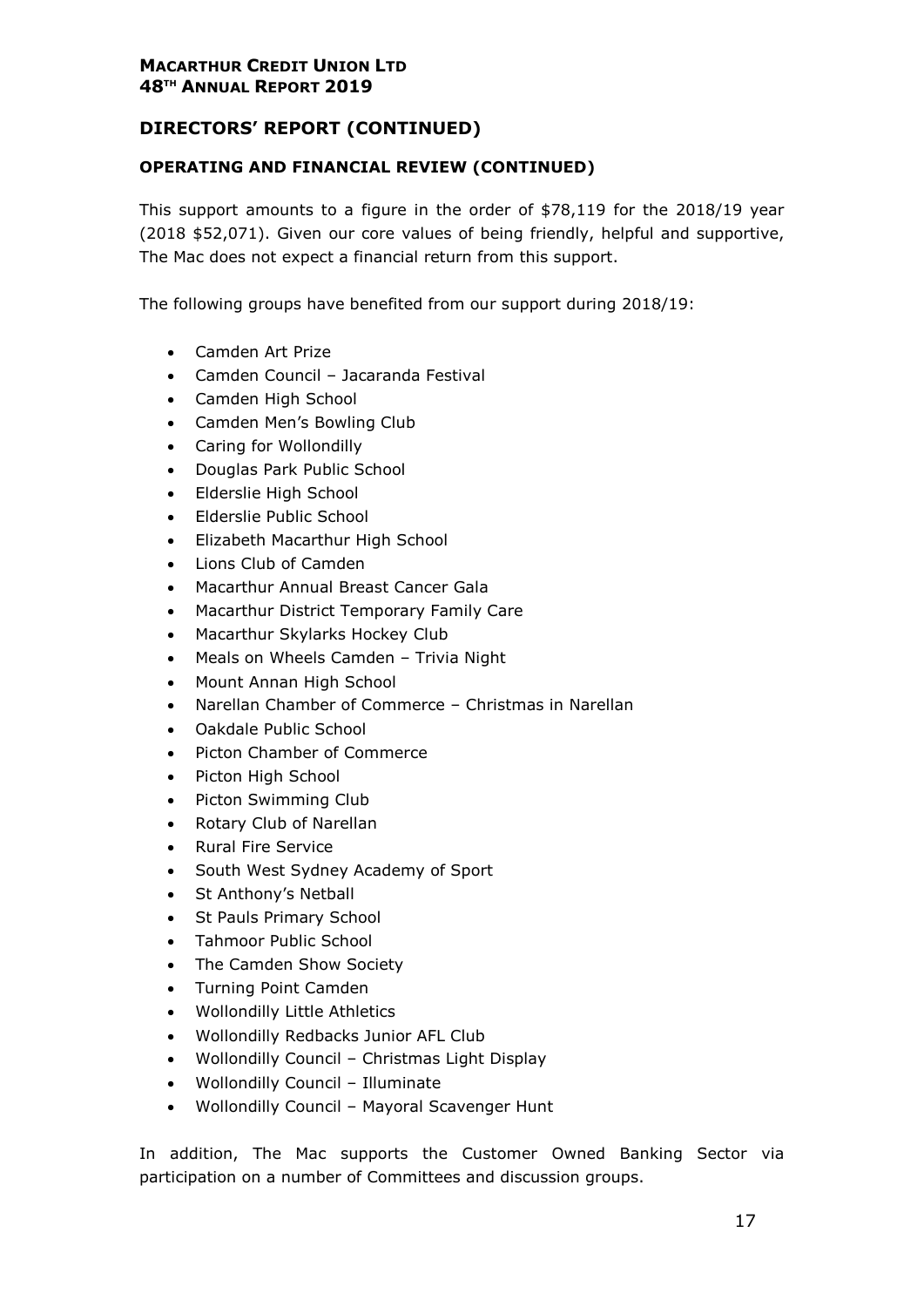## DIRECTORS' REPORT (CONTINUED)

### OPERATING AND FINANCIAL REVIEW (CONTINUED)

This support amounts to a figure in the order of $78,119 for the 2018/19 year (2018 $52,071). Given our core values of being friendly, helpful and supportive, The Mac does not expect a financial return from this support.

The following groups have benefited from our support during 2018/19:

- Camden Art Prize
- Camden Council – Jacaranda Festival
- Camden High School
- Camden Men's Bowling Club
- Caring for Wollondilly
- Douglas Park Public School
- Elderslie High School
- Elderslie Public School
- Elizabeth Macarthur High School
- Lions Club of Camden
- Macarthur Annual Breast Cancer Gala
- Macarthur District Temporary Family Care
- Macarthur Skylarks Hockey Club
- Meals on Wheels Camden – Trivia Night
- Mount Annan High School
- Narellan Chamber of Commerce – Christmas in Narellan
- Oakdale Public School
- Picton Chamber of Commerce
- Picton High School
- Picton Swimming Club
- Rotary Club of Narellan
- Rural Fire Service
- South West Sydney Academy of Sport
- St Anthony's Netball
- St Pauls Primary School
- Tahmoor Public School
- The Camden Show Society
- Turning Point Camden
- Wollondilly Little Athletics
- Wollondilly Redbacks Junior AFL Club
- Wollondilly Council – Christmas Light Display
- Wollondilly Council – Illuminate
- Wollondilly Council – Mayoral Scavenger Hunt

In addition, The Mac supports the Customer Owned Banking Sector via participation on a number of Committees and discussion groups.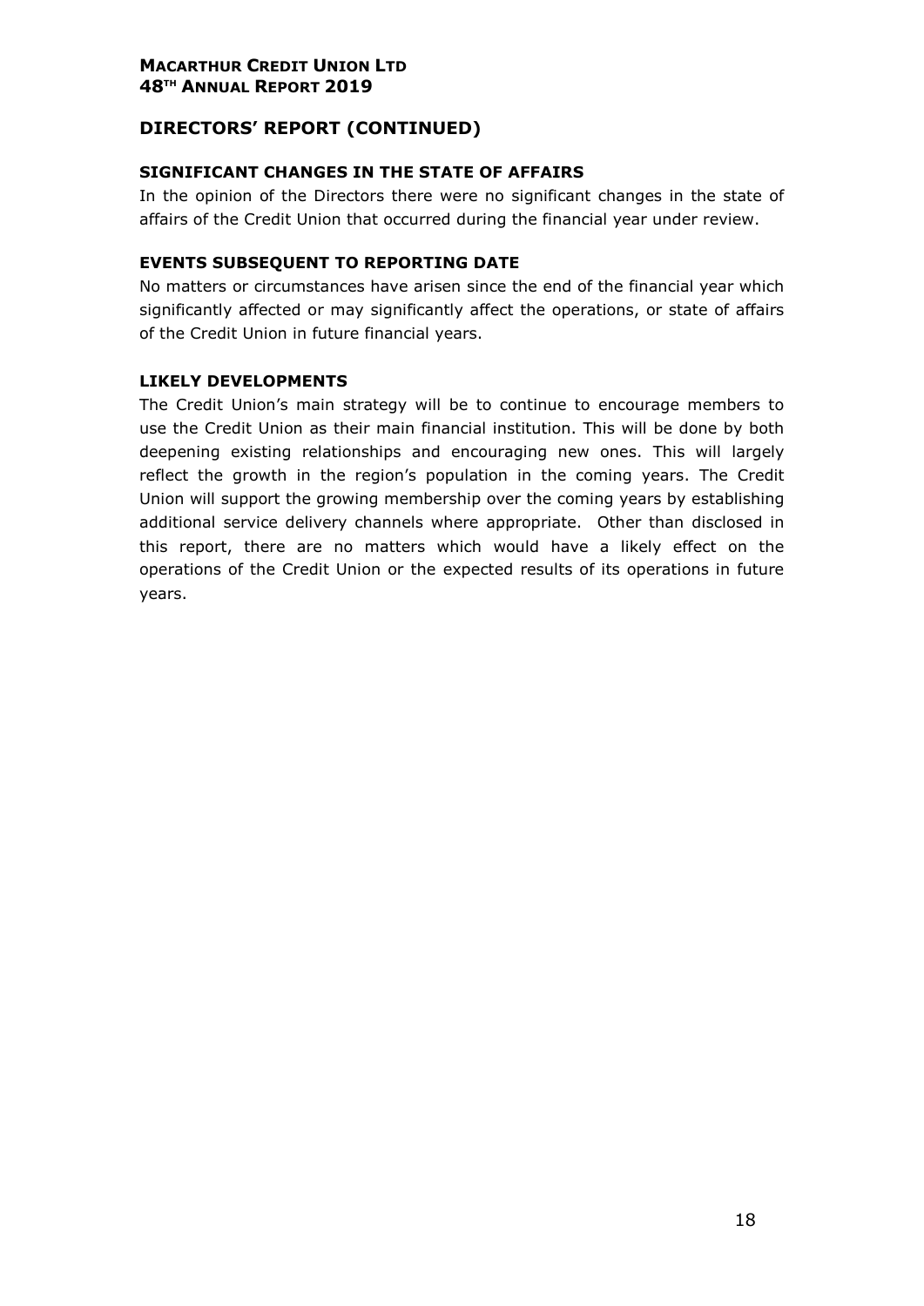## DIRECTORS' REPORT (CONTINUED)

### SIGNIFICANT CHANGES IN THE STATE OF AFFAIRS

In the opinion of the Directors there were no significant changes in the state of affairs of the Credit Union that occurred during the financial year under review.

### EVENTS SUBSEQUENT TO REPORTING DATE

No matters or circumstances have arisen since the end of the financial year which significantly affected or may significantly affect the operations, or state of affairs of the Credit Union in future financial years.

### LIKELY DEVELOPMENTS

The Credit Union's main strategy will be to continue to encourage members to use the Credit Union as their main financial institution. This will be done by both deepening existing relationships and encouraging new ones. This will largely reflect the growth in the region's population in the coming years. The Credit Union will support the growing membership over the coming years by establishing additional service delivery channels where appropriate. Other than disclosed in this report, there are no matters which would have a likely effect on the operations of the Credit Union or the expected results of its operations in future years.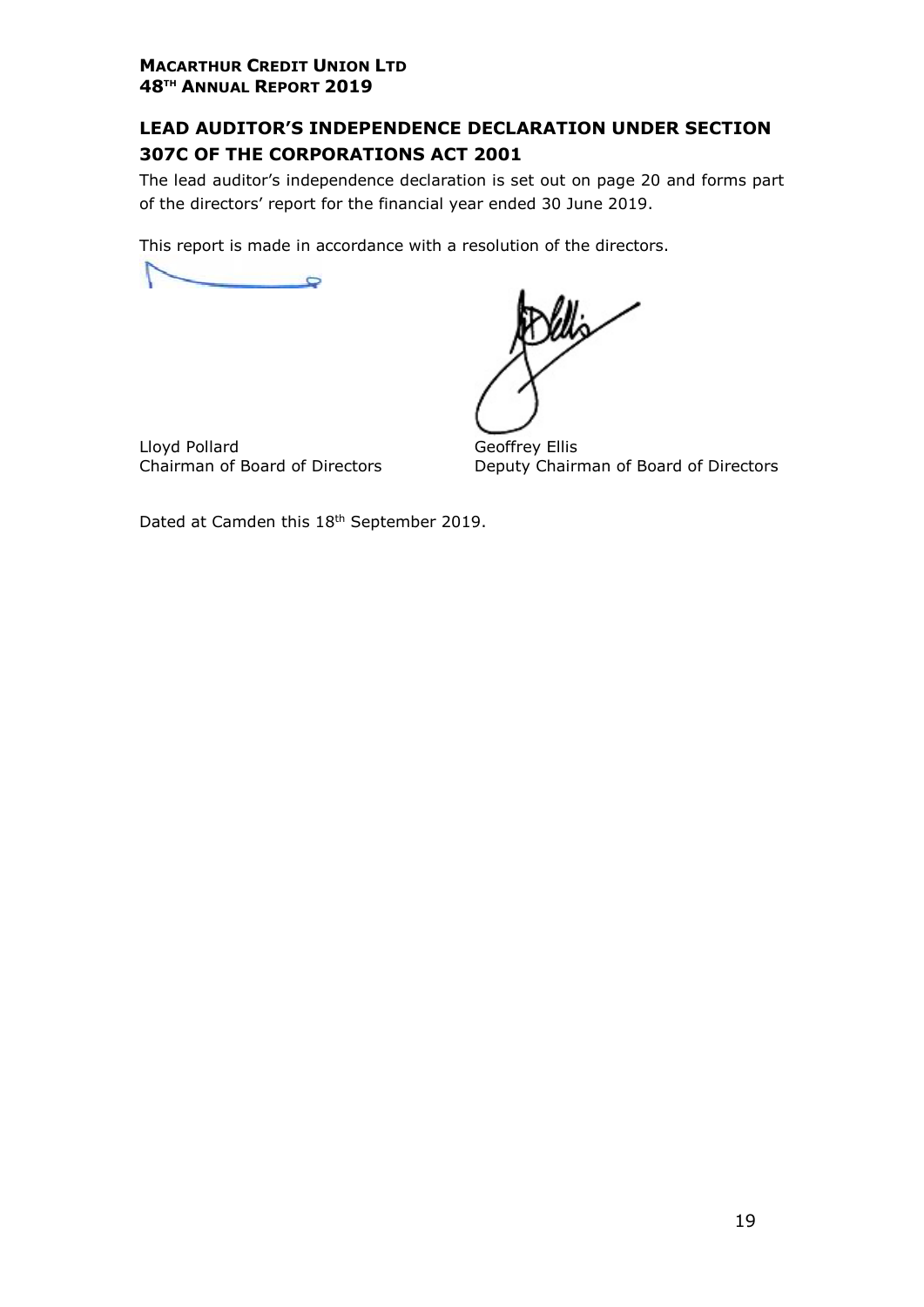## LEAD AUDITOR'S INDEPENDENCE DECLARATION UNDER SECTION 307C OF THE CORPORATIONS ACT 2001

The lead auditor's independence declaration is set out on page 20 and forms part of the directors' report for the financial year ended 30 June 2019.

This report is made in accordance with a resolution of the directors.

Lloyd Pollard
Chairman of Board of Directors

Geoffrey Ellis
Deputy Chairman of Board of Directors

Dated at Camden this 18th September 2019.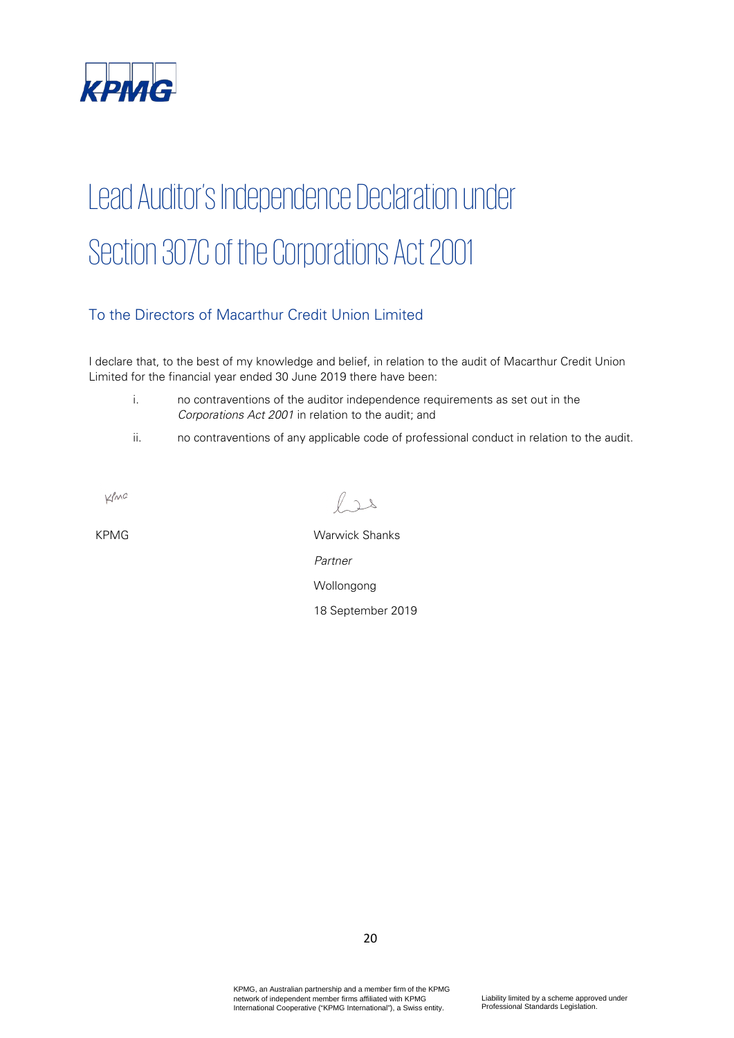# Lead Auditor's Independence Declaration under Section 307C of the Corporations Act 2001

## To the Directors of Macarthur Credit Union Limited

I declare that, to the best of my knowledge and belief, in relation to the audit of Macarthur Credit Union Limited for the financial year ended 30 June 2019 there have been:

i. no contraventions of the auditor independence requirements as set out in the *Corporations Act 2001* in relation to the audit; and

ii. no contraventions of any applicable code of professional conduct in relation to the audit.

KPMG

Warwick Shanks

*Partner*

Wollongong

18 September 2019

KPMG, an Australian partnership and a member firm of the KPMG network of independent member firms affiliated with KPMG International Cooperative ("KPMG International"), a Swiss entity.

Liability limited by a scheme approved under Professional Standards Legislation.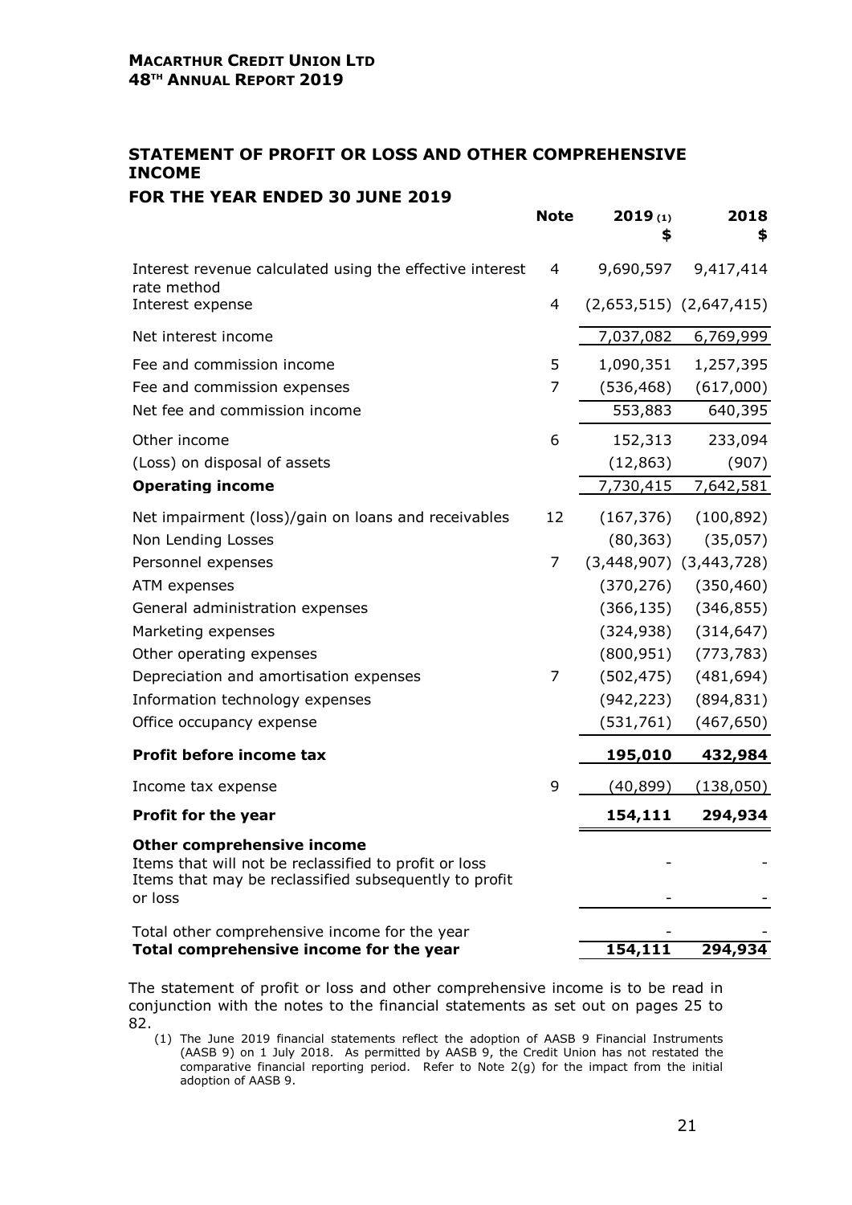**MACARTHUR CREDIT UNION LTD**
**48TH ANNUAL REPORT 2019**

## STATEMENT OF PROFIT OR LOSS AND OTHER COMPREHENSIVE INCOME

### FOR THE YEAR ENDED 30 JUNE 2019

| | Note | 2019 (1) $ | 2018 $ |
|---|---|---|---|
| Interest revenue calculated using the effective interest rate method | 4 | 9,690,597 | 9,417,414 |
| Interest expense | 4 | (2,653,515) | (2,647,415) |
| Net interest income | | 7,037,082 | 6,769,999 |
| Fee and commission income | 5 | 1,090,351 | 1,257,395 |
| Fee and commission expenses | 7 | (536,468) | (617,000) |
| Net fee and commission income | | 553,883 | 640,395 |
| Other income | 6 | 152,313 | 233,094 |
| (Loss) on disposal of assets | | (12,863) | (907) |
| **Operating income** | | 7,730,415 | 7,642,581 |
| Net impairment (loss)/gain on loans and receivables | 12 | (167,376) | (100,892) |
| Non Lending Losses | | (80,363) | (35,057) |
| Personnel expenses | 7 | (3,448,907) | (3,443,728) |
| ATM expenses | | (370,276) | (350,460) |
| General administration expenses | | (366,135) | (346,855) |
| Marketing expenses | | (324,938) | (314,647) |
| Other operating expenses | | (800,951) | (773,783) |
| Depreciation and amortisation expenses | 7 | (502,475) | (481,694) |
| Information technology expenses | | (942,223) | (894,831) |
| Office occupancy expense | | (531,761) | (467,650) |
| **Profit before income tax** | | **195,010** | **432,984** |
| Income tax expense | 9 | (40,899) | (138,050) |
| **Profit for the year** | | **154,111** | **294,934** |
| **Other comprehensive income** | | | |
| Items that will not be reclassified to profit or loss | | - | - |
| Items that may be reclassified subsequently to profit or loss | | - | - |
| Total other comprehensive income for the year | | - | - |
| **Total comprehensive income for the year** | | **154,111** | **294,934** |

The statement of profit or loss and other comprehensive income is to be read in conjunction with the notes to the financial statements as set out on pages 25 to 82.

(1) The June 2019 financial statements reflect the adoption of AASB 9 Financial Instruments (AASB 9) on 1 July 2018. As permitted by AASB 9, the Credit Union has not restated the comparative financial reporting period. Refer to Note 2(g) for the impact from the initial adoption of AASB 9.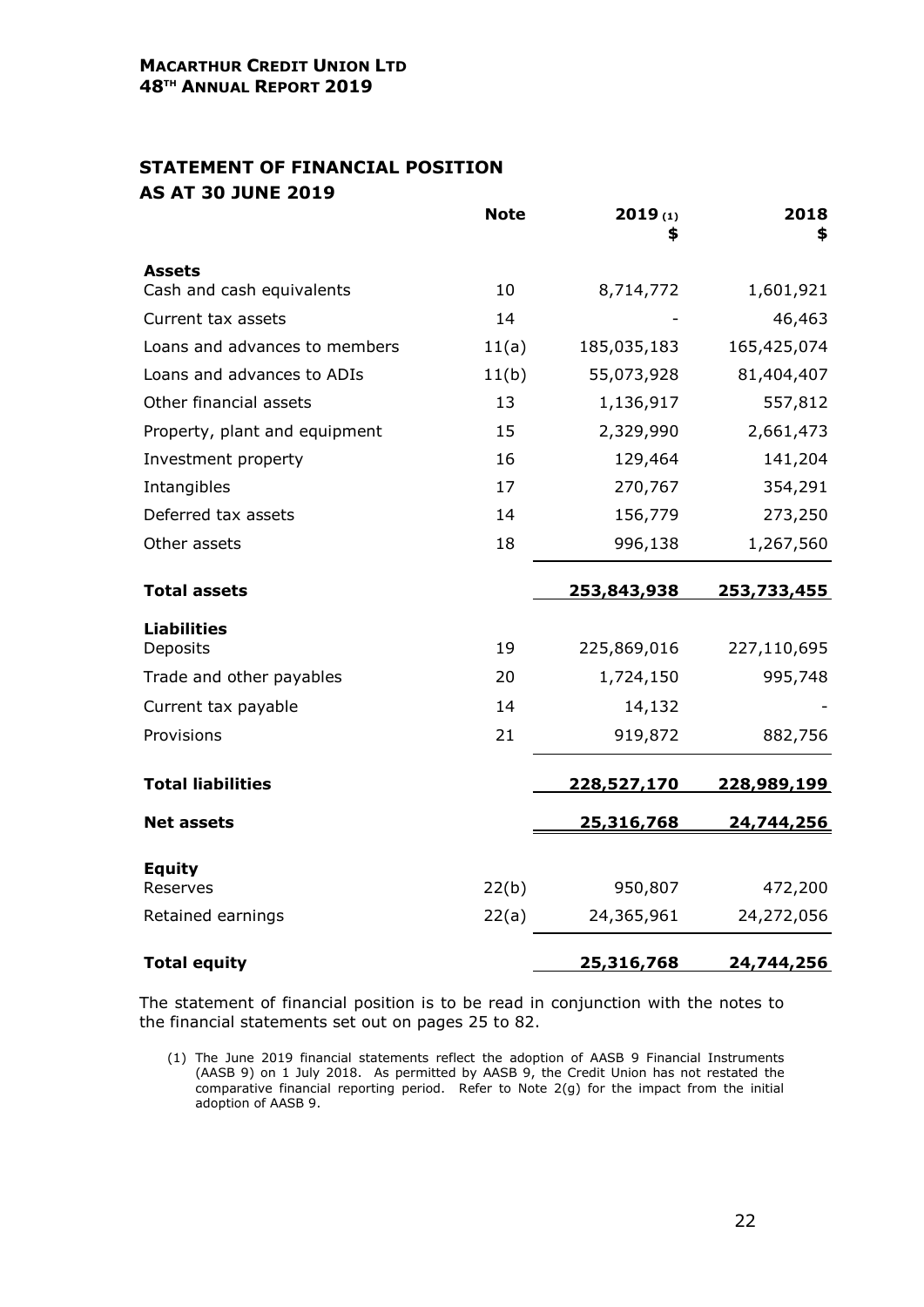## STATEMENT OF FINANCIAL POSITION
## AS AT 30 JUNE 2019

| | Note | 2019 (1) $ | 2018 $ |
|---|---|---|---|
| **Assets** | | | |
| Cash and cash equivalents | 10 | 8,714,772 | 1,601,921 |
| Current tax assets | 14 | - | 46,463 |
| Loans and advances to members | 11(a) | 185,035,183 | 165,425,074 |
| Loans and advances to ADIs | 11(b) | 55,073,928 | 81,404,407 |
| Other financial assets | 13 | 1,136,917 | 557,812 |
| Property, plant and equipment | 15 | 2,329,990 | 2,661,473 |
| Investment property | 16 | 129,464 | 141,204 |
| Intangibles | 17 | 270,767 | 354,291 |
| Deferred tax assets | 14 | 156,779 | 273,250 |
| Other assets | 18 | 996,138 | 1,267,560 |
| **Total assets** | | **253,843,938** | **253,733,455** |
| **Liabilities** | | | |
| Deposits | 19 | 225,869,016 | 227,110,695 |
| Trade and other payables | 20 | 1,724,150 | 995,748 |
| Current tax payable | 14 | 14,132 | - |
| Provisions | 21 | 919,872 | 882,756 |
| **Total liabilities** | | **228,527,170** | **228,989,199** |
| **Net assets** | | **25,316,768** | **24,744,256** |
| **Equity** | | | |
| Reserves | 22(b) | 950,807 | 472,200 |
| Retained earnings | 22(a) | 24,365,961 | 24,272,056 |
| **Total equity** | | **25,316,768** | **24,744,256** |

The statement of financial position is to be read in conjunction with the notes to the financial statements set out on pages 25 to 82.

(1) The June 2019 financial statements reflect the adoption of AASB 9 Financial Instruments (AASB 9) on 1 July 2018. As permitted by AASB 9, the Credit Union has not restated the comparative financial reporting period. Refer to Note 2(g) for the impact from the initial adoption of AASB 9.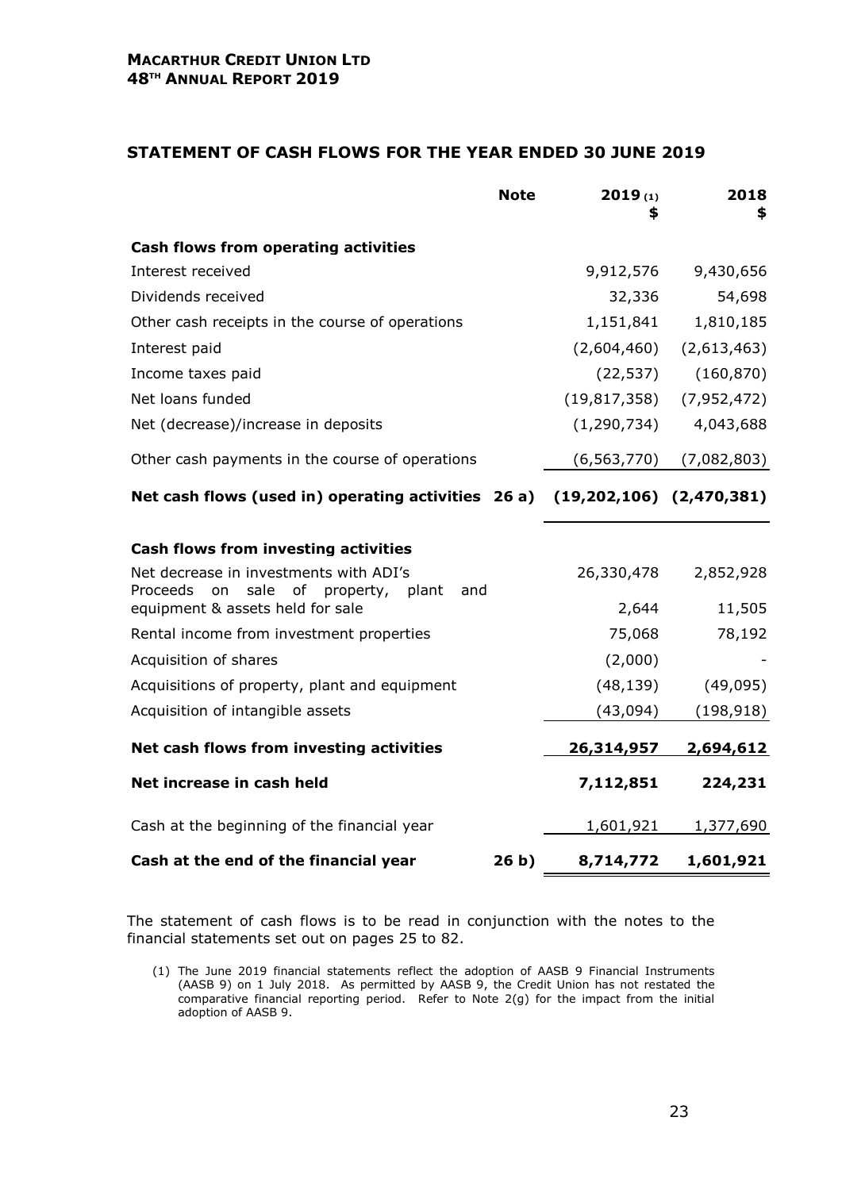## STATEMENT OF CASH FLOWS FOR THE YEAR ENDED 30 JUNE 2019

| | Note | 2019 (1) $ | 2018 $ |
|---|---|---|---|
| **Cash flows from operating activities** | | | |
| Interest received | | 9,912,576 | 9,430,656 |
| Dividends received | | 32,336 | 54,698 |
| Other cash receipts in the course of operations | | 1,151,841 | 1,810,185 |
| Interest paid | | (2,604,460) | (2,613,463) |
| Income taxes paid | | (22,537) | (160,870) |
| Net loans funded | | (19,817,358) | (7,952,472) |
| Net (decrease)/increase in deposits | | (1,290,734) | 4,043,688 |
| Other cash payments in the course of operations | | (6,563,770) | (7,082,803) |
| **Net cash flows (used in) operating activities** | **26 a)** | **(19,202,106)** | **(2,470,381)** |
| **Cash flows from investing activities** | | | |
| Net decrease in investments with ADI's | | 26,330,478 | 2,852,928 |
| Proceeds on sale of property, plant and equipment & assets held for sale | | 2,644 | 11,505 |
| Rental income from investment properties | | 75,068 | 78,192 |
| Acquisition of shares | | (2,000) | - |
| Acquisitions of property, plant and equipment | | (48,139) | (49,095) |
| Acquisition of intangible assets | | (43,094) | (198,918) |
| **Net cash flows from investing activities** | | **26,314,957** | **2,694,612** |
| **Net increase in cash held** | | **7,112,851** | **224,231** |
| Cash at the beginning of the financial year | | 1,601,921 | 1,377,690 |
| **Cash at the end of the financial year** | **26 b)** | **8,714,772** | **1,601,921** |

The statement of cash flows is to be read in conjunction with the notes to the financial statements set out on pages 25 to 82.

(1) The June 2019 financial statements reflect the adoption of AASB 9 Financial Instruments (AASB 9) on 1 July 2018. As permitted by AASB 9, the Credit Union has not restated the comparative financial reporting period. Refer to Note 2(g) for the impact from the initial adoption of AASB 9.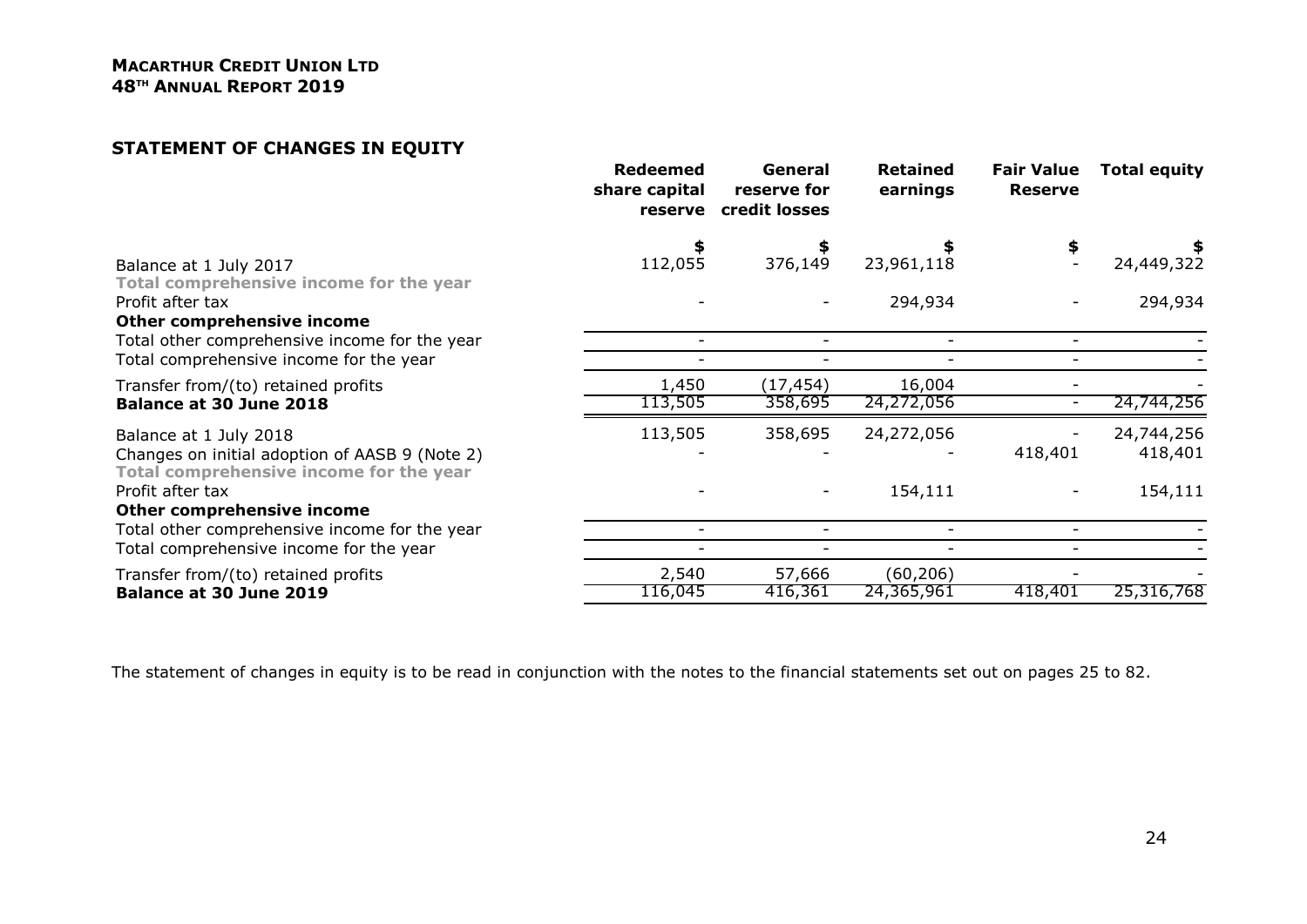**MACARTHUR CREDIT UNION LTD**
**48TH ANNUAL REPORT 2019**

## STATEMENT OF CHANGES IN EQUITY

| | Redeemed share capital reserve | General reserve for credit losses | Retained earnings | Fair Value Reserve | Total equity |
|---|---|---|---|---|---|
| | $ | $ | $ | $ | $ |
| Balance at 1 July 2017 | 112,055 | 376,149 | 23,961,118 | - | 24,449,322 |
| **Total comprehensive income for the year** | | | | | |
| Profit after tax | - | - | 294,934 | - | 294,934 |
| **Other comprehensive income** | | | | | |
| Total other comprehensive income for the year | - | - | - | - | - |
| Total comprehensive income for the year | - | - | - | - | - |
| Transfer from/(to) retained profits | 1,450 | (17,454) | 16,004 | - | - |
| **Balance at 30 June 2018** | 113,505 | 358,695 | 24,272,056 | - | 24,744,256 |
| Balance at 1 July 2018 | 113,505 | 358,695 | 24,272,056 | - | 24,744,256 |
| Changes on initial adoption of AASB 9 (Note 2) | - | - | - | 418,401 | 418,401 |
| **Total comprehensive income for the year** | | | | | |
| Profit after tax | - | - | 154,111 | - | 154,111 |
| **Other comprehensive income** | | | | | |
| Total other comprehensive income for the year | - | - | - | - | - |
| Total comprehensive income for the year | - | - | - | - | - |
| Transfer from/(to) retained profits | 2,540 | 57,666 | (60,206) | - | - |
| **Balance at 30 June 2019** | 116,045 | 416,361 | 24,365,961 | 418,401 | 25,316,768 |

The statement of changes in equity is to be read in conjunction with the notes to the financial statements set out on pages 25 to 82.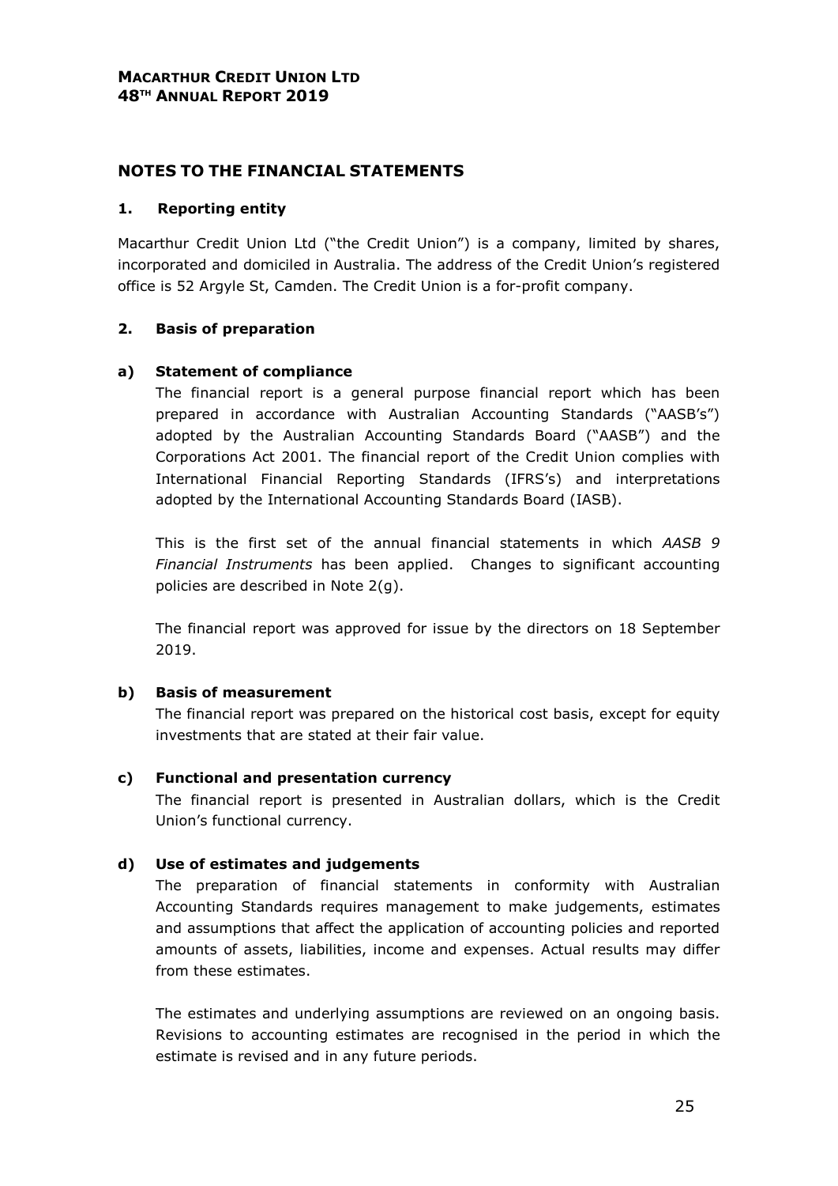# NOTES TO THE FINANCIAL STATEMENTS

## 1. Reporting entity

Macarthur Credit Union Ltd ("the Credit Union") is a company, limited by shares, incorporated and domiciled in Australia. The address of the Credit Union's registered office is 52 Argyle St, Camden. The Credit Union is a for-profit company.

## 2. Basis of preparation

### a) Statement of compliance

The financial report is a general purpose financial report which has been prepared in accordance with Australian Accounting Standards ("AASB's") adopted by the Australian Accounting Standards Board ("AASB") and the Corporations Act 2001. The financial report of the Credit Union complies with International Financial Reporting Standards (IFRS's) and interpretations adopted by the International Accounting Standards Board (IASB).

This is the first set of the annual financial statements in which *AASB 9 Financial Instruments* has been applied. Changes to significant accounting policies are described in Note 2(g).

The financial report was approved for issue by the directors on 18 September 2019.

### b) Basis of measurement

The financial report was prepared on the historical cost basis, except for equity investments that are stated at their fair value.

### c) Functional and presentation currency

The financial report is presented in Australian dollars, which is the Credit Union's functional currency.

### d) Use of estimates and judgements

The preparation of financial statements in conformity with Australian Accounting Standards requires management to make judgements, estimates and assumptions that affect the application of accounting policies and reported amounts of assets, liabilities, income and expenses. Actual results may differ from these estimates.

The estimates and underlying assumptions are reviewed on an ongoing basis. Revisions to accounting estimates are recognised in the period in which the estimate is revised and in any future periods.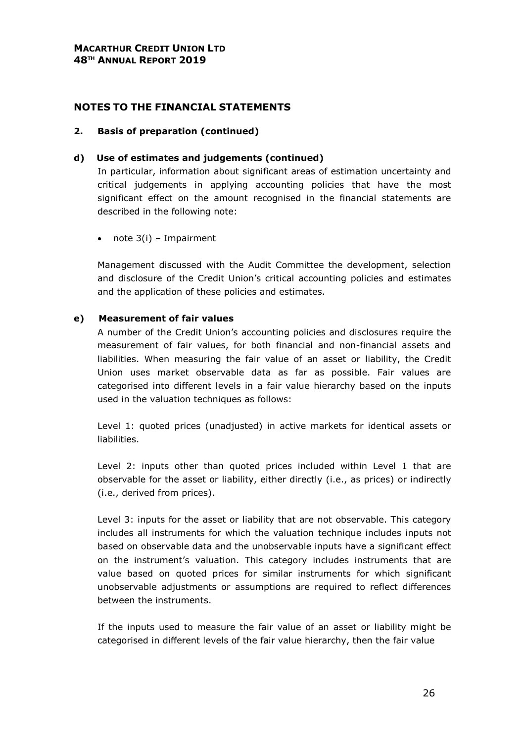## NOTES TO THE FINANCIAL STATEMENTS

### 2. Basis of preparation (continued)

#### d) Use of estimates and judgements (continued)

In particular, information about significant areas of estimation uncertainty and critical judgements in applying accounting policies that have the most significant effect on the amount recognised in the financial statements are described in the following note:

- note 3(i) – Impairment

Management discussed with the Audit Committee the development, selection and disclosure of the Credit Union's critical accounting policies and estimates and the application of these policies and estimates.

#### e) Measurement of fair values

A number of the Credit Union's accounting policies and disclosures require the measurement of fair values, for both financial and non-financial assets and liabilities. When measuring the fair value of an asset or liability, the Credit Union uses market observable data as far as possible. Fair values are categorised into different levels in a fair value hierarchy based on the inputs used in the valuation techniques as follows:

Level 1: quoted prices (unadjusted) in active markets for identical assets or liabilities.

Level 2: inputs other than quoted prices included within Level 1 that are observable for the asset or liability, either directly (i.e., as prices) or indirectly (i.e., derived from prices).

Level 3: inputs for the asset or liability that are not observable. This category includes all instruments for which the valuation technique includes inputs not based on observable data and the unobservable inputs have a significant effect on the instrument's valuation. This category includes instruments that are value based on quoted prices for similar instruments for which significant unobservable adjustments or assumptions are required to reflect differences between the instruments.

If the inputs used to measure the fair value of an asset or liability might be categorised in different levels of the fair value hierarchy, then the fair value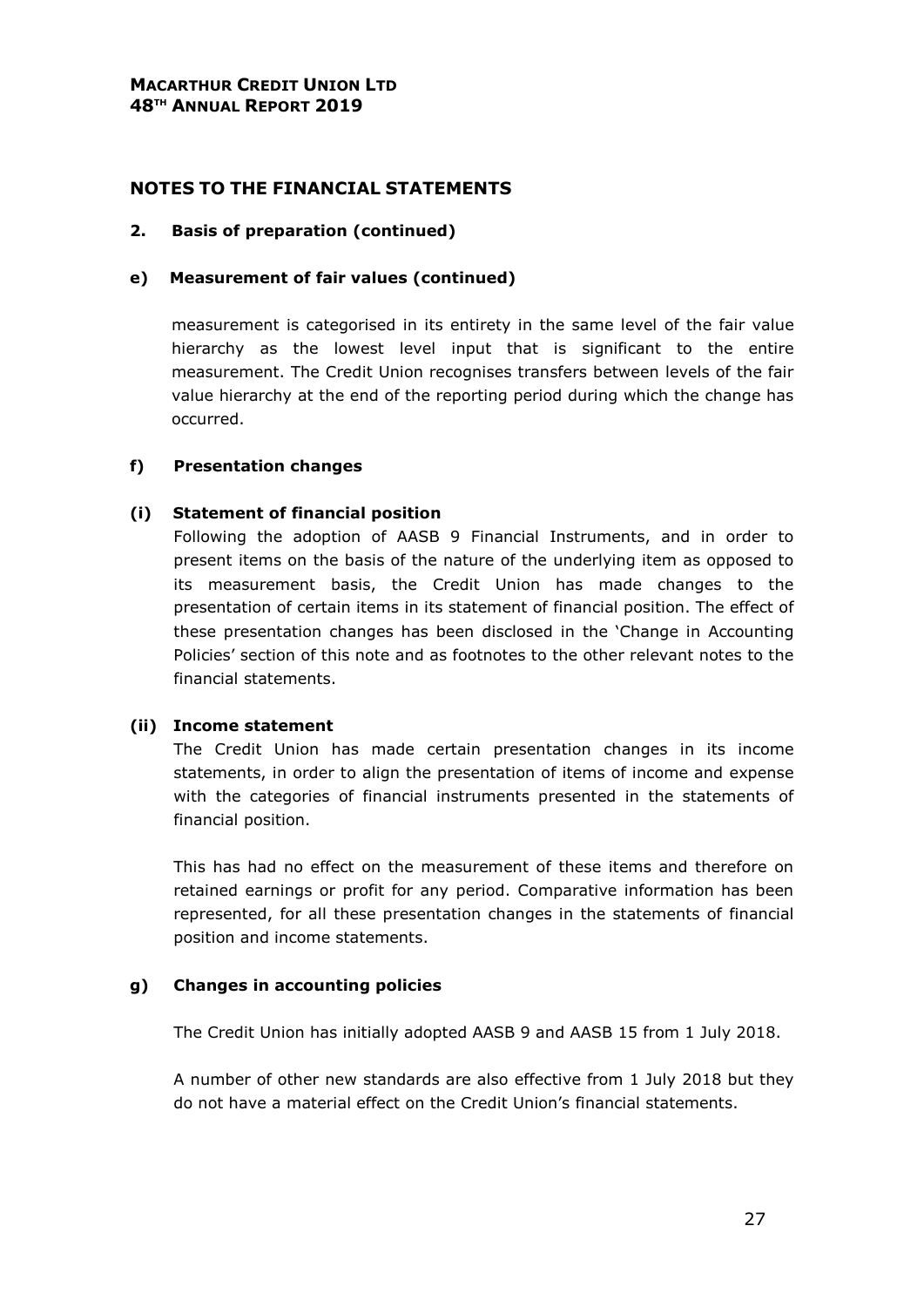# NOTES TO THE FINANCIAL STATEMENTS

## 2. Basis of preparation (continued)

### e) Measurement of fair values (continued)

measurement is categorised in its entirety in the same level of the fair value hierarchy as the lowest level input that is significant to the entire measurement. The Credit Union recognises transfers between levels of the fair value hierarchy at the end of the reporting period during which the change has occurred.

### f) Presentation changes

#### (i) Statement of financial position

Following the adoption of AASB 9 Financial Instruments, and in order to present items on the basis of the nature of the underlying item as opposed to its measurement basis, the Credit Union has made changes to the presentation of certain items in its statement of financial position. The effect of these presentation changes has been disclosed in the 'Change in Accounting Policies' section of this note and as footnotes to the other relevant notes to the financial statements.

#### (ii) Income statement

The Credit Union has made certain presentation changes in its income statements, in order to align the presentation of items of income and expense with the categories of financial instruments presented in the statements of financial position.

This has had no effect on the measurement of these items and therefore on retained earnings or profit for any period. Comparative information has been represented, for all these presentation changes in the statements of financial position and income statements.

### g) Changes in accounting policies

The Credit Union has initially adopted AASB 9 and AASB 15 from 1 July 2018.

A number of other new standards are also effective from 1 July 2018 but they do not have a material effect on the Credit Union's financial statements.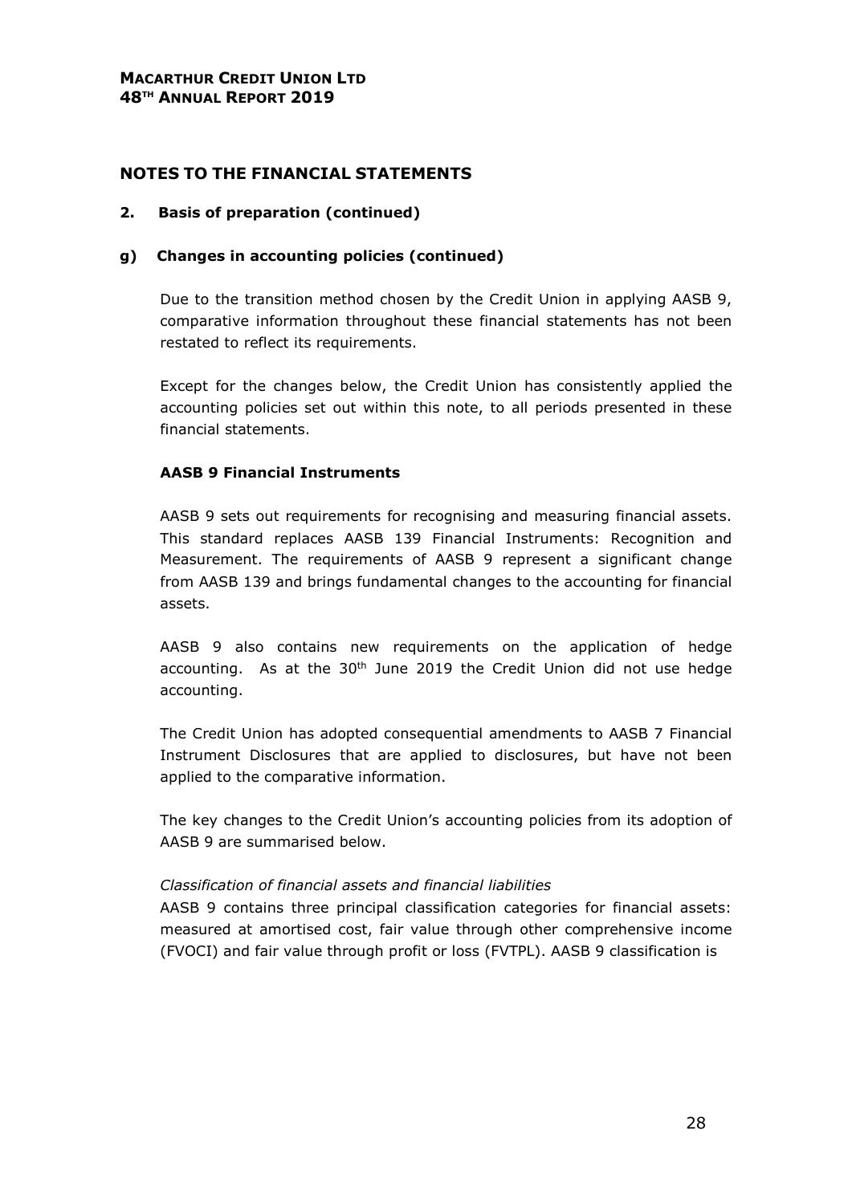## NOTES TO THE FINANCIAL STATEMENTS

### 2. Basis of preparation (continued)

### g) Changes in accounting policies (continued)

Due to the transition method chosen by the Credit Union in applying AASB 9, comparative information throughout these financial statements has not been restated to reflect its requirements.

Except for the changes below, the Credit Union has consistently applied the accounting policies set out within this note, to all periods presented in these financial statements.

**AASB 9 Financial Instruments**

AASB 9 sets out requirements for recognising and measuring financial assets. This standard replaces AASB 139 Financial Instruments: Recognition and Measurement. The requirements of AASB 9 represent a significant change from AASB 139 and brings fundamental changes to the accounting for financial assets.

AASB 9 also contains new requirements on the application of hedge accounting. As at the 30th June 2019 the Credit Union did not use hedge accounting.

The Credit Union has adopted consequential amendments to AASB 7 Financial Instrument Disclosures that are applied to disclosures, but have not been applied to the comparative information.

The key changes to the Credit Union's accounting policies from its adoption of AASB 9 are summarised below.

*Classification of financial assets and financial liabilities*

AASB 9 contains three principal classification categories for financial assets: measured at amortised cost, fair value through other comprehensive income (FVOCI) and fair value through profit or loss (FVTPL). AASB 9 classification is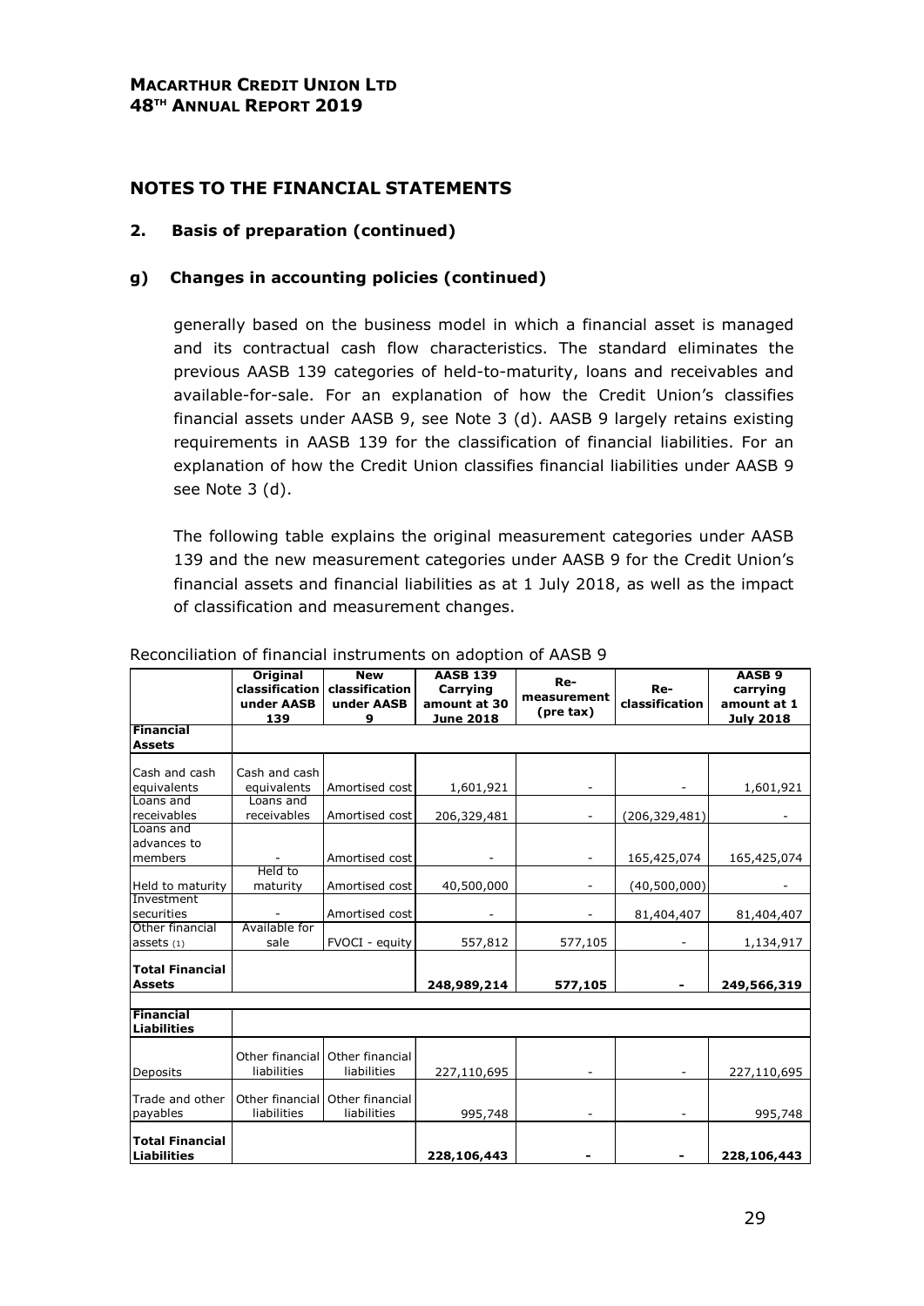## NOTES TO THE FINANCIAL STATEMENTS

### 2. Basis of preparation (continued)

#### g) Changes in accounting policies (continued)

generally based on the business model in which a financial asset is managed and its contractual cash flow characteristics. The standard eliminates the previous AASB 139 categories of held-to-maturity, loans and receivables and available-for-sale. For an explanation of how the Credit Union's classifies financial assets under AASB 9, see Note 3 (d). AASB 9 largely retains existing requirements in AASB 139 for the classification of financial liabilities. For an explanation of how the Credit Union classifies financial liabilities under AASB 9 see Note 3 (d).

The following table explains the original measurement categories under AASB 139 and the new measurement categories under AASB 9 for the Credit Union's financial assets and financial liabilities as at 1 July 2018, as well as the impact of classification and measurement changes.

Reconciliation of financial instruments on adoption of AASB 9

| | Original classification under AASB 139 | New classification under AASB 9 | AASB 139 Carrying amount at 30 June 2018 | Re-measurement (pre tax) | Re-classification | AASB 9 carrying amount at 1 July 2018 |
|---|---|---|---|---|---|---|
| **Financial Assets** | | | | | | |
| Cash and cash equivalents | Cash and cash equivalents | Amortised cost | 1,601,921 | - | - | 1,601,921 |
| Loans and receivables | Loans and receivables | Amortised cost | 206,329,481 | - | (206,329,481) | - |
| Loans and advances to members | - | Amortised cost | - | - | 165,425,074 | 165,425,074 |
| Held to maturity | Held to maturity | Amortised cost | 40,500,000 | - | (40,500,000) | - |
| Investment securities | - | Amortised cost | - | - | 81,404,407 | 81,404,407 |
| Other financial assets (1) | Available for sale | FVOCI - equity | 557,812 | 577,105 | - | 1,134,917 |
| **Total Financial Assets** | | | **248,989,214** | **577,105** | **-** | **249,566,319** |
| **Financial Liabilities** | | | | | | |
| Deposits | Other financial liabilities | Other financial liabilities | 227,110,695 | - | - | 227,110,695 |
| Trade and other payables | Other financial liabilities | Other financial liabilities | 995,748 | - | - | 995,748 |
| **Total Financial Liabilities** | | | **228,106,443** | **-** | **-** | **228,106,443** |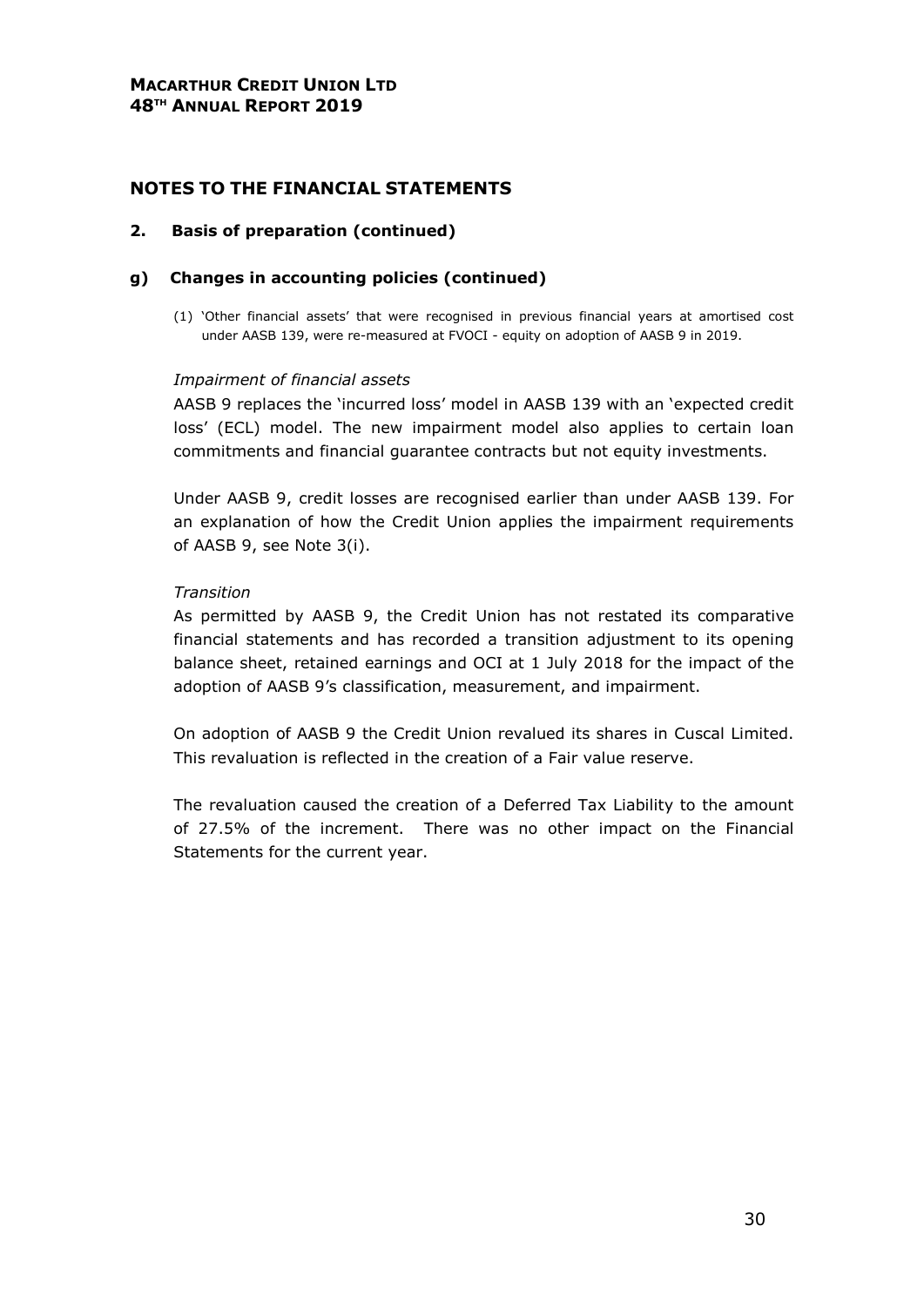# NOTES TO THE FINANCIAL STATEMENTS

## 2. Basis of preparation (continued)

### g) Changes in accounting policies (continued)

(1) 'Other financial assets' that were recognised in previous financial years at amortised cost under AASB 139, were re-measured at FVOCI - equity on adoption of AASB 9 in 2019.

*Impairment of financial assets*

AASB 9 replaces the 'incurred loss' model in AASB 139 with an 'expected credit loss' (ECL) model. The new impairment model also applies to certain loan commitments and financial guarantee contracts but not equity investments.

Under AASB 9, credit losses are recognised earlier than under AASB 139. For an explanation of how the Credit Union applies the impairment requirements of AASB 9, see Note 3(i).

*Transition*

As permitted by AASB 9, the Credit Union has not restated its comparative financial statements and has recorded a transition adjustment to its opening balance sheet, retained earnings and OCI at 1 July 2018 for the impact of the adoption of AASB 9's classification, measurement, and impairment.

On adoption of AASB 9 the Credit Union revalued its shares in Cuscal Limited. This revaluation is reflected in the creation of a Fair value reserve.

The revaluation caused the creation of a Deferred Tax Liability to the amount of 27.5% of the increment. There was no other impact on the Financial Statements for the current year.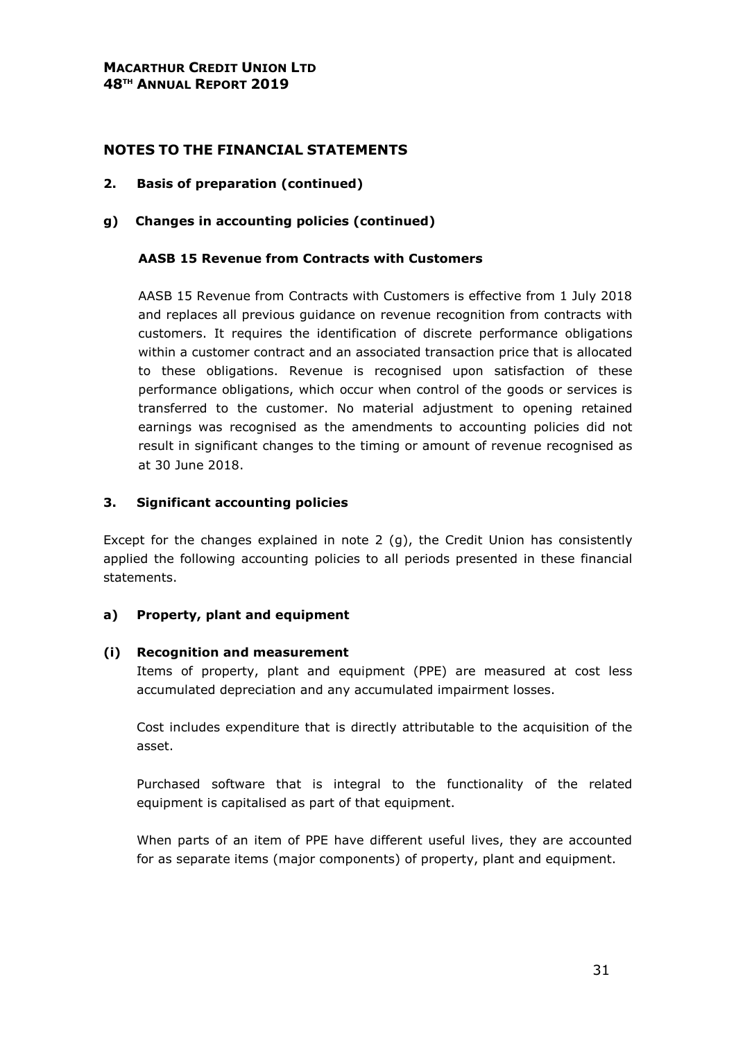# NOTES TO THE FINANCIAL STATEMENTS

## 2. Basis of preparation (continued)

### g) Changes in accounting policies (continued)

**AASB 15 Revenue from Contracts with Customers**

AASB 15 Revenue from Contracts with Customers is effective from 1 July 2018 and replaces all previous guidance on revenue recognition from contracts with customers. It requires the identification of discrete performance obligations within a customer contract and an associated transaction price that is allocated to these obligations. Revenue is recognised upon satisfaction of these performance obligations, which occur when control of the goods or services is transferred to the customer. No material adjustment to opening retained earnings was recognised as the amendments to accounting policies did not result in significant changes to the timing or amount of revenue recognised as at 30 June 2018.

## 3. Significant accounting policies

Except for the changes explained in note 2 (g), the Credit Union has consistently applied the following accounting policies to all periods presented in these financial statements.

### a) Property, plant and equipment

#### (i) Recognition and measurement

Items of property, plant and equipment (PPE) are measured at cost less accumulated depreciation and any accumulated impairment losses.

Cost includes expenditure that is directly attributable to the acquisition of the asset.

Purchased software that is integral to the functionality of the related equipment is capitalised as part of that equipment.

When parts of an item of PPE have different useful lives, they are accounted for as separate items (major components) of property, plant and equipment.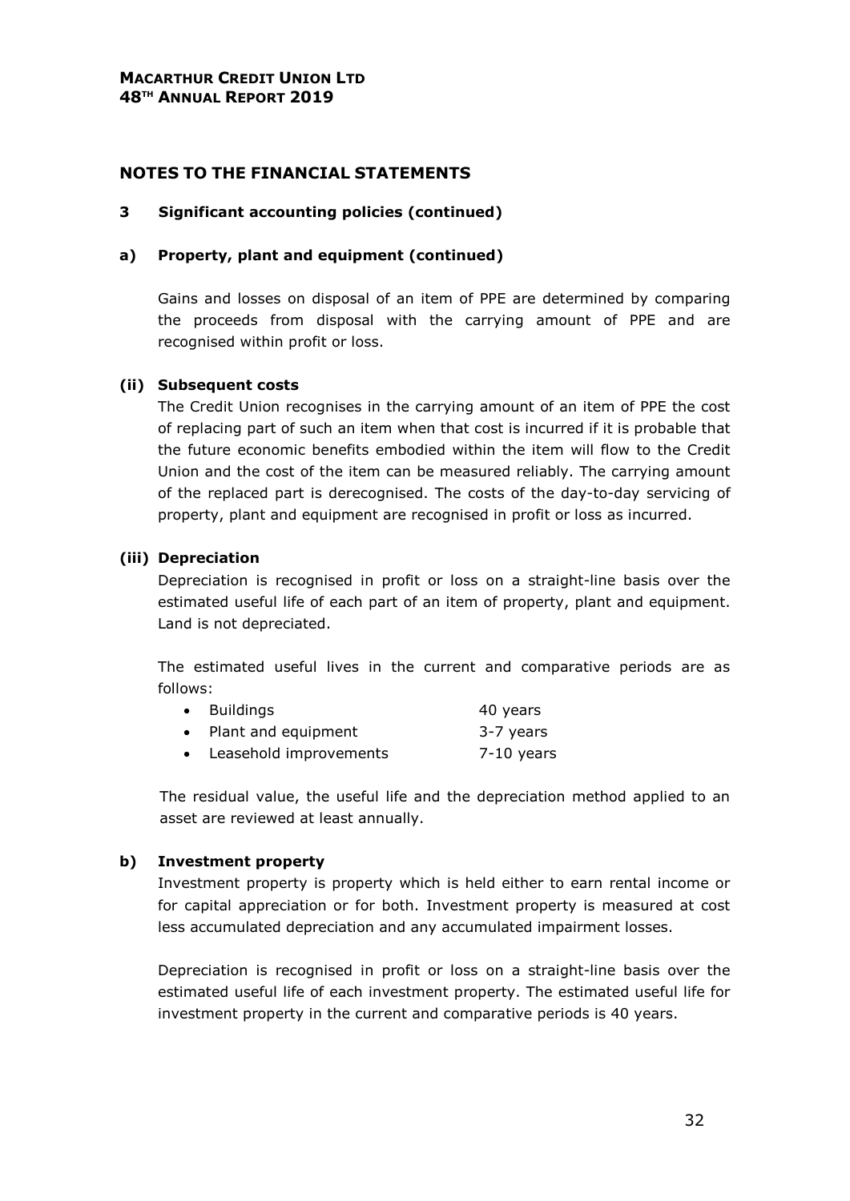## NOTES TO THE FINANCIAL STATEMENTS

### 3 Significant accounting policies (continued)

#### a) Property, plant and equipment (continued)

Gains and losses on disposal of an item of PPE are determined by comparing the proceeds from disposal with the carrying amount of PPE and are recognised within profit or loss.

**(ii) Subsequent costs**

The Credit Union recognises in the carrying amount of an item of PPE the cost of replacing part of such an item when that cost is incurred if it is probable that the future economic benefits embodied within the item will flow to the Credit Union and the cost of the item can be measured reliably. The carrying amount of the replaced part is derecognised. The costs of the day-to-day servicing of property, plant and equipment are recognised in profit or loss as incurred.

**(iii) Depreciation**

Depreciation is recognised in profit or loss on a straight-line basis over the estimated useful life of each part of an item of property, plant and equipment. Land is not depreciated.

The estimated useful lives in the current and comparative periods are as follows:

- Buildings 40 years
- Plant and equipment 3-7 years
- Leasehold improvements 7-10 years

The residual value, the useful life and the depreciation method applied to an asset are reviewed at least annually.

#### b) Investment property

Investment property is property which is held either to earn rental income or for capital appreciation or for both. Investment property is measured at cost less accumulated depreciation and any accumulated impairment losses.

Depreciation is recognised in profit or loss on a straight-line basis over the estimated useful life of each investment property. The estimated useful life for investment property in the current and comparative periods is 40 years.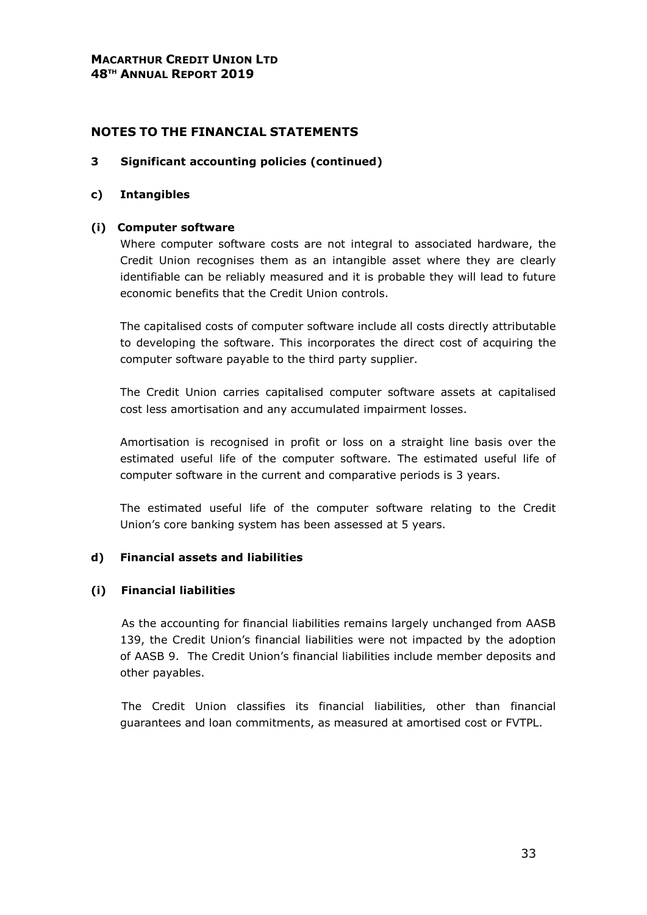# NOTES TO THE FINANCIAL STATEMENTS

## 3 Significant accounting policies (continued)

### c) Intangibles

#### (i) Computer software

Where computer software costs are not integral to associated hardware, the Credit Union recognises them as an intangible asset where they are clearly identifiable can be reliably measured and it is probable they will lead to future economic benefits that the Credit Union controls.

The capitalised costs of computer software include all costs directly attributable to developing the software. This incorporates the direct cost of acquiring the computer software payable to the third party supplier.

The Credit Union carries capitalised computer software assets at capitalised cost less amortisation and any accumulated impairment losses.

Amortisation is recognised in profit or loss on a straight line basis over the estimated useful life of the computer software. The estimated useful life of computer software in the current and comparative periods is 3 years.

The estimated useful life of the computer software relating to the Credit Union's core banking system has been assessed at 5 years.

### d) Financial assets and liabilities

#### (i) Financial liabilities

As the accounting for financial liabilities remains largely unchanged from AASB 139, the Credit Union's financial liabilities were not impacted by the adoption of AASB 9. The Credit Union's financial liabilities include member deposits and other payables.

The Credit Union classifies its financial liabilities, other than financial guarantees and loan commitments, as measured at amortised cost or FVTPL.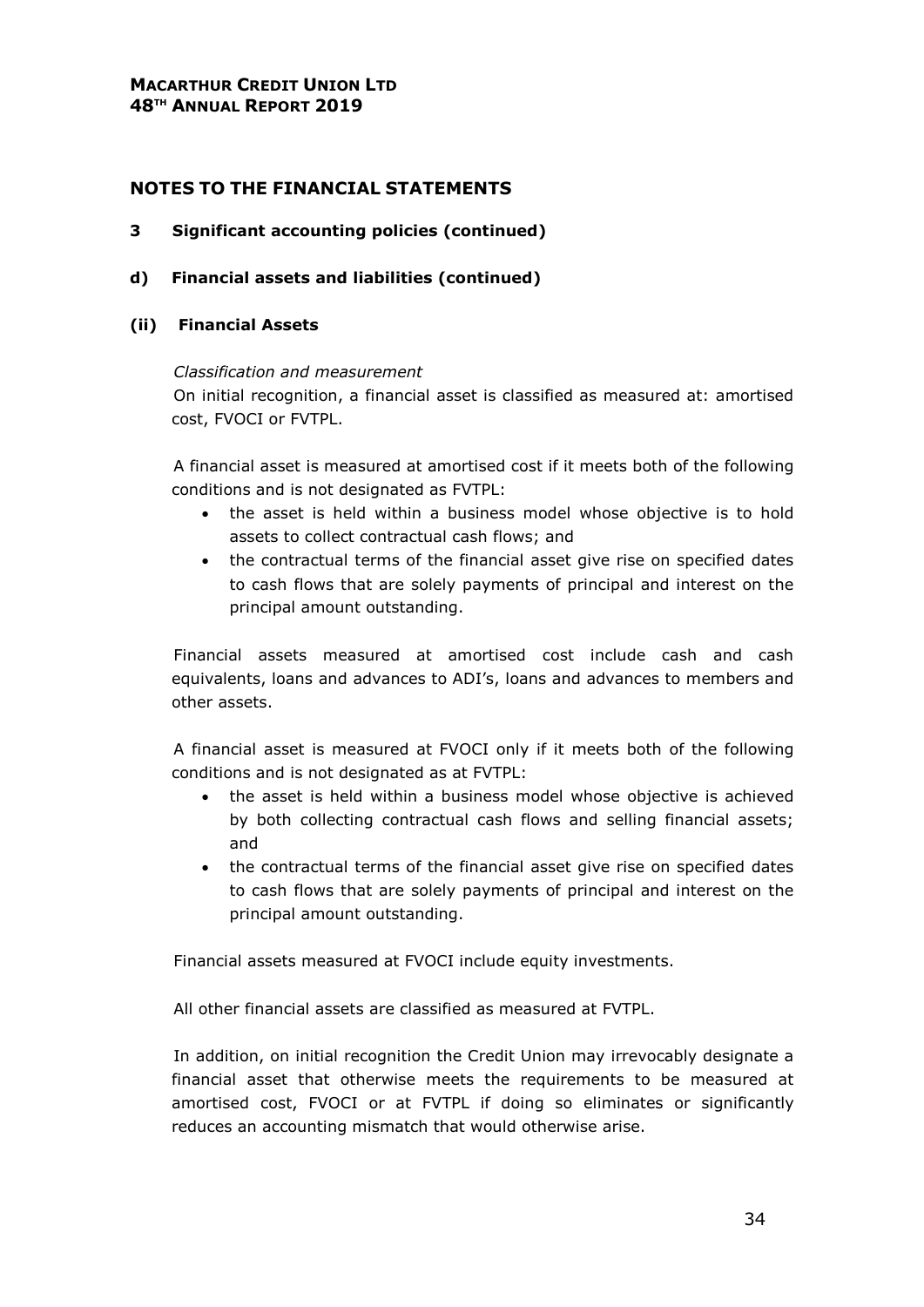# NOTES TO THE FINANCIAL STATEMENTS

## 3 Significant accounting policies (continued)

### d) Financial assets and liabilities (continued)

### (ii) Financial Assets

*Classification and measurement*

On initial recognition, a financial asset is classified as measured at: amortised cost, FVOCI or FVTPL.

A financial asset is measured at amortised cost if it meets both of the following conditions and is not designated as FVTPL:

- the asset is held within a business model whose objective is to hold assets to collect contractual cash flows; and
- the contractual terms of the financial asset give rise on specified dates to cash flows that are solely payments of principal and interest on the principal amount outstanding.

Financial assets measured at amortised cost include cash and cash equivalents, loans and advances to ADI's, loans and advances to members and other assets.

A financial asset is measured at FVOCI only if it meets both of the following conditions and is not designated as at FVTPL:

- the asset is held within a business model whose objective is achieved by both collecting contractual cash flows and selling financial assets; and
- the contractual terms of the financial asset give rise on specified dates to cash flows that are solely payments of principal and interest on the principal amount outstanding.

Financial assets measured at FVOCI include equity investments.

All other financial assets are classified as measured at FVTPL.

In addition, on initial recognition the Credit Union may irrevocably designate a financial asset that otherwise meets the requirements to be measured at amortised cost, FVOCI or at FVTPL if doing so eliminates or significantly reduces an accounting mismatch that would otherwise arise.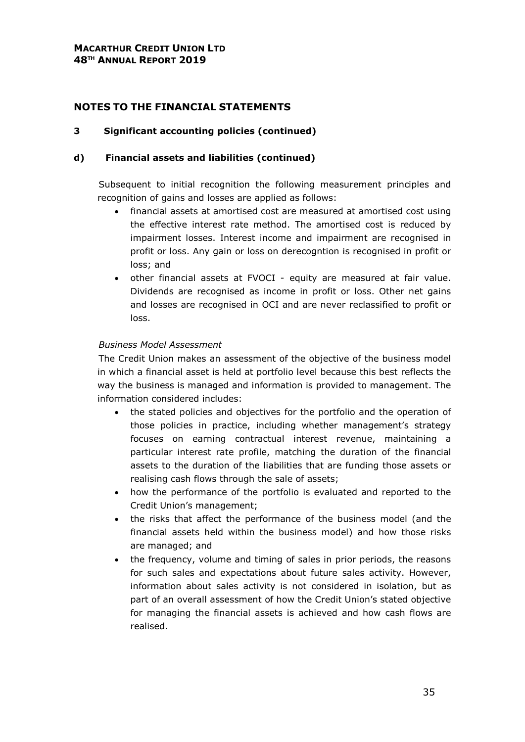# NOTES TO THE FINANCIAL STATEMENTS

## 3 Significant accounting policies (continued)

### d) Financial assets and liabilities (continued)

Subsequent to initial recognition the following measurement principles and recognition of gains and losses are applied as follows:

- financial assets at amortised cost are measured at amortised cost using the effective interest rate method. The amortised cost is reduced by impairment losses. Interest income and impairment are recognised in profit or loss. Any gain or loss on derecogntion is recognised in profit or loss; and
- other financial assets at FVOCI - equity are measured at fair value. Dividends are recognised as income in profit or loss. Other net gains and losses are recognised in OCI and are never reclassified to profit or loss.

*Business Model Assessment*

The Credit Union makes an assessment of the objective of the business model in which a financial asset is held at portfolio level because this best reflects the way the business is managed and information is provided to management. The information considered includes:

- the stated policies and objectives for the portfolio and the operation of those policies in practice, including whether management's strategy focuses on earning contractual interest revenue, maintaining a particular interest rate profile, matching the duration of the financial assets to the duration of the liabilities that are funding those assets or realising cash flows through the sale of assets;
- how the performance of the portfolio is evaluated and reported to the Credit Union's management;
- the risks that affect the performance of the business model (and the financial assets held within the business model) and how those risks are managed; and
- the frequency, volume and timing of sales in prior periods, the reasons for such sales and expectations about future sales activity. However, information about sales activity is not considered in isolation, but as part of an overall assessment of how the Credit Union's stated objective for managing the financial assets is achieved and how cash flows are realised.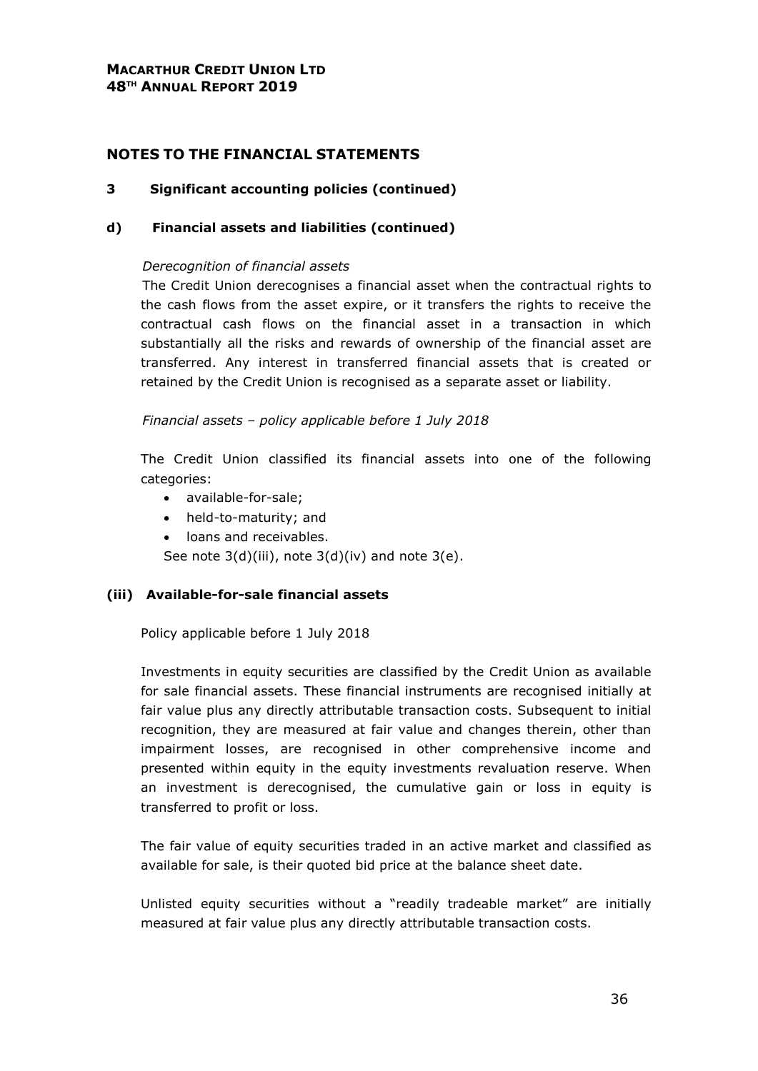## NOTES TO THE FINANCIAL STATEMENTS

### 3 Significant accounting policies (continued)

### d) Financial assets and liabilities (continued)

*Derecognition of financial assets*

The Credit Union derecognises a financial asset when the contractual rights to the cash flows from the asset expire, or it transfers the rights to receive the contractual cash flows on the financial asset in a transaction in which substantially all the risks and rewards of ownership of the financial asset are transferred. Any interest in transferred financial assets that is created or retained by the Credit Union is recognised as a separate asset or liability.

*Financial assets – policy applicable before 1 July 2018*

The Credit Union classified its financial assets into one of the following categories:

- available-for-sale;
- held-to-maturity; and
- loans and receivables.

See note 3(d)(iii), note 3(d)(iv) and note 3(e).

### (iii) Available-for-sale financial assets

Policy applicable before 1 July 2018

Investments in equity securities are classified by the Credit Union as available for sale financial assets. These financial instruments are recognised initially at fair value plus any directly attributable transaction costs. Subsequent to initial recognition, they are measured at fair value and changes therein, other than impairment losses, are recognised in other comprehensive income and presented within equity in the equity investments revaluation reserve. When an investment is derecognised, the cumulative gain or loss in equity is transferred to profit or loss.

The fair value of equity securities traded in an active market and classified as available for sale, is their quoted bid price at the balance sheet date.

Unlisted equity securities without a "readily tradeable market" are initially measured at fair value plus any directly attributable transaction costs.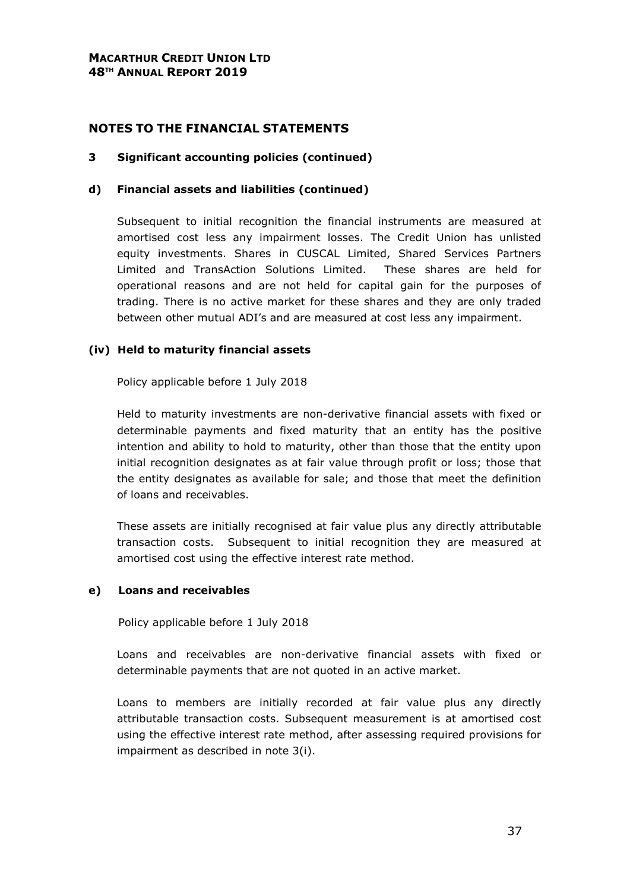# NOTES TO THE FINANCIAL STATEMENTS

## 3 Significant accounting policies (continued)

### d) Financial assets and liabilities (continued)

Subsequent to initial recognition the financial instruments are measured at amortised cost less any impairment losses. The Credit Union has unlisted equity investments. Shares in CUSCAL Limited, Shared Services Partners Limited and TransAction Solutions Limited. These shares are held for operational reasons and are not held for capital gain for the purposes of trading. There is no active market for these shares and they are only traded between other mutual ADI's and are measured at cost less any impairment.

#### (iv) Held to maturity financial assets

Policy applicable before 1 July 2018

Held to maturity investments are non-derivative financial assets with fixed or determinable payments and fixed maturity that an entity has the positive intention and ability to hold to maturity, other than those that the entity upon initial recognition designates as at fair value through profit or loss; those that the entity designates as available for sale; and those that meet the definition of loans and receivables.

These assets are initially recognised at fair value plus any directly attributable transaction costs. Subsequent to initial recognition they are measured at amortised cost using the effective interest rate method.

### e) Loans and receivables

Policy applicable before 1 July 2018

Loans and receivables are non-derivative financial assets with fixed or determinable payments that are not quoted in an active market.

Loans to members are initially recorded at fair value plus any directly attributable transaction costs. Subsequent measurement is at amortised cost using the effective interest rate method, after assessing required provisions for impairment as described in note 3(i).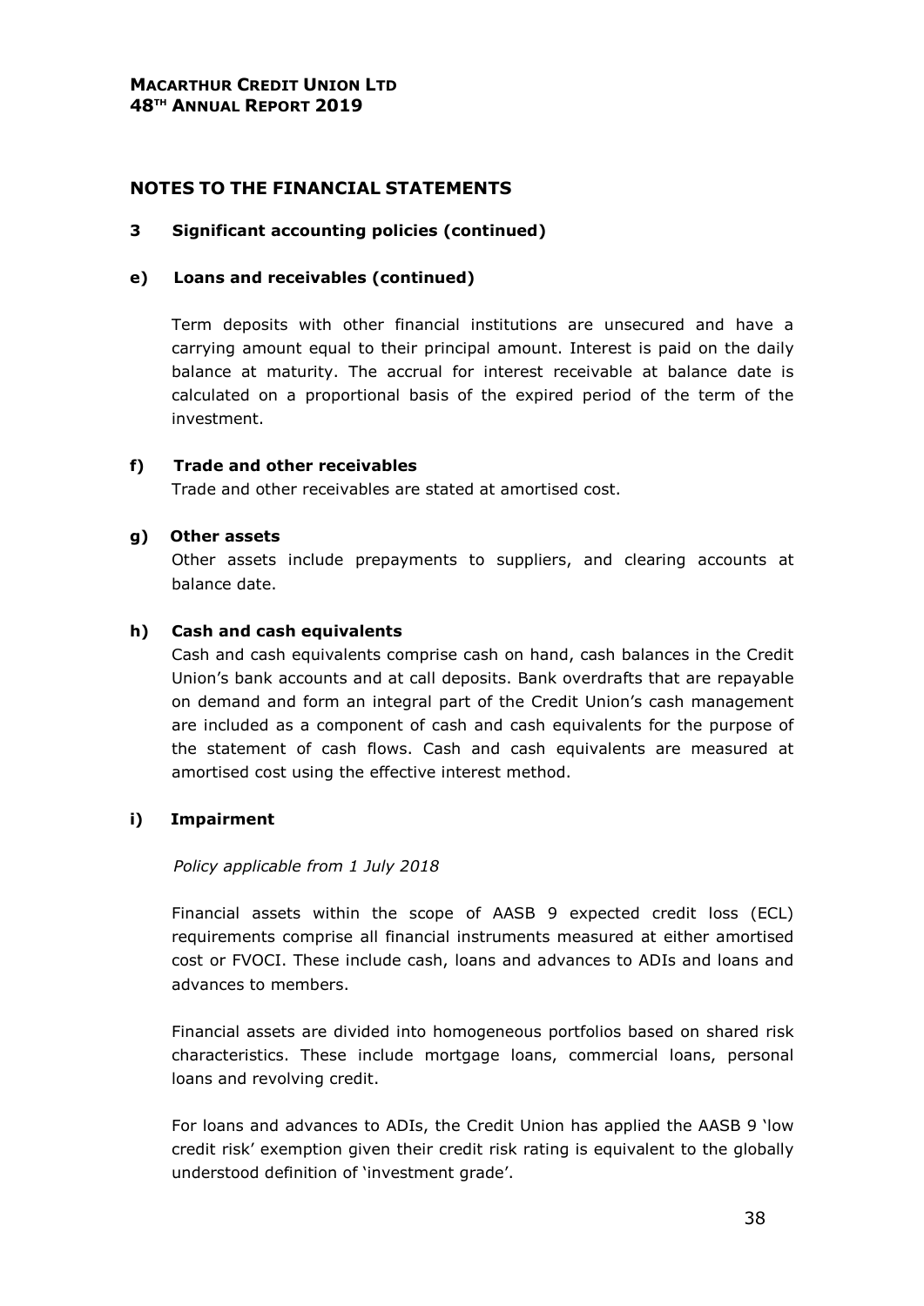## NOTES TO THE FINANCIAL STATEMENTS

### 3 Significant accounting policies (continued)

#### e) Loans and receivables (continued)

Term deposits with other financial institutions are unsecured and have a carrying amount equal to their principal amount. Interest is paid on the daily balance at maturity. The accrual for interest receivable at balance date is calculated on a proportional basis of the expired period of the term of the investment.

#### f) Trade and other receivables

Trade and other receivables are stated at amortised cost.

#### g) Other assets

Other assets include prepayments to suppliers, and clearing accounts at balance date.

#### h) Cash and cash equivalents

Cash and cash equivalents comprise cash on hand, cash balances in the Credit Union's bank accounts and at call deposits. Bank overdrafts that are repayable on demand and form an integral part of the Credit Union's cash management are included as a component of cash and cash equivalents for the purpose of the statement of cash flows. Cash and cash equivalents are measured at amortised cost using the effective interest method.

#### i) Impairment

*Policy applicable from 1 July 2018*

Financial assets within the scope of AASB 9 expected credit loss (ECL) requirements comprise all financial instruments measured at either amortised cost or FVOCI. These include cash, loans and advances to ADIs and loans and advances to members.

Financial assets are divided into homogeneous portfolios based on shared risk characteristics. These include mortgage loans, commercial loans, personal loans and revolving credit.

For loans and advances to ADIs, the Credit Union has applied the AASB 9 'low credit risk' exemption given their credit risk rating is equivalent to the globally understood definition of 'investment grade'.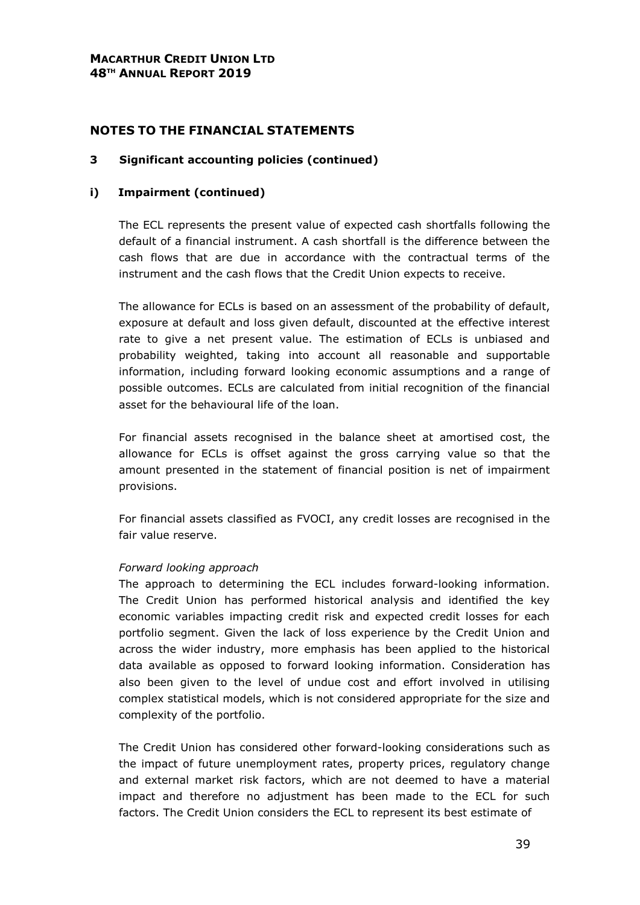## NOTES TO THE FINANCIAL STATEMENTS

### 3 Significant accounting policies (continued)

### i) Impairment (continued)

The ECL represents the present value of expected cash shortfalls following the default of a financial instrument. A cash shortfall is the difference between the cash flows that are due in accordance with the contractual terms of the instrument and the cash flows that the Credit Union expects to receive.

The allowance for ECLs is based on an assessment of the probability of default, exposure at default and loss given default, discounted at the effective interest rate to give a net present value. The estimation of ECLs is unbiased and probability weighted, taking into account all reasonable and supportable information, including forward looking economic assumptions and a range of possible outcomes. ECLs are calculated from initial recognition of the financial asset for the behavioural life of the loan.

For financial assets recognised in the balance sheet at amortised cost, the allowance for ECLs is offset against the gross carrying value so that the amount presented in the statement of financial position is net of impairment provisions.

For financial assets classified as FVOCI, any credit losses are recognised in the fair value reserve.

*Forward looking approach*
The approach to determining the ECL includes forward-looking information. The Credit Union has performed historical analysis and identified the key economic variables impacting credit risk and expected credit losses for each portfolio segment. Given the lack of loss experience by the Credit Union and across the wider industry, more emphasis has been applied to the historical data available as opposed to forward looking information. Consideration has also been given to the level of undue cost and effort involved in utilising complex statistical models, which is not considered appropriate for the size and complexity of the portfolio.

The Credit Union has considered other forward-looking considerations such as the impact of future unemployment rates, property prices, regulatory change and external market risk factors, which are not deemed to have a material impact and therefore no adjustment has been made to the ECL for such factors. The Credit Union considers the ECL to represent its best estimate of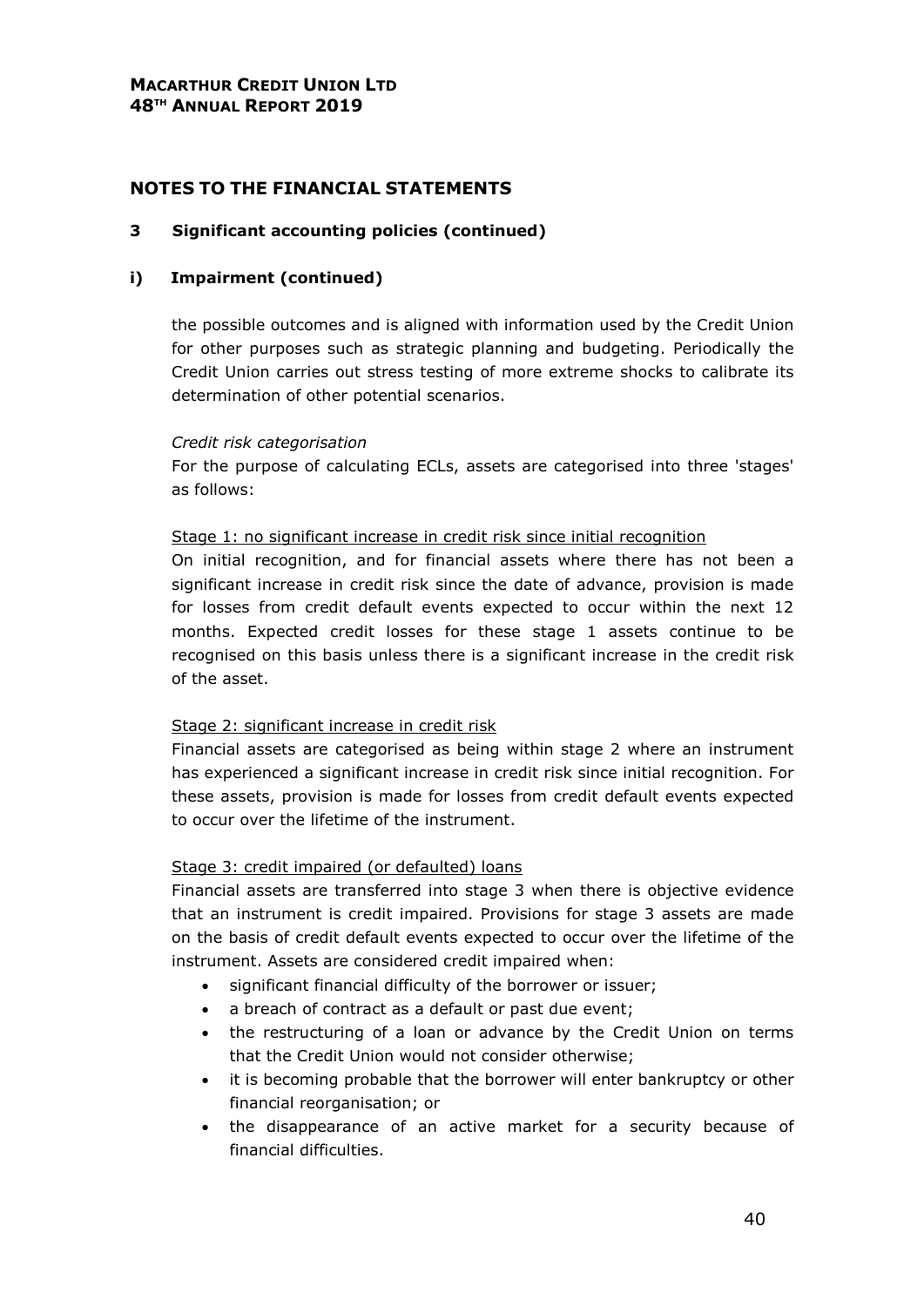## NOTES TO THE FINANCIAL STATEMENTS

### 3 Significant accounting policies (continued)

### i) Impairment (continued)

the possible outcomes and is aligned with information used by the Credit Union for other purposes such as strategic planning and budgeting. Periodically the Credit Union carries out stress testing of more extreme shocks to calibrate its determination of other potential scenarios.

*Credit risk categorisation*

For the purpose of calculating ECLs, assets are categorised into three 'stages' as follows:

Stage 1: no significant increase in credit risk since initial recognition

On initial recognition, and for financial assets where there has not been a significant increase in credit risk since the date of advance, provision is made for losses from credit default events expected to occur within the next 12 months. Expected credit losses for these stage 1 assets continue to be recognised on this basis unless there is a significant increase in the credit risk of the asset.

Stage 2: significant increase in credit risk

Financial assets are categorised as being within stage 2 where an instrument has experienced a significant increase in credit risk since initial recognition. For these assets, provision is made for losses from credit default events expected to occur over the lifetime of the instrument.

Stage 3: credit impaired (or defaulted) loans

Financial assets are transferred into stage 3 when there is objective evidence that an instrument is credit impaired. Provisions for stage 3 assets are made on the basis of credit default events expected to occur over the lifetime of the instrument. Assets are considered credit impaired when:

- significant financial difficulty of the borrower or issuer;
- a breach of contract as a default or past due event;
- the restructuring of a loan or advance by the Credit Union on terms that the Credit Union would not consider otherwise;
- it is becoming probable that the borrower will enter bankruptcy or other financial reorganisation; or
- the disappearance of an active market for a security because of financial difficulties.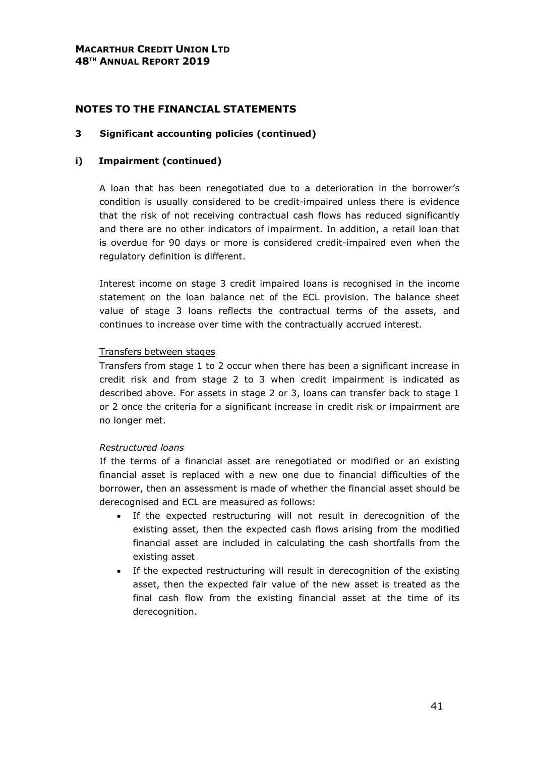## NOTES TO THE FINANCIAL STATEMENTS

### 3 Significant accounting policies (continued)

### i) Impairment (continued)

A loan that has been renegotiated due to a deterioration in the borrower's condition is usually considered to be credit-impaired unless there is evidence that the risk of not receiving contractual cash flows has reduced significantly and there are no other indicators of impairment. In addition, a retail loan that is overdue for 90 days or more is considered credit-impaired even when the regulatory definition is different.

Interest income on stage 3 credit impaired loans is recognised in the income statement on the loan balance net of the ECL provision. The balance sheet value of stage 3 loans reflects the contractual terms of the assets, and continues to increase over time with the contractually accrued interest.

Transfers between stages

Transfers from stage 1 to 2 occur when there has been a significant increase in credit risk and from stage 2 to 3 when credit impairment is indicated as described above. For assets in stage 2 or 3, loans can transfer back to stage 1 or 2 once the criteria for a significant increase in credit risk or impairment are no longer met.

*Restructured loans*

If the terms of a financial asset are renegotiated or modified or an existing financial asset is replaced with a new one due to financial difficulties of the borrower, then an assessment is made of whether the financial asset should be derecognised and ECL are measured as follows:

- If the expected restructuring will not result in derecognition of the existing asset, then the expected cash flows arising from the modified financial asset are included in calculating the cash shortfalls from the existing asset
- If the expected restructuring will result in derecognition of the existing asset, then the expected fair value of the new asset is treated as the final cash flow from the existing financial asset at the time of its derecognition.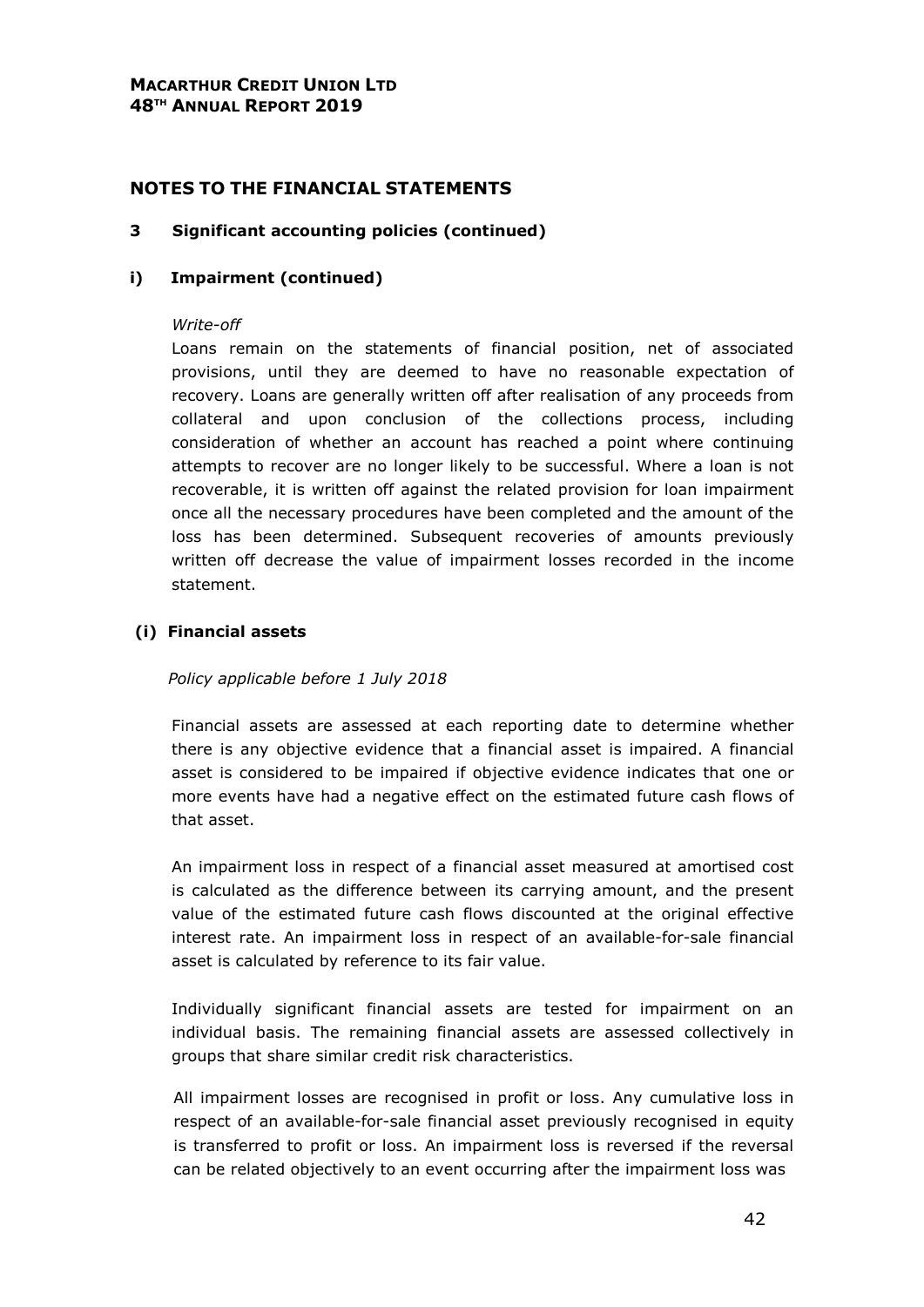# NOTES TO THE FINANCIAL STATEMENTS

## 3 Significant accounting policies (continued)

### i) Impairment (continued)

*Write-off*

Loans remain on the statements of financial position, net of associated provisions, until they are deemed to have no reasonable expectation of recovery. Loans are generally written off after realisation of any proceeds from collateral and upon conclusion of the collections process, including consideration of whether an account has reached a point where continuing attempts to recover are no longer likely to be successful. Where a loan is not recoverable, it is written off against the related provision for loan impairment once all the necessary procedures have been completed and the amount of the loss has been determined. Subsequent recoveries of amounts previously written off decrease the value of impairment losses recorded in the income statement.

### (i) Financial assets

*Policy applicable before 1 July 2018*

Financial assets are assessed at each reporting date to determine whether there is any objective evidence that a financial asset is impaired. A financial asset is considered to be impaired if objective evidence indicates that one or more events have had a negative effect on the estimated future cash flows of that asset.

An impairment loss in respect of a financial asset measured at amortised cost is calculated as the difference between its carrying amount, and the present value of the estimated future cash flows discounted at the original effective interest rate. An impairment loss in respect of an available-for-sale financial asset is calculated by reference to its fair value.

Individually significant financial assets are tested for impairment on an individual basis. The remaining financial assets are assessed collectively in groups that share similar credit risk characteristics.

All impairment losses are recognised in profit or loss. Any cumulative loss in respect of an available-for-sale financial asset previously recognised in equity is transferred to profit or loss. An impairment loss is reversed if the reversal can be related objectively to an event occurring after the impairment loss was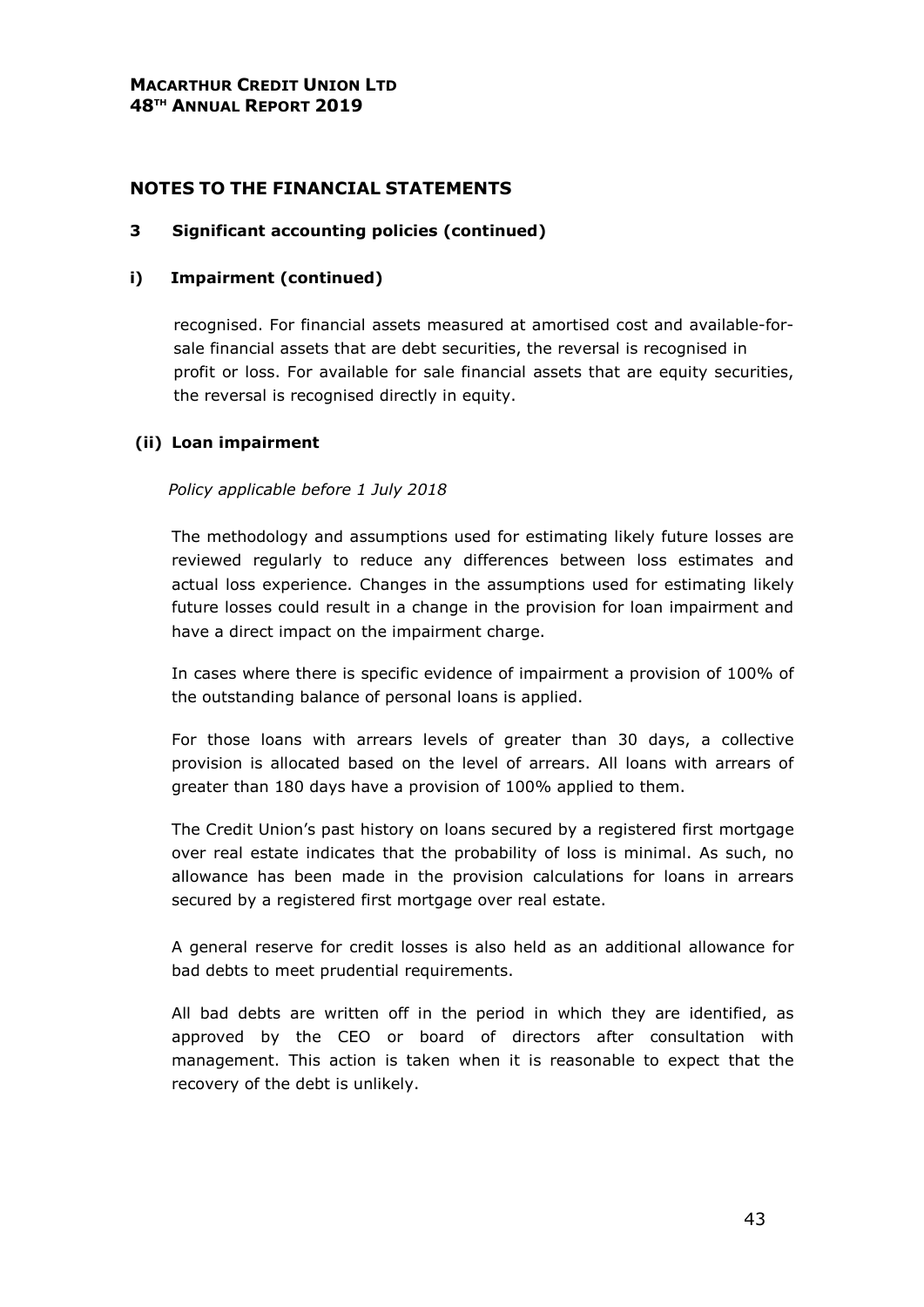## NOTES TO THE FINANCIAL STATEMENTS

### 3 Significant accounting policies (continued)

### i) Impairment (continued)

recognised. For financial assets measured at amortised cost and available-for-sale financial assets that are debt securities, the reversal is recognised in profit or loss. For available for sale financial assets that are equity securities, the reversal is recognised directly in equity.

### (ii) Loan impairment

*Policy applicable before 1 July 2018*

The methodology and assumptions used for estimating likely future losses are reviewed regularly to reduce any differences between loss estimates and actual loss experience. Changes in the assumptions used for estimating likely future losses could result in a change in the provision for loan impairment and have a direct impact on the impairment charge.

In cases where there is specific evidence of impairment a provision of 100% of the outstanding balance of personal loans is applied.

For those loans with arrears levels of greater than 30 days, a collective provision is allocated based on the level of arrears. All loans with arrears of greater than 180 days have a provision of 100% applied to them.

The Credit Union's past history on loans secured by a registered first mortgage over real estate indicates that the probability of loss is minimal. As such, no allowance has been made in the provision calculations for loans in arrears secured by a registered first mortgage over real estate.

A general reserve for credit losses is also held as an additional allowance for bad debts to meet prudential requirements.

All bad debts are written off in the period in which they are identified, as approved by the CEO or board of directors after consultation with management. This action is taken when it is reasonable to expect that the recovery of the debt is unlikely.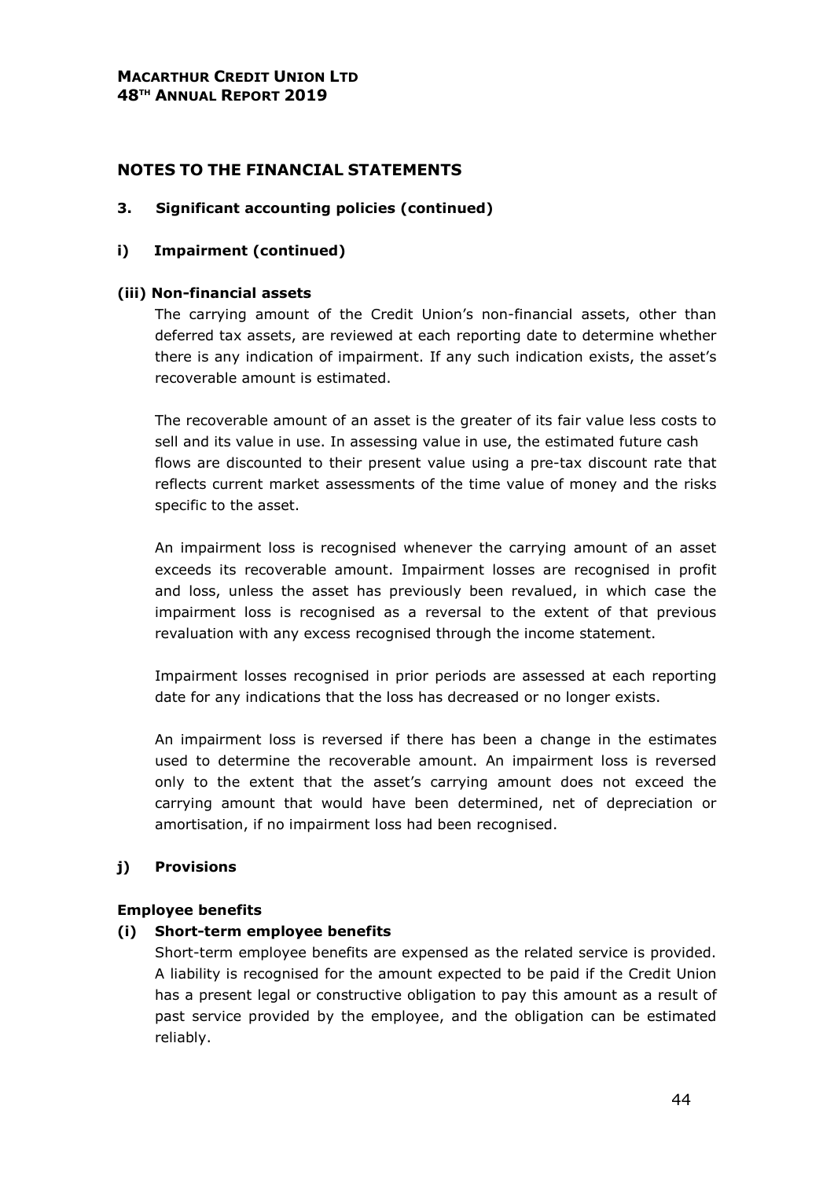## NOTES TO THE FINANCIAL STATEMENTS

### 3. Significant accounting policies (continued)

### i) Impairment (continued)

#### (iii) Non-financial assets

The carrying amount of the Credit Union's non-financial assets, other than deferred tax assets, are reviewed at each reporting date to determine whether there is any indication of impairment. If any such indication exists, the asset's recoverable amount is estimated.

The recoverable amount of an asset is the greater of its fair value less costs to sell and its value in use. In assessing value in use, the estimated future cash flows are discounted to their present value using a pre-tax discount rate that reflects current market assessments of the time value of money and the risks specific to the asset.

An impairment loss is recognised whenever the carrying amount of an asset exceeds its recoverable amount. Impairment losses are recognised in profit and loss, unless the asset has previously been revalued, in which case the impairment loss is recognised as a reversal to the extent of that previous revaluation with any excess recognised through the income statement.

Impairment losses recognised in prior periods are assessed at each reporting date for any indications that the loss has decreased or no longer exists.

An impairment loss is reversed if there has been a change in the estimates used to determine the recoverable amount. An impairment loss is reversed only to the extent that the asset's carrying amount does not exceed the carrying amount that would have been determined, net of depreciation or amortisation, if no impairment loss had been recognised.

### j) Provisions

#### Employee benefits

#### (i) Short-term employee benefits

Short-term employee benefits are expensed as the related service is provided. A liability is recognised for the amount expected to be paid if the Credit Union has a present legal or constructive obligation to pay this amount as a result of past service provided by the employee, and the obligation can be estimated reliably.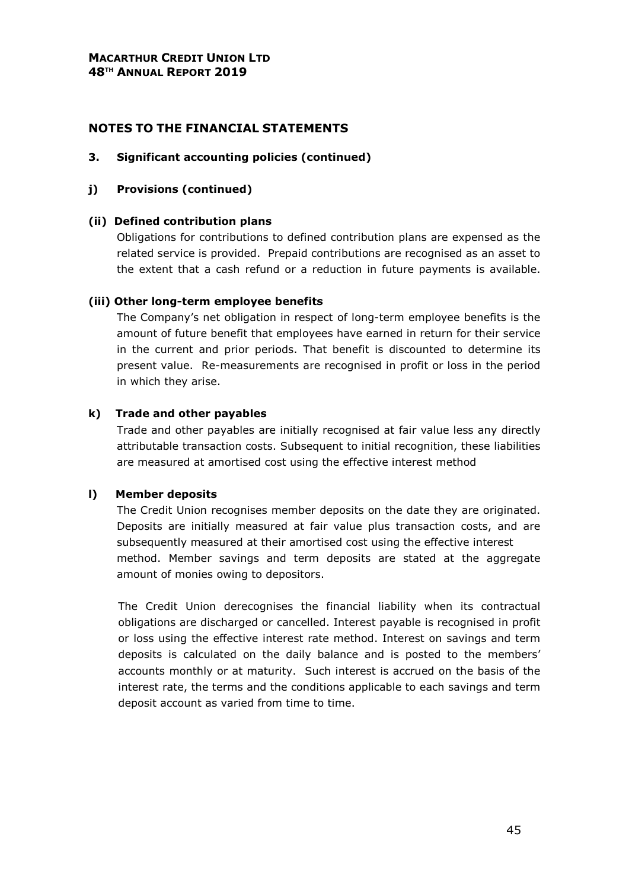## NOTES TO THE FINANCIAL STATEMENTS

### 3. Significant accounting policies (continued)

### j) Provisions (continued)

#### (ii) Defined contribution plans

Obligations for contributions to defined contribution plans are expensed as the related service is provided. Prepaid contributions are recognised as an asset to the extent that a cash refund or a reduction in future payments is available.

#### (iii) Other long-term employee benefits

The Company's net obligation in respect of long-term employee benefits is the amount of future benefit that employees have earned in return for their service in the current and prior periods. That benefit is discounted to determine its present value. Re-measurements are recognised in profit or loss in the period in which they arise.

### k) Trade and other payables

Trade and other payables are initially recognised at fair value less any directly attributable transaction costs. Subsequent to initial recognition, these liabilities are measured at amortised cost using the effective interest method

### l) Member deposits

The Credit Union recognises member deposits on the date they are originated. Deposits are initially measured at fair value plus transaction costs, and are subsequently measured at their amortised cost using the effective interest method. Member savings and term deposits are stated at the aggregate amount of monies owing to depositors.

The Credit Union derecognises the financial liability when its contractual obligations are discharged or cancelled. Interest payable is recognised in profit or loss using the effective interest rate method. Interest on savings and term deposits is calculated on the daily balance and is posted to the members' accounts monthly or at maturity. Such interest is accrued on the basis of the interest rate, the terms and the conditions applicable to each savings and term deposit account as varied from time to time.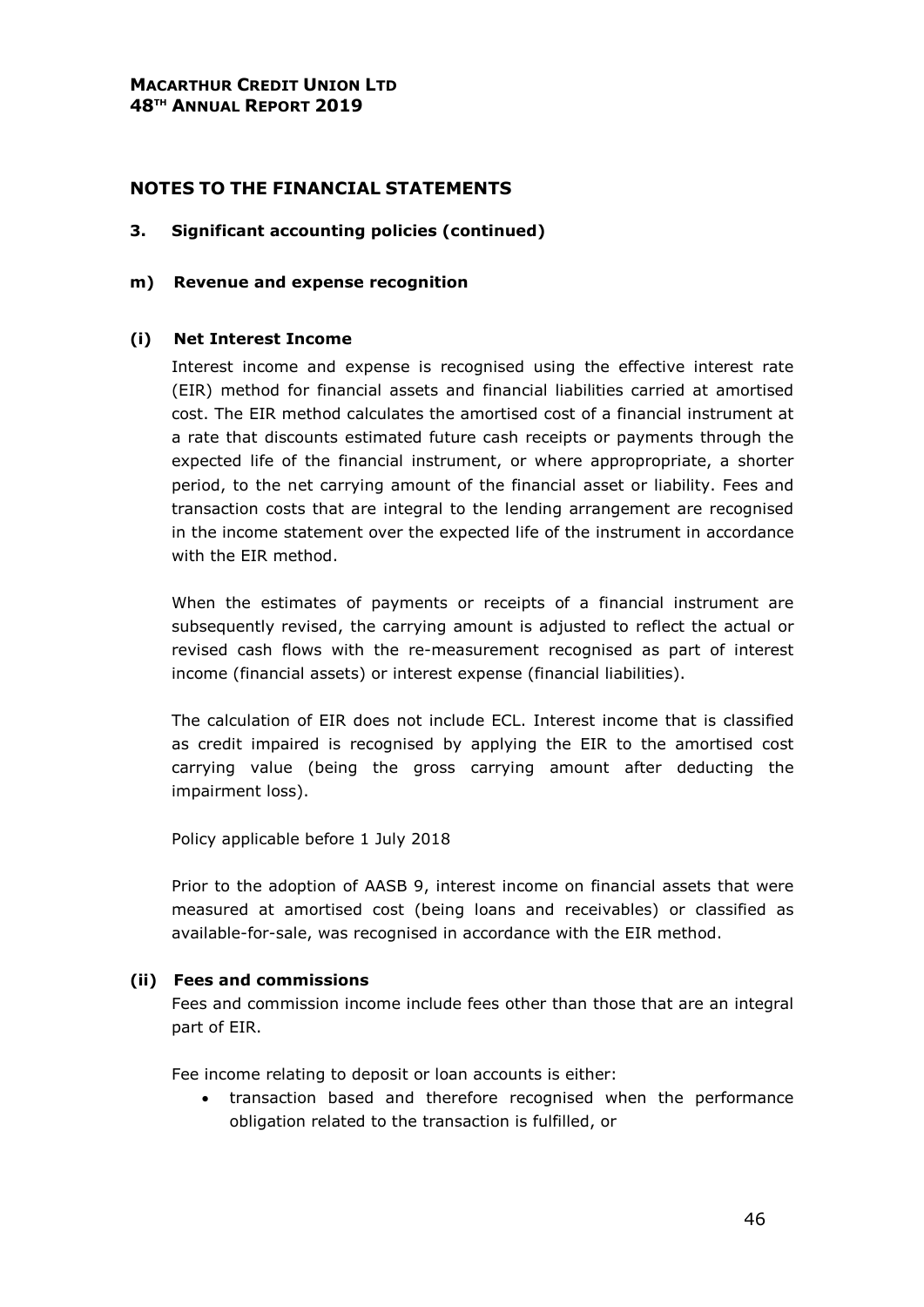## NOTES TO THE FINANCIAL STATEMENTS

### 3. Significant accounting policies (continued)

#### m) Revenue and expense recognition

##### (i) Net Interest Income

Interest income and expense is recognised using the effective interest rate (EIR) method for financial assets and financial liabilities carried at amortised cost. The EIR method calculates the amortised cost of a financial instrument at a rate that discounts estimated future cash receipts or payments through the expected life of the financial instrument, or where appropropriate, a shorter period, to the net carrying amount of the financial asset or liability. Fees and transaction costs that are integral to the lending arrangement are recognised in the income statement over the expected life of the instrument in accordance with the EIR method.

When the estimates of payments or receipts of a financial instrument are subsequently revised, the carrying amount is adjusted to reflect the actual or revised cash flows with the re-measurement recognised as part of interest income (financial assets) or interest expense (financial liabilities).

The calculation of EIR does not include ECL. Interest income that is classified as credit impaired is recognised by applying the EIR to the amortised cost carrying value (being the gross carrying amount after deducting the impairment loss).

Policy applicable before 1 July 2018

Prior to the adoption of AASB 9, interest income on financial assets that were measured at amortised cost (being loans and receivables) or classified as available-for-sale, was recognised in accordance with the EIR method.

##### (ii) Fees and commissions

Fees and commission income include fees other than those that are an integral part of EIR.

Fee income relating to deposit or loan accounts is either:

- transaction based and therefore recognised when the performance obligation related to the transaction is fulfilled, or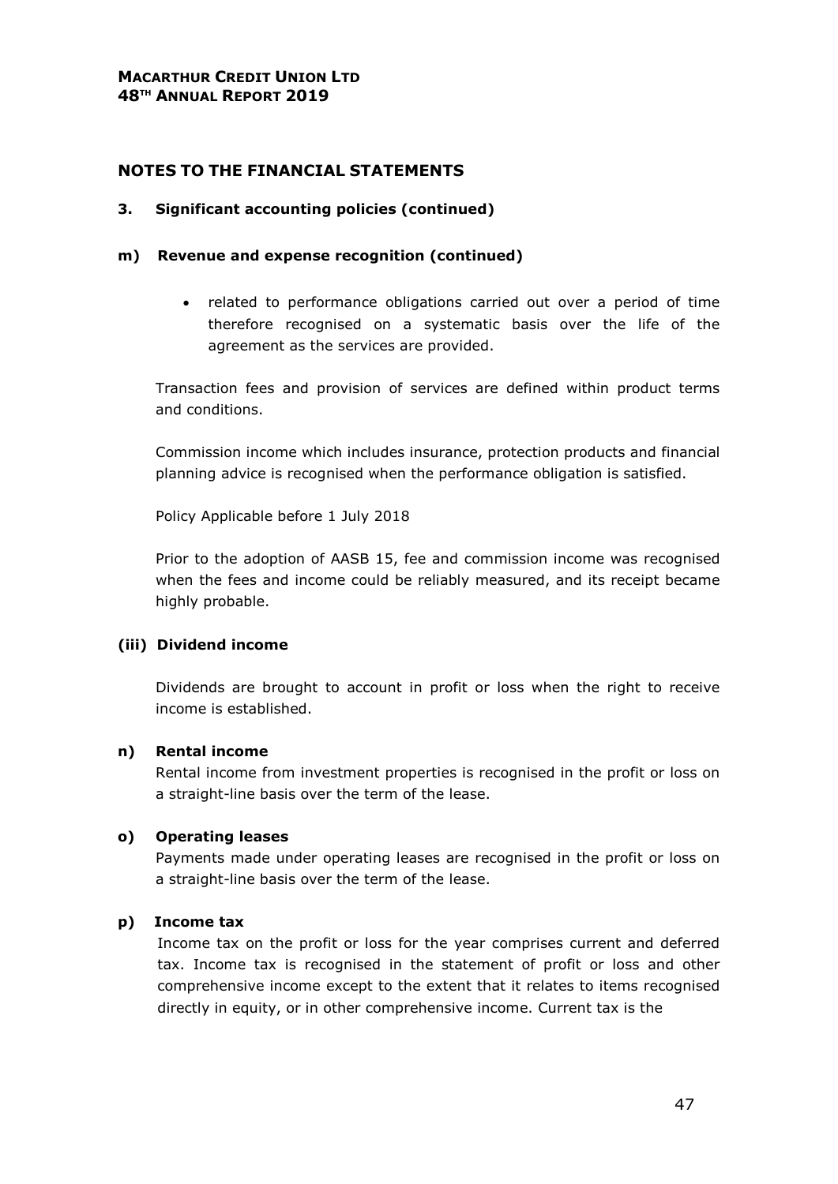## NOTES TO THE FINANCIAL STATEMENTS

### 3. Significant accounting policies (continued)

#### m) Revenue and expense recognition (continued)

- related to performance obligations carried out over a period of time therefore recognised on a systematic basis over the life of the agreement as the services are provided.

Transaction fees and provision of services are defined within product terms and conditions.

Commission income which includes insurance, protection products and financial planning advice is recognised when the performance obligation is satisfied.

Policy Applicable before 1 July 2018

Prior to the adoption of AASB 15, fee and commission income was recognised when the fees and income could be reliably measured, and its receipt became highly probable.

#### (iii) Dividend income

Dividends are brought to account in profit or loss when the right to receive income is established.

#### n) Rental income

Rental income from investment properties is recognised in the profit or loss on a straight-line basis over the term of the lease.

#### o) Operating leases

Payments made under operating leases are recognised in the profit or loss on a straight-line basis over the term of the lease.

#### p) Income tax

Income tax on the profit or loss for the year comprises current and deferred tax. Income tax is recognised in the statement of profit or loss and other comprehensive income except to the extent that it relates to items recognised directly in equity, or in other comprehensive income. Current tax is the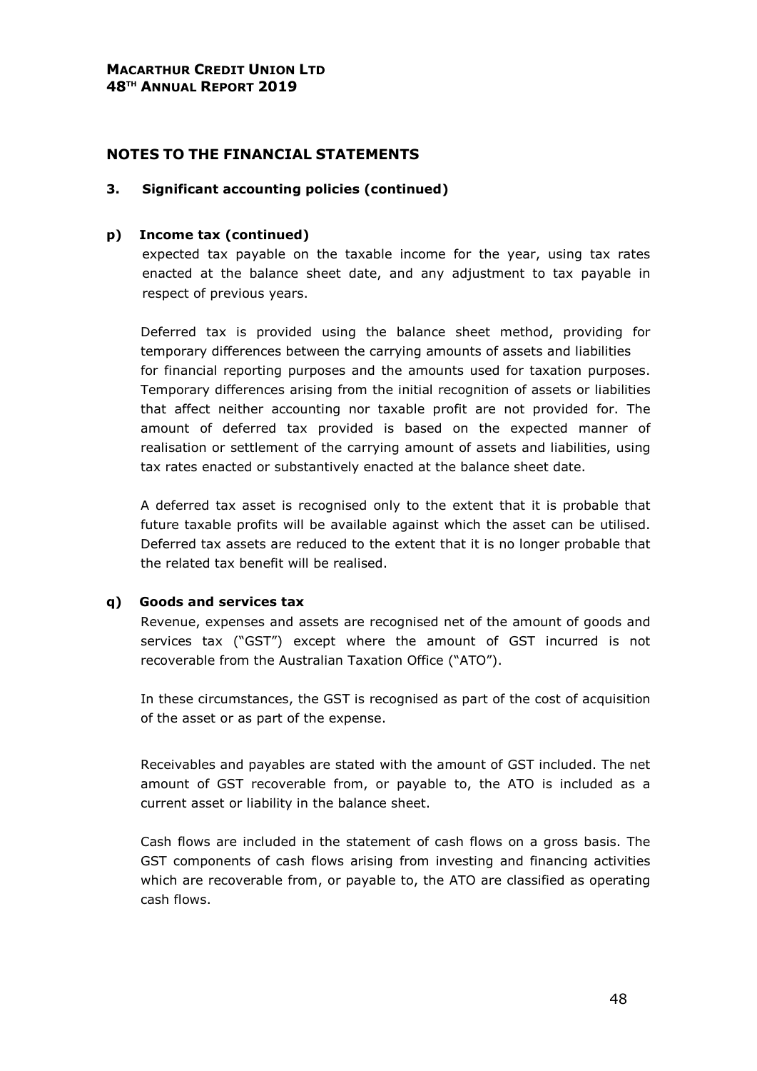## NOTES TO THE FINANCIAL STATEMENTS

### 3. Significant accounting policies (continued)

#### p) Income tax (continued)

expected tax payable on the taxable income for the year, using tax rates enacted at the balance sheet date, and any adjustment to tax payable in respect of previous years.

Deferred tax is provided using the balance sheet method, providing for temporary differences between the carrying amounts of assets and liabilities for financial reporting purposes and the amounts used for taxation purposes. Temporary differences arising from the initial recognition of assets or liabilities that affect neither accounting nor taxable profit are not provided for. The amount of deferred tax provided is based on the expected manner of realisation or settlement of the carrying amount of assets and liabilities, using tax rates enacted or substantively enacted at the balance sheet date.

A deferred tax asset is recognised only to the extent that it is probable that future taxable profits will be available against which the asset can be utilised. Deferred tax assets are reduced to the extent that it is no longer probable that the related tax benefit will be realised.

#### q) Goods and services tax

Revenue, expenses and assets are recognised net of the amount of goods and services tax ("GST") except where the amount of GST incurred is not recoverable from the Australian Taxation Office ("ATO").

In these circumstances, the GST is recognised as part of the cost of acquisition of the asset or as part of the expense.

Receivables and payables are stated with the amount of GST included. The net amount of GST recoverable from, or payable to, the ATO is included as a current asset or liability in the balance sheet.

Cash flows are included in the statement of cash flows on a gross basis. The GST components of cash flows arising from investing and financing activities which are recoverable from, or payable to, the ATO are classified as operating cash flows.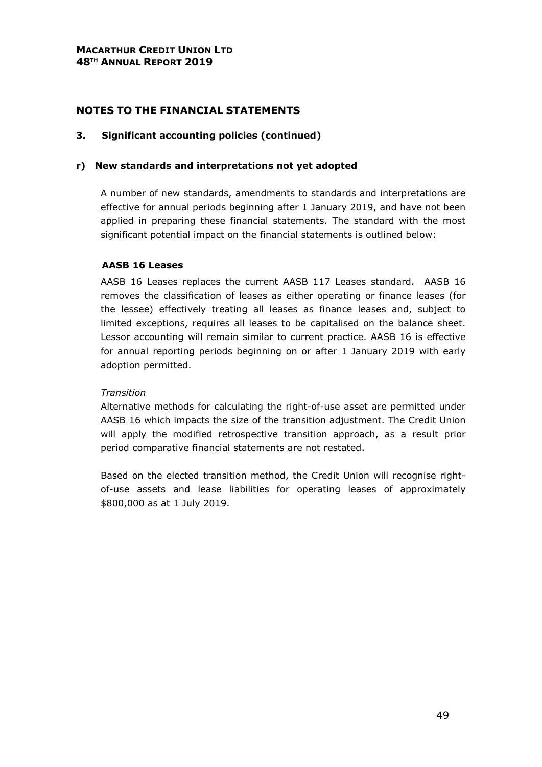# NOTES TO THE FINANCIAL STATEMENTS

## 3. Significant accounting policies (continued)

### r) New standards and interpretations not yet adopted

A number of new standards, amendments to standards and interpretations are effective for annual periods beginning after 1 January 2019, and have not been applied in preparing these financial statements. The standard with the most significant potential impact on the financial statements is outlined below:

**AASB 16 Leases**

AASB 16 Leases replaces the current AASB 117 Leases standard. AASB 16 removes the classification of leases as either operating or finance leases (for the lessee) effectively treating all leases as finance leases and, subject to limited exceptions, requires all leases to be capitalised on the balance sheet. Lessor accounting will remain similar to current practice. AASB 16 is effective for annual reporting periods beginning on or after 1 January 2019 with early adoption permitted.

*Transition*

Alternative methods for calculating the right-of-use asset are permitted under AASB 16 which impacts the size of the transition adjustment. The Credit Union will apply the modified retrospective transition approach, as a result prior period comparative financial statements are not restated.

Based on the elected transition method, the Credit Union will recognise right-of-use assets and lease liabilities for operating leases of approximately $800,000 as at 1 July 2019.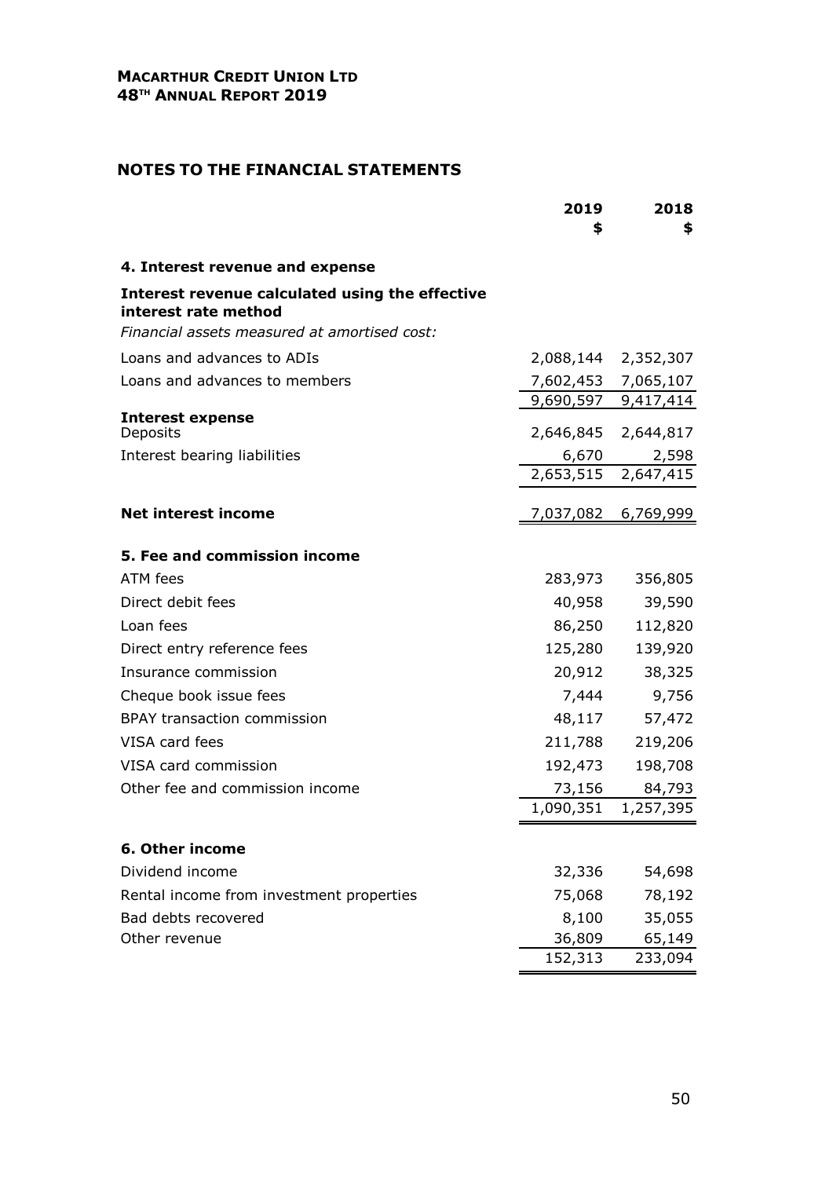## NOTES TO THE FINANCIAL STATEMENTS

| | 2019<br>$ | 2018<br>$ |
|---|---|---|
| **4. Interest revenue and expense** | | |
| **Interest revenue calculated using the effective interest rate method** | | |
| *Financial assets measured at amortised cost:* | | |
| Loans and advances to ADIs | 2,088,144 | 2,352,307 |
| Loans and advances to members | 7,602,453 | 7,065,107 |
| | 9,690,597 | 9,417,414 |
| **Interest expense** | | |
| Deposits | 2,646,845 | 2,644,817 |
| Interest bearing liabilities | 6,670 | 2,598 |
| | 2,653,515 | 2,647,415 |
| **Net interest income** | 7,037,082 | 6,769,999 |
| **5. Fee and commission income** | | |
| ATM fees | 283,973 | 356,805 |
| Direct debit fees | 40,958 | 39,590 |
| Loan fees | 86,250 | 112,820 |
| Direct entry reference fees | 125,280 | 139,920 |
| Insurance commission | 20,912 | 38,325 |
| Cheque book issue fees | 7,444 | 9,756 |
| BPAY transaction commission | 48,117 | 57,472 |
| VISA card fees | 211,788 | 219,206 |
| VISA card commission | 192,473 | 198,708 |
| Other fee and commission income | 73,156 | 84,793 |
| | 1,090,351 | 1,257,395 |
| **6. Other income** | | |
| Dividend income | 32,336 | 54,698 |
| Rental income from investment properties | 75,068 | 78,192 |
| Bad debts recovered | 8,100 | 35,055 |
| Other revenue | 36,809 | 65,149 |
| | 152,313 | 233,094 |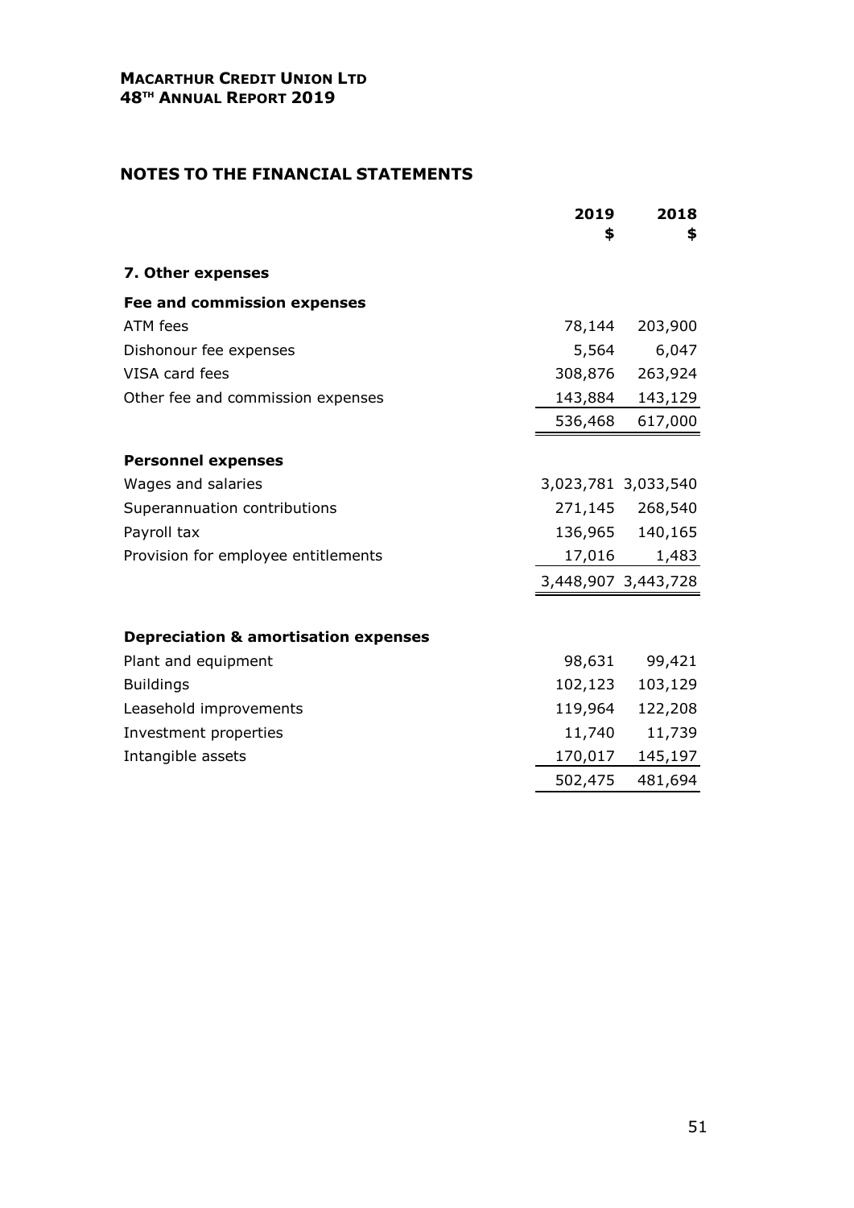## NOTES TO THE FINANCIAL STATEMENTS

| | 2019<br>$ | 2018<br>$ |
|---|---|---|
| **7. Other expenses** | | |
| **Fee and commission expenses** | | |
| ATM fees | 78,144 | 203,900 |
| Dishonour fee expenses | 5,564 | 6,047 |
| VISA card fees | 308,876 | 263,924 |
| Other fee and commission expenses | 143,884 | 143,129 |
| | 536,468 | 617,000 |
| **Personnel expenses** | | |
| Wages and salaries | 3,023,781 | 3,033,540 |
| Superannuation contributions | 271,145 | 268,540 |
| Payroll tax | 136,965 | 140,165 |
| Provision for employee entitlements | 17,016 | 1,483 |
| | 3,448,907 | 3,443,728 |
| **Depreciation & amortisation expenses** | | |
| Plant and equipment | 98,631 | 99,421 |
| Buildings | 102,123 | 103,129 |
| Leasehold improvements | 119,964 | 122,208 |
| Investment properties | 11,740 | 11,739 |
| Intangible assets | 170,017 | 145,197 |
| | 502,475 | 481,694 |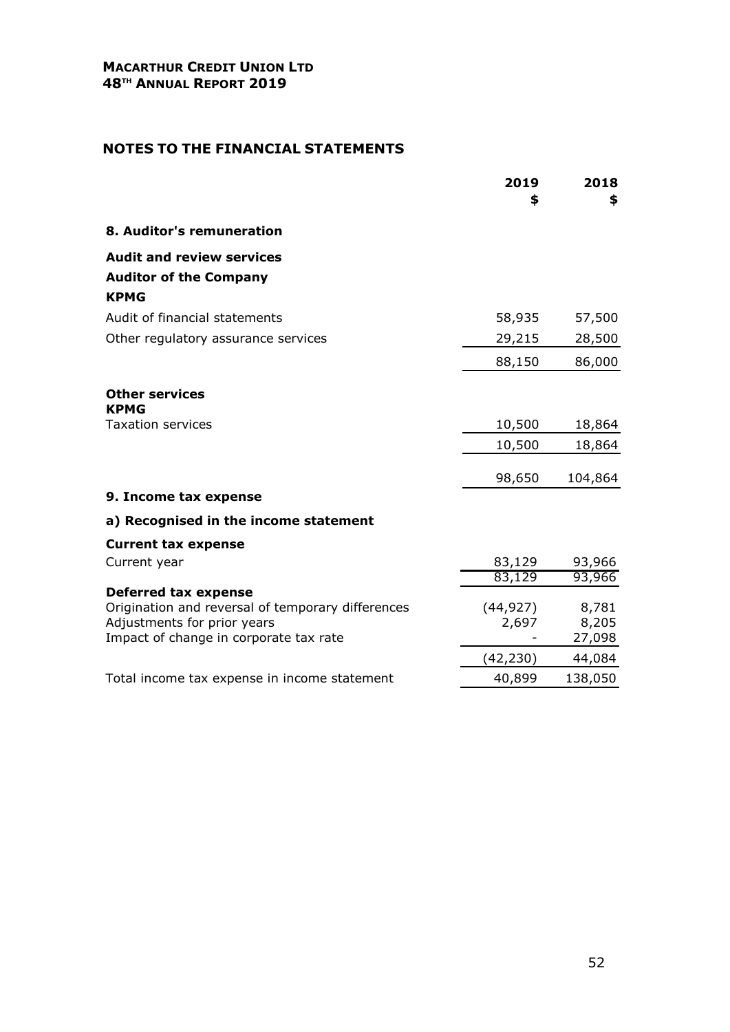# NOTES TO THE FINANCIAL STATEMENTS

| | 2019 $ | 2018 $ |
|---|---|---|
| **8. Auditor's remuneration** | | |
| **Audit and review services** | | |
| **Auditor of the Company** | | |
| **KPMG** | | |
| Audit of financial statements | 58,935 | 57,500 |
| Other regulatory assurance services | 29,215 | 28,500 |
| | 88,150 | 86,000 |
| **Other services** | | |
| **KPMG** | | |
| Taxation services | 10,500 | 18,864 |
| | 10,500 | 18,864 |
| | 98,650 | 104,864 |
| **9. Income tax expense** | | |
| **a) Recognised in the income statement** | | |
| **Current tax expense** | | |
| Current year | 83,129 | 93,966 |
| | 83,129 | 93,966 |
| **Deferred tax expense** | | |
| Origination and reversal of temporary differences | (44,927) | 8,781 |
| Adjustments for prior years | 2,697 | 8,205 |
| Impact of change in corporate tax rate | - | 27,098 |
| | (42,230) | 44,084 |
| Total income tax expense in income statement | 40,899 | 138,050 |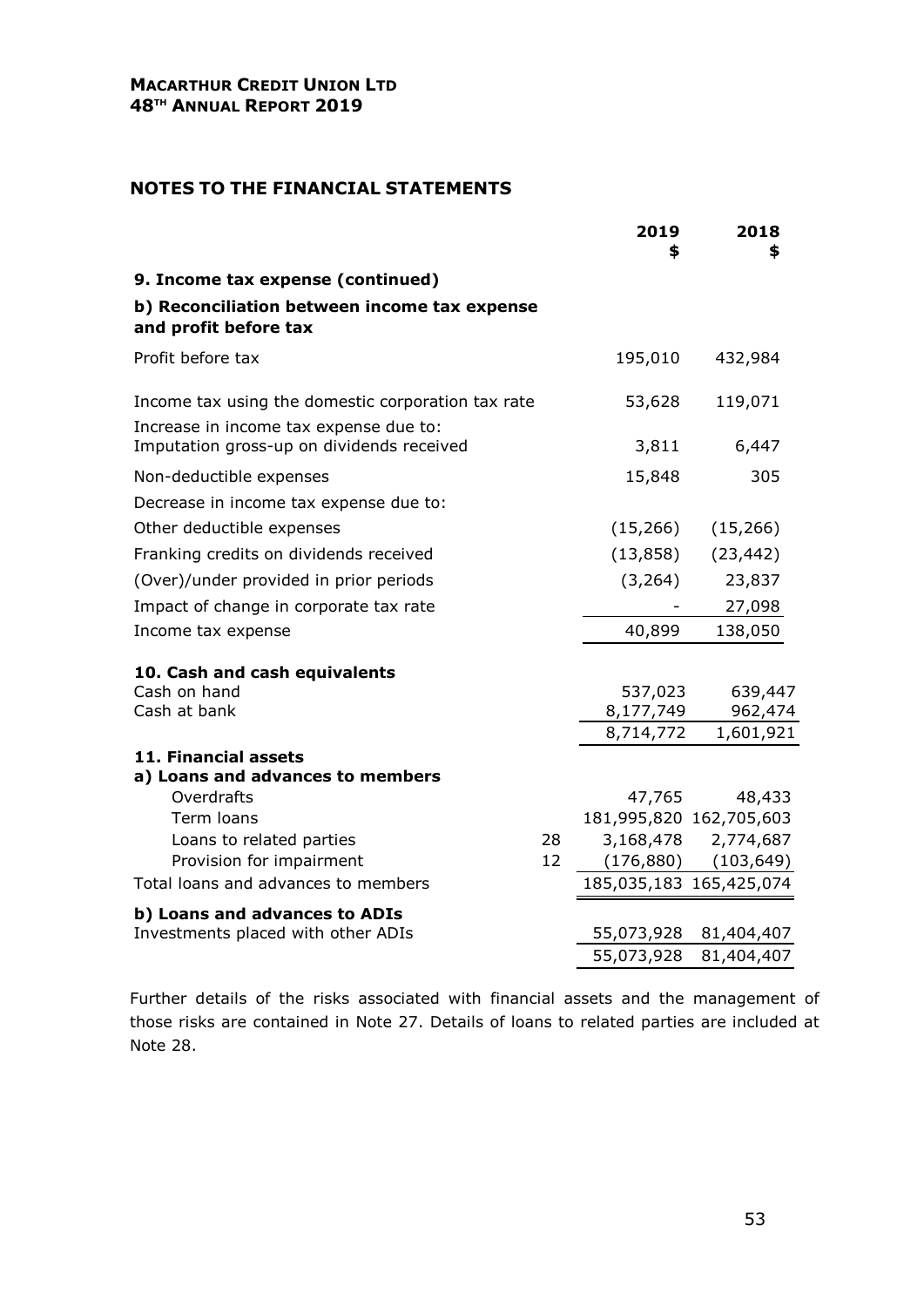## NOTES TO THE FINANCIAL STATEMENTS

| | Note | 2019 $ | 2018 $ |
|---|---|---|---|
| **9. Income tax expense (continued)** | | | |
| **b) Reconciliation between income tax expense and profit before tax** | | | |
| Profit before tax | | 195,010 | 432,984 |
| Income tax using the domestic corporation tax rate | | 53,628 | 119,071 |
| Increase in income tax expense due to: Imputation gross-up on dividends received | | 3,811 | 6,447 |
| Non-deductible expenses | | 15,848 | 305 |
| Decrease in income tax expense due to: | | | |
| Other deductible expenses | | (15,266) | (15,266) |
| Franking credits on dividends received | | (13,858) | (23,442) |
| (Over)/under provided in prior periods | | (3,264) | 23,837 |
| Impact of change in corporate tax rate | | - | 27,098 |
| Income tax expense | | 40,899 | 138,050 |
| **10. Cash and cash equivalents** | | | |
| Cash on hand | | 537,023 | 639,447 |
| Cash at bank | | 8,177,749 | 962,474 |
| | | 8,714,772 | 1,601,921 |
| **11. Financial assets** | | | |
| **a) Loans and advances to members** | | | |
| Overdrafts | | 47,765 | 48,433 |
| Term loans | | 181,995,820 | 162,705,603 |
| Loans to related parties | 28 | 3,168,478 | 2,774,687 |
| Provision for impairment | 12 | (176,880) | (103,649) |
| Total loans and advances to members | | 185,035,183 | 165,425,074 |
| **b) Loans and advances to ADIs** | | | |
| Investments placed with other ADIs | | 55,073,928 | 81,404,407 |
| | | 55,073,928 | 81,404,407 |

Further details of the risks associated with financial assets and the management of those risks are contained in Note 27. Details of loans to related parties are included at Note 28.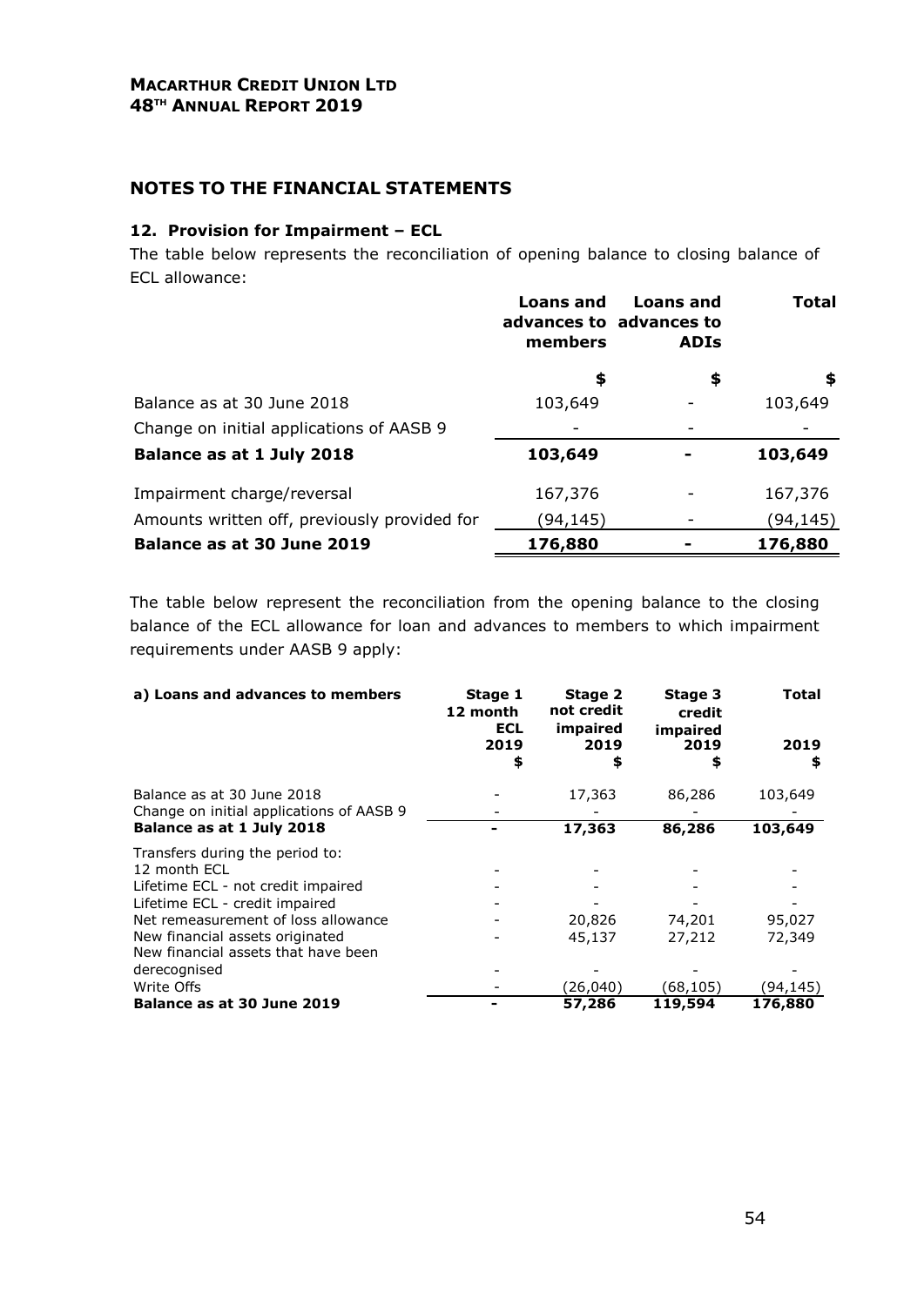## NOTES TO THE FINANCIAL STATEMENTS

### 12. Provision for Impairment – ECL

The table below represents the reconciliation of opening balance to closing balance of ECL allowance:

| | Loans and advances to members | Loans and advances to ADIs | Total |
|---|---|---|---|
| | $ | $ | $ |
| Balance as at 30 June 2018 | 103,649 | - | 103,649 |
| Change on initial applications of AASB 9 | - | - | - |
| **Balance as at 1 July 2018** | **103,649** | **-** | **103,649** |
| Impairment charge/reversal | 167,376 | - | 167,376 |
| Amounts written off, previously provided for | (94,145) | - | (94,145) |
| **Balance as at 30 June 2019** | **176,880** | **-** | **176,880** |

The table below represent the reconciliation from the opening balance to the closing balance of the ECL allowance for loan and advances to members to which impairment requirements under AASB 9 apply:

| a) Loans and advances to members | Stage 1 12 month ECL 2019 $ | Stage 2 not credit impaired 2019 $ | Stage 3 credit impaired 2019 $ | Total 2019 $ |
|---|---|---|---|---|
| Balance as at 30 June 2018 | - | 17,363 | 86,286 | 103,649 |
| Change on initial applications of AASB 9 | - | - | - | - |
| **Balance as at 1 July 2018** | **-** | **17,363** | **86,286** | **103,649** |
| Transfers during the period to: | | | | |
| 12 month ECL | - | - | - | - |
| Lifetime ECL - not credit impaired | - | - | - | - |
| Lifetime ECL - credit impaired | - | - | - | - |
| Net remeasurement of loss allowance | - | 20,826 | 74,201 | 95,027 |
| New financial assets originated | - | 45,137 | 27,212 | 72,349 |
| New financial assets that have been derecognised | - | - | - | - |
| Write Offs | - | (26,040) | (68,105) | (94,145) |
| **Balance as at 30 June 2019** | **-** | **57,286** | **119,594** | **176,880** |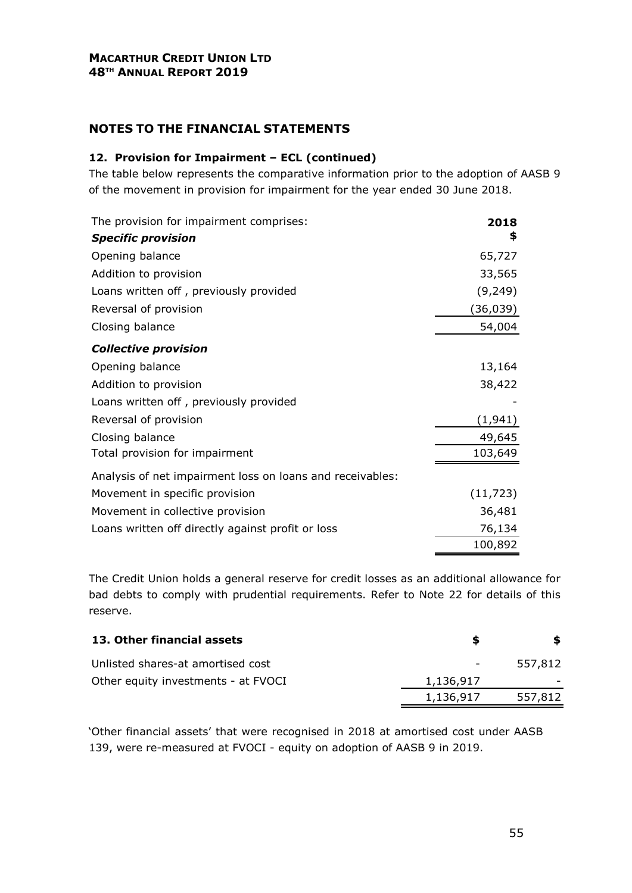## NOTES TO THE FINANCIAL STATEMENTS

### 12. Provision for Impairment – ECL (continued)

The table below represents the comparative information prior to the adoption of AASB 9 of the movement in provision for impairment for the year ended 30 June 2018.

| The provision for impairment comprises: | 2018 $ |
|---|---|
| ***Specific provision*** | |
| Opening balance | 65,727 |
| Addition to provision | 33,565 |
| Loans written off , previously provided | (9,249) |
| Reversal of provision | (36,039) |
| Closing balance | 54,004 |
| ***Collective provision*** | |
| Opening balance | 13,164 |
| Addition to provision | 38,422 |
| Loans written off , previously provided | - |
| Reversal of provision | (1,941) |
| Closing balance | 49,645 |
| Total provision for impairment | 103,649 |
| Analysis of net impairment loss on loans and receivables: | |
| Movement in specific provision | (11,723) |
| Movement in collective provision | 36,481 |
| Loans written off directly against profit or loss | 76,134 |
| | 100,892 |

The Credit Union holds a general reserve for credit losses as an additional allowance for bad debts to comply with prudential requirements. Refer to Note 22 for details of this reserve.

| 13. Other financial assets | $ | $ |
|---|---|---|
| Unlisted shares-at amortised cost | - | 557,812 |
| Other equity investments - at FVOCI | 1,136,917 | - |
| | 1,136,917 | 557,812 |

'Other financial assets' that were recognised in 2018 at amortised cost under AASB 139, were re-measured at FVOCI - equity on adoption of AASB 9 in 2019.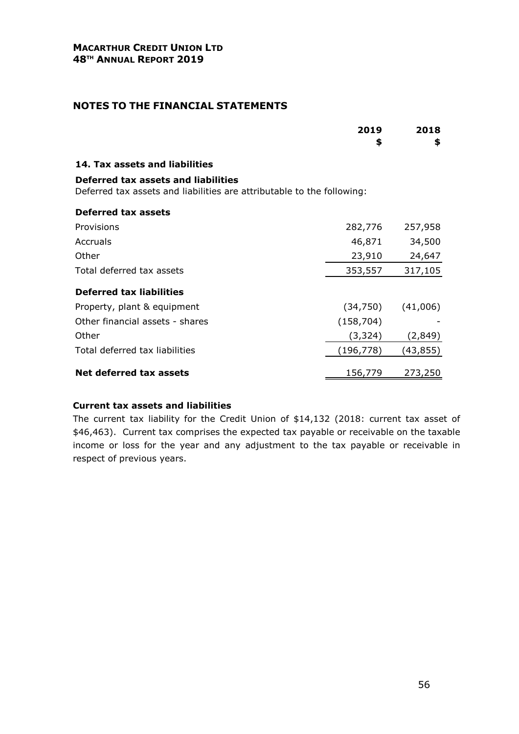## NOTES TO THE FINANCIAL STATEMENTS

| | 2019 $ | 2018 $ |
|---|---|---|
| **14. Tax assets and liabilities** | | |
| **Deferred tax assets and liabilities** | | |
| Deferred tax assets and liabilities are attributable to the following: | | |
| **Deferred tax assets** | | |
| Provisions | 282,776 | 257,958 |
| Accruals | 46,871 | 34,500 |
| Other | 23,910 | 24,647 |
| Total deferred tax assets | 353,557 | 317,105 |
| **Deferred tax liabilities** | | |
| Property, plant & equipment | (34,750) | (41,006) |
| Other financial assets - shares | (158,704) | - |
| Other | (3,324) | (2,849) |
| Total deferred tax liabilities | (196,778) | (43,855) |
| **Net deferred tax assets** | 156,779 | 273,250 |

**Current tax assets and liabilities**

The current tax liability for the Credit Union of $14,132 (2018: current tax asset of $46,463). Current tax comprises the expected tax payable or receivable on the taxable income or loss for the year and any adjustment to the tax payable or receivable in respect of previous years.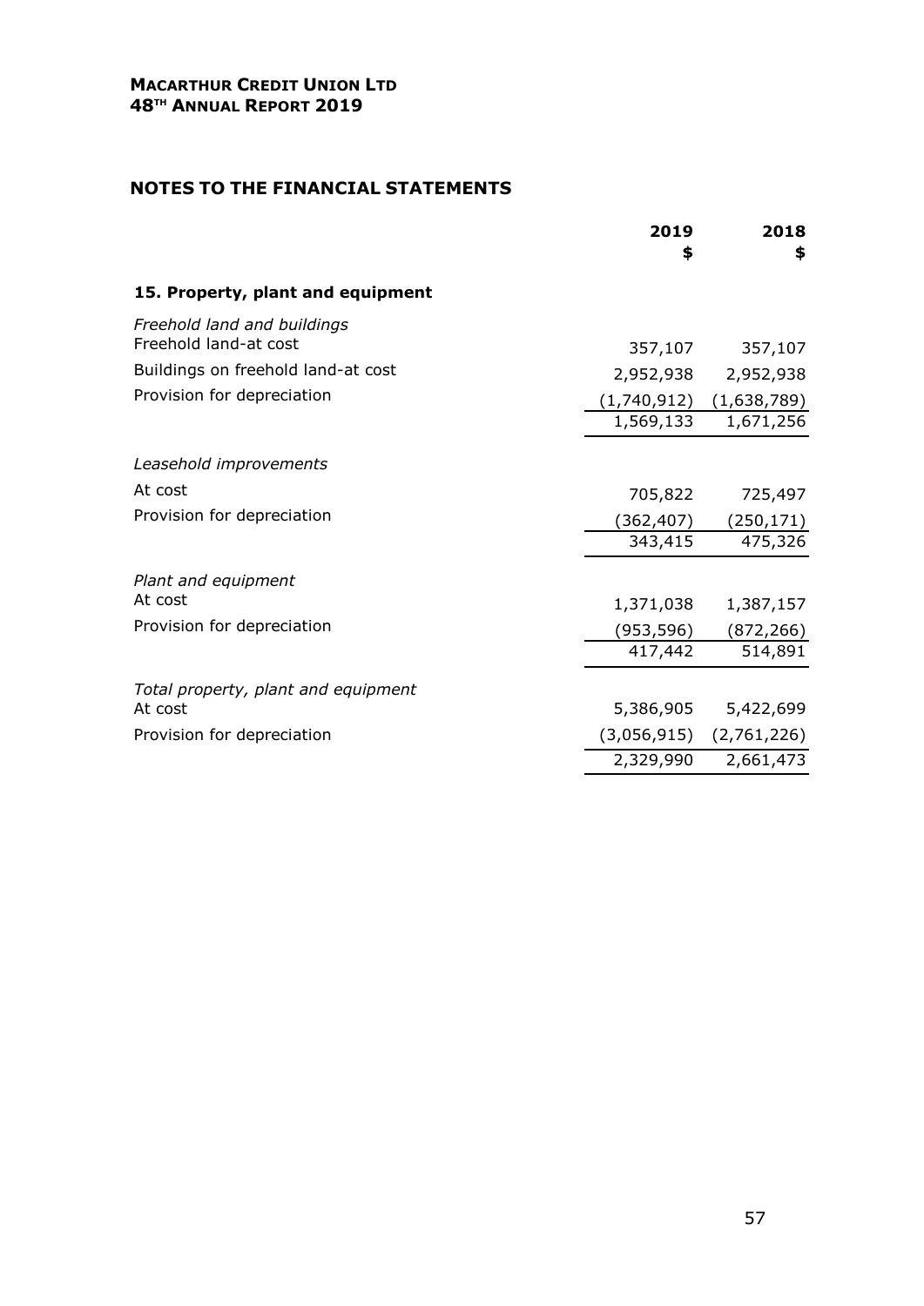**MACARTHUR CREDIT UNION LTD**
**48TH ANNUAL REPORT 2019**

## NOTES TO THE FINANCIAL STATEMENTS

| | 2019 $ | 2018 $ |
|---|---|---|
| **15. Property, plant and equipment** | | |
| *Freehold land and buildings* | | |
| Freehold land-at cost | 357,107 | 357,107 |
| Buildings on freehold land-at cost | 2,952,938 | 2,952,938 |
| Provision for depreciation | (1,740,912) | (1,638,789) |
| | 1,569,133 | 1,671,256 |
| *Leasehold improvements* | | |
| At cost | 705,822 | 725,497 |
| Provision for depreciation | (362,407) | (250,171) |
| | 343,415 | 475,326 |
| *Plant and equipment* | | |
| At cost | 1,371,038 | 1,387,157 |
| Provision for depreciation | (953,596) | (872,266) |
| | 417,442 | 514,891 |
| *Total property, plant and equipment* | | |
| At cost | 5,386,905 | 5,422,699 |
| Provision for depreciation | (3,056,915) | (2,761,226) |
| | 2,329,990 | 2,661,473 |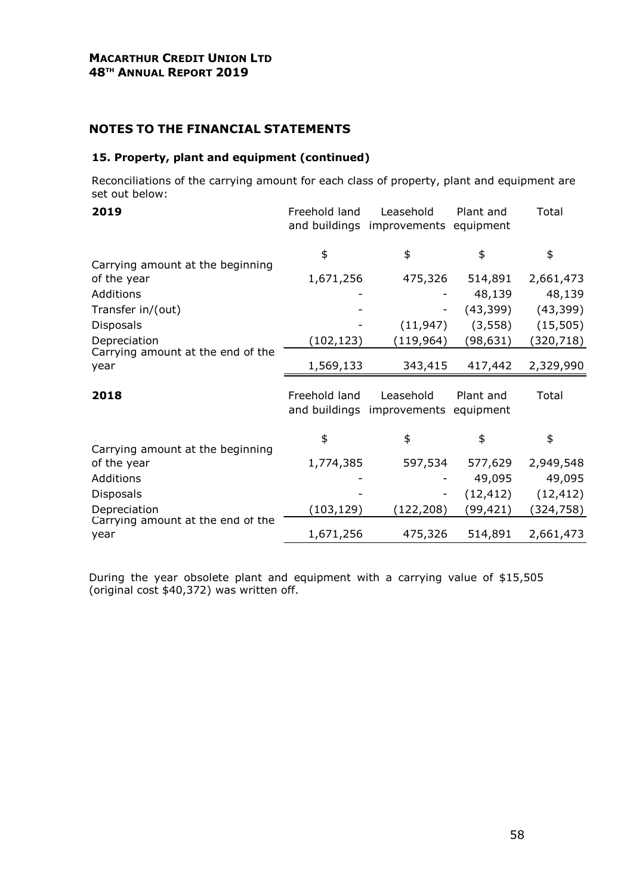**MACARTHUR CREDIT UNION LTD**
**48TH ANNUAL REPORT 2019**

## NOTES TO THE FINANCIAL STATEMENTS

### 15. Property, plant and equipment (continued)

Reconciliations of the carrying amount for each class of property, plant and equipment are set out below:

| 2019 | Freehold land and buildings | Leasehold improvements | Plant and equipment | Total |
|---|---|---|---|---|
| | $ | $ | $ | $ |
| Carrying amount at the beginning of the year | 1,671,256 | 475,326 | 514,891 | 2,661,473 |
| Additions | - | - | 48,139 | 48,139 |
| Transfer in/(out) | - | - | (43,399) | (43,399) |
| Disposals | - | (11,947) | (3,558) | (15,505) |
| Depreciation | (102,123) | (119,964) | (98,631) | (320,718) |
| Carrying amount at the end of the year | 1,569,133 | 343,415 | 417,442 | 2,329,990 |

| 2018 | Freehold land and buildings | Leasehold improvements | Plant and equipment | Total |
|---|---|---|---|---|
| | $ | $ | $ | $ |
| Carrying amount at the beginning of the year | 1,774,385 | 597,534 | 577,629 | 2,949,548 |
| Additions | - | - | 49,095 | 49,095 |
| Disposals | - | - | (12,412) | (12,412) |
| Depreciation | (103,129) | (122,208) | (99,421) | (324,758) |
| Carrying amount at the end of the year | 1,671,256 | 475,326 | 514,891 | 2,661,473 |

During the year obsolete plant and equipment with a carrying value of $15,505 (original cost $40,372) was written off.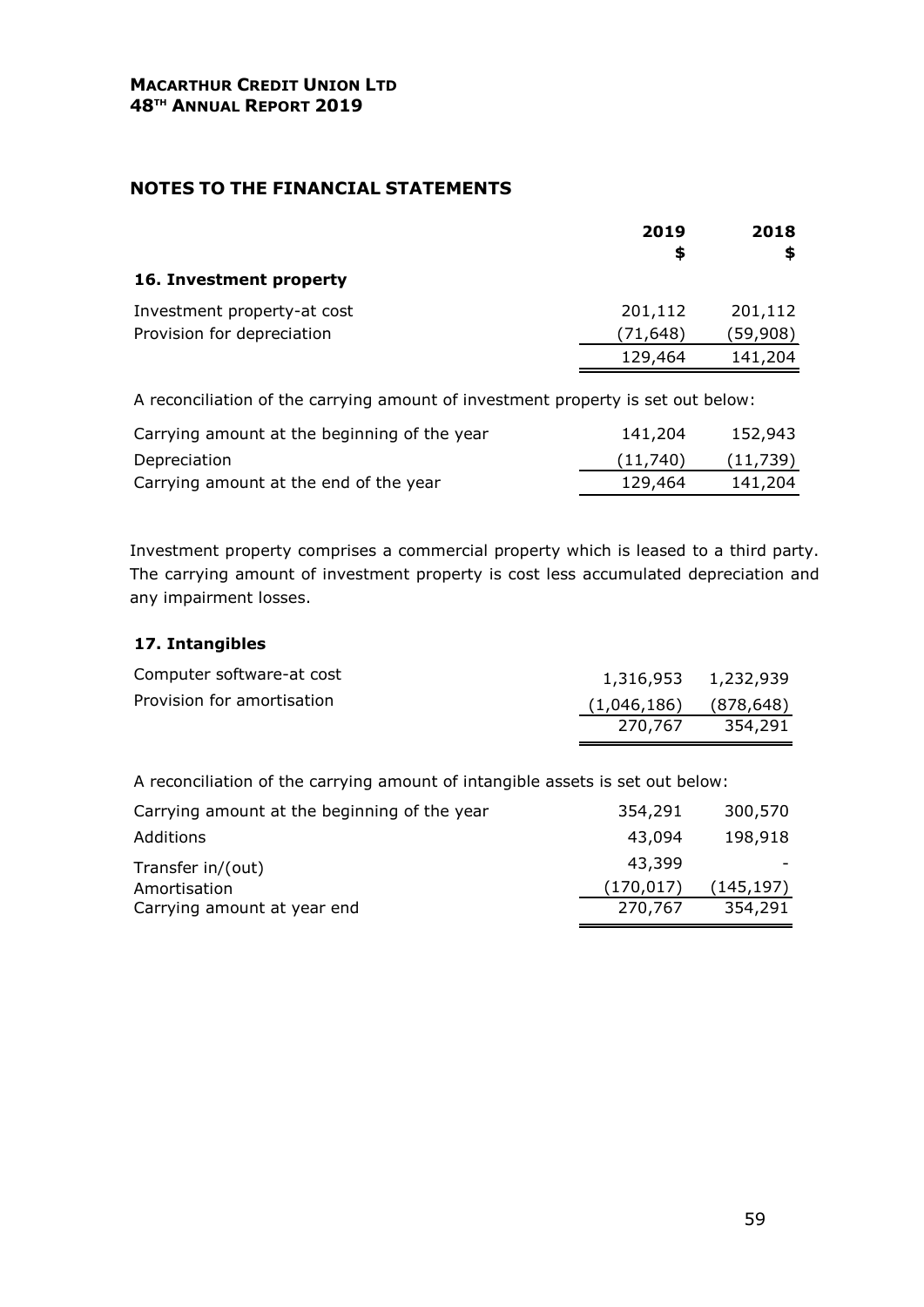## NOTES TO THE FINANCIAL STATEMENTS

| | 2019 $ | 2018 $ |
|---|---|---|
| **16. Investment property** | | |
| Investment property-at cost | 201,112 | 201,112 |
| Provision for depreciation | (71,648) | (59,908) |
| | 129,464 | 141,204 |

A reconciliation of the carrying amount of investment property is set out below:

| | 2019 $ | 2018 $ |
|---|---|---|
| Carrying amount at the beginning of the year | 141,204 | 152,943 |
| Depreciation | (11,740) | (11,739) |
| Carrying amount at the end of the year | 129,464 | 141,204 |

Investment property comprises a commercial property which is leased to a third party. The carrying amount of investment property is cost less accumulated depreciation and any impairment losses.

### 17. Intangibles

| | 2019 $ | 2018 $ |
|---|---|---|
| Computer software-at cost | 1,316,953 | 1,232,939 |
| Provision for amortisation | (1,046,186) | (878,648) |
| | 270,767 | 354,291 |

A reconciliation of the carrying amount of intangible assets is set out below:

| | 2019 $ | 2018 $ |
|---|---|---|
| Carrying amount at the beginning of the year | 354,291 | 300,570 |
| Additions | 43,094 | 198,918 |
| Transfer in/(out) | 43,399 | - |
| Amortisation | (170,017) | (145,197) |
| Carrying amount at year end | 270,767 | 354,291 |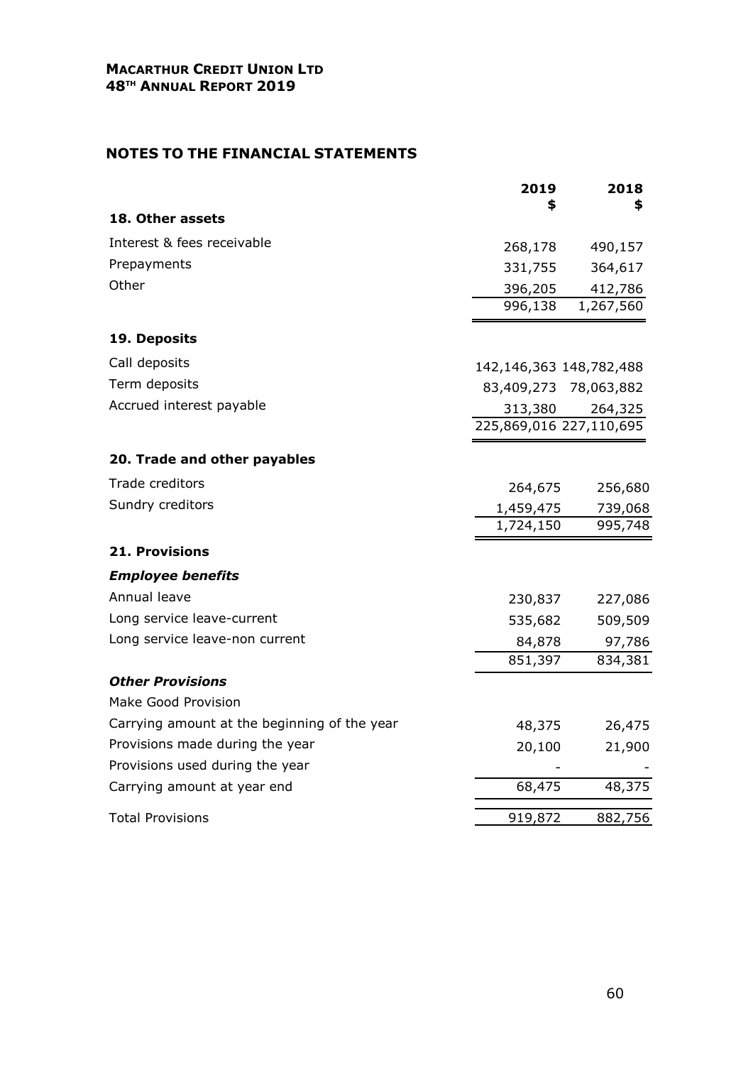## NOTES TO THE FINANCIAL STATEMENTS

| | 2019 $ | 2018 $ |
|---|---|---|
| **18. Other assets** | | |
| Interest & fees receivable | 268,178 | 490,157 |
| Prepayments | 331,755 | 364,617 |
| Other | 396,205 | 412,786 |
| | 996,138 | 1,267,560 |
| **19. Deposits** | | |
| Call deposits | 142,146,363 | 148,782,488 |
| Term deposits | 83,409,273 | 78,063,882 |
| Accrued interest payable | 313,380 | 264,325 |
| | 225,869,016 | 227,110,695 |
| **20. Trade and other payables** | | |
| Trade creditors | 264,675 | 256,680 |
| Sundry creditors | 1,459,475 | 739,068 |
| | 1,724,150 | 995,748 |
| **21. Provisions** | | |
| ***Employee benefits*** | | |
| Annual leave | 230,837 | 227,086 |
| Long service leave-current | 535,682 | 509,509 |
| Long service leave-non current | 84,878 | 97,786 |
| | 851,397 | 834,381 |
| ***Other Provisions*** | | |
| Make Good Provision | | |
| Carrying amount at the beginning of the year | 48,375 | 26,475 |
| Provisions made during the year | 20,100 | 21,900 |
| Provisions used during the year | - | - |
| Carrying amount at year end | 68,475 | 48,375 |
| Total Provisions | 919,872 | 882,756 |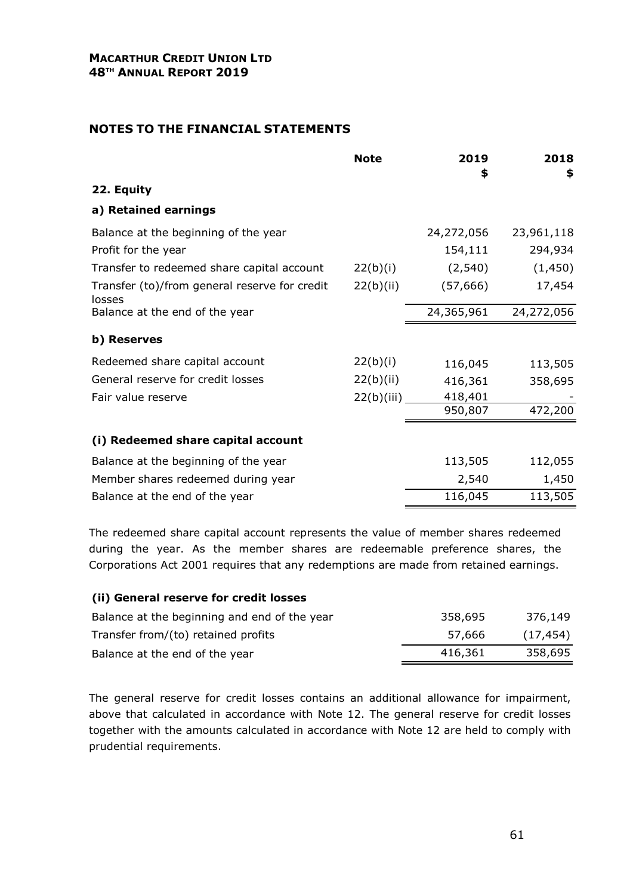## NOTES TO THE FINANCIAL STATEMENTS

| | Note | 2019 $ | 2018 $ |
|---|---|---|---|
| **22. Equity** | | | |
| **a) Retained earnings** | | | |
| Balance at the beginning of the year | | 24,272,056 | 23,961,118 |
| Profit for the year | | 154,111 | 294,934 |
| Transfer to redeemed share capital account | 22(b)(i) | (2,540) | (1,450) |
| Transfer (to)/from general reserve for credit losses | 22(b)(ii) | (57,666) | 17,454 |
| Balance at the end of the year | | 24,365,961 | 24,272,056 |
| **b) Reserves** | | | |
| Redeemed share capital account | 22(b)(i) | 116,045 | 113,505 |
| General reserve for credit losses | 22(b)(ii) | 416,361 | 358,695 |
| Fair value reserve | 22(b)(iii) | 418,401 | - |
| | | 950,807 | 472,200 |

### (i) Redeemed share capital account

| | 2019 $ | 2018 $ |
|---|---|---|
| Balance at the beginning of the year | 113,505 | 112,055 |
| Member shares redeemed during year | 2,540 | 1,450 |
| Balance at the end of the year | 116,045 | 113,505 |

The redeemed share capital account represents the value of member shares redeemed during the year. As the member shares are redeemable preference shares, the Corporations Act 2001 requires that any redemptions are made from retained earnings.

### (ii) General reserve for credit losses

| | 2019 $ | 2018 $ |
|---|---|---|
| Balance at the beginning and end of the year | 358,695 | 376,149 |
| Transfer from/(to) retained profits | 57,666 | (17,454) |
| Balance at the end of the year | 416,361 | 358,695 |

The general reserve for credit losses contains an additional allowance for impairment, above that calculated in accordance with Note 12. The general reserve for credit losses together with the amounts calculated in accordance with Note 12 are held to comply with prudential requirements.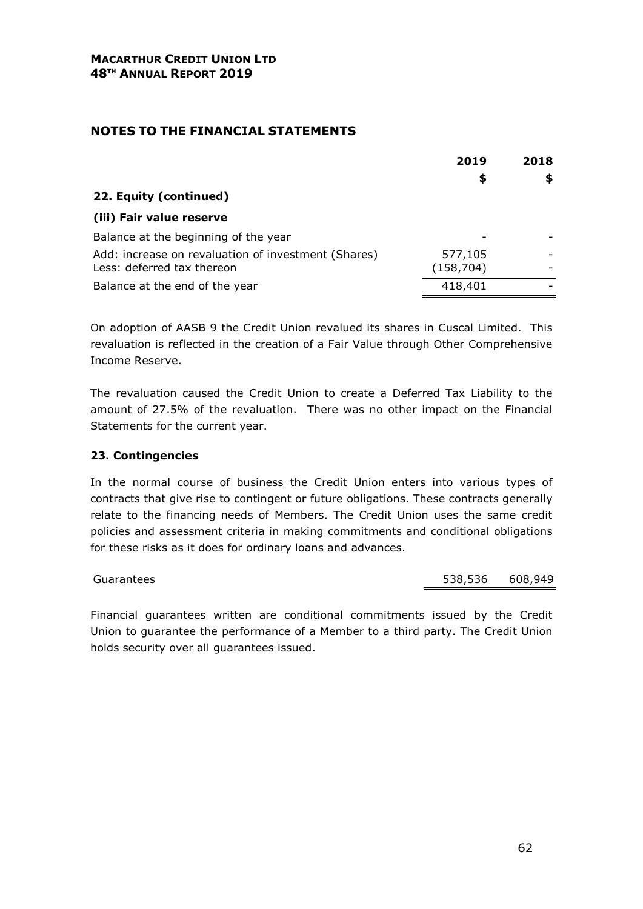## NOTES TO THE FINANCIAL STATEMENTS

| | 2019 | 2018 |
|---|---|---|
| | $ | $ |
| **22. Equity (continued)** | | |
| **(iii) Fair value reserve** | | |
| Balance at the beginning of the year | - | - |
| Add: increase on revaluation of investment (Shares) | 577,105 | - |
| Less: deferred tax thereon | (158,704) | - |
| Balance at the end of the year | 418,401 | - |

On adoption of AASB 9 the Credit Union revalued its shares in Cuscal Limited. This revaluation is reflected in the creation of a Fair Value through Other Comprehensive Income Reserve.

The revaluation caused the Credit Union to create a Deferred Tax Liability to the amount of 27.5% of the revaluation. There was no other impact on the Financial Statements for the current year.

### 23. Contingencies

In the normal course of business the Credit Union enters into various types of contracts that give rise to contingent or future obligations. These contracts generally relate to the financing needs of Members. The Credit Union uses the same credit policies and assessment criteria in making commitments and conditional obligations for these risks as it does for ordinary loans and advances.

| | 2019 | 2018 |
|---|---|---|
| Guarantees | 538,536 | 608,949 |

Financial guarantees written are conditional commitments issued by the Credit Union to guarantee the performance of a Member to a third party. The Credit Union holds security over all guarantees issued.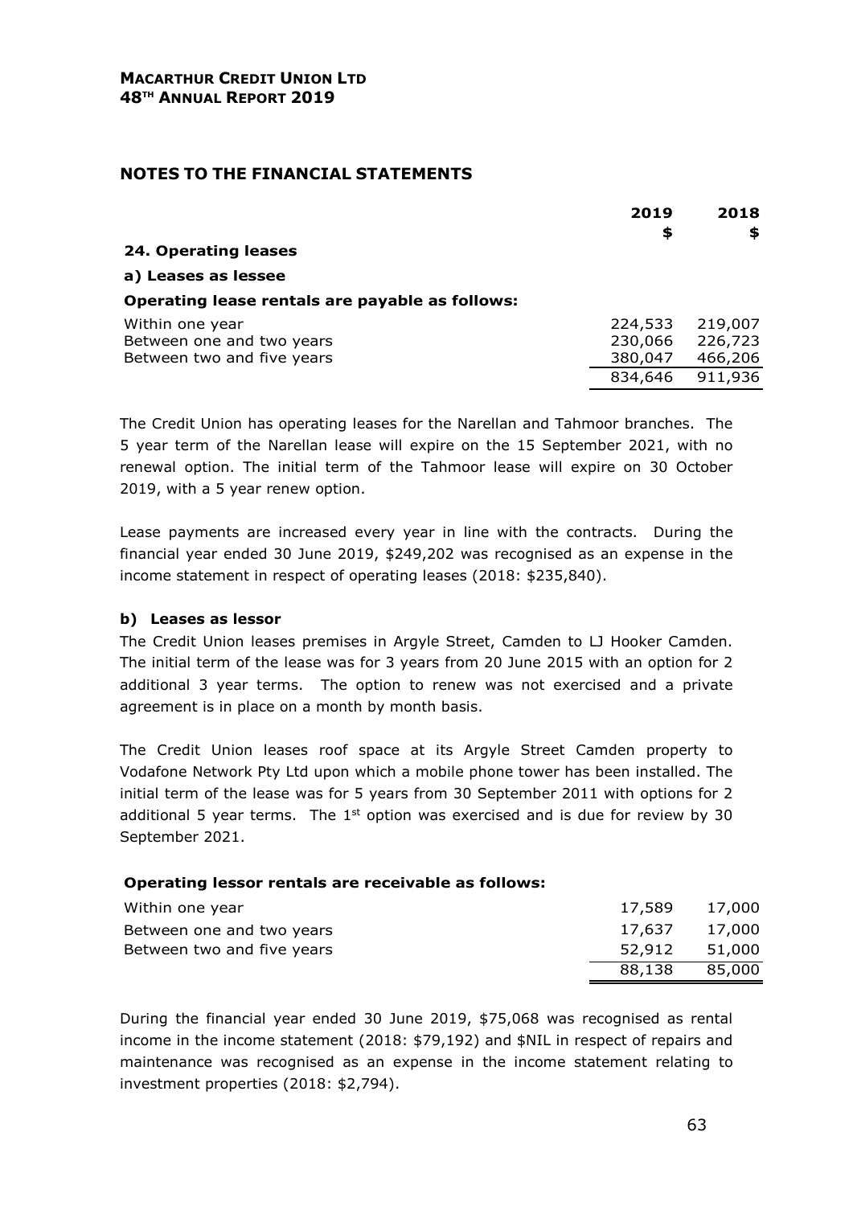## NOTES TO THE FINANCIAL STATEMENTS

| | 2019<br>$ | 2018<br>$ |
|---|---|---|
| **24. Operating leases** | | |
| **a) Leases as lessee** | | |
| **Operating lease rentals are payable as follows:** | | |
| Within one year | 224,533 | 219,007 |
| Between one and two years | 230,066 | 226,723 |
| Between two and five years | 380,047 | 466,206 |
| | 834,646 | 911,936 |

The Credit Union has operating leases for the Narellan and Tahmoor branches. The 5 year term of the Narellan lease will expire on the 15 September 2021, with no renewal option. The initial term of the Tahmoor lease will expire on 30 October 2019, with a 5 year renew option.

Lease payments are increased every year in line with the contracts. During the financial year ended 30 June 2019, $249,202 was recognised as an expense in the income statement in respect of operating leases (2018: $235,840).

### b) Leases as lessor

The Credit Union leases premises in Argyle Street, Camden to LJ Hooker Camden. The initial term of the lease was for 3 years from 20 June 2015 with an option for 2 additional 3 year terms. The option to renew was not exercised and a private agreement is in place on a month by month basis.

The Credit Union leases roof space at its Argyle Street Camden property to Vodafone Network Pty Ltd upon which a mobile phone tower has been installed. The initial term of the lease was for 5 years from 30 September 2011 with options for 2 additional 5 year terms. The 1st option was exercised and is due for review by 30 September 2021.

| **Operating lessor rentals are receivable as follows:** | | |
|---|---|---|
| Within one year | 17,589 | 17,000 |
| Between one and two years | 17,637 | 17,000 |
| Between two and five years | 52,912 | 51,000 |
| | 88,138 | 85,000 |

During the financial year ended 30 June 2019, $75,068 was recognised as rental income in the income statement (2018: $79,192) and $NIL in respect of repairs and maintenance was recognised as an expense in the income statement relating to investment properties (2018: $2,794).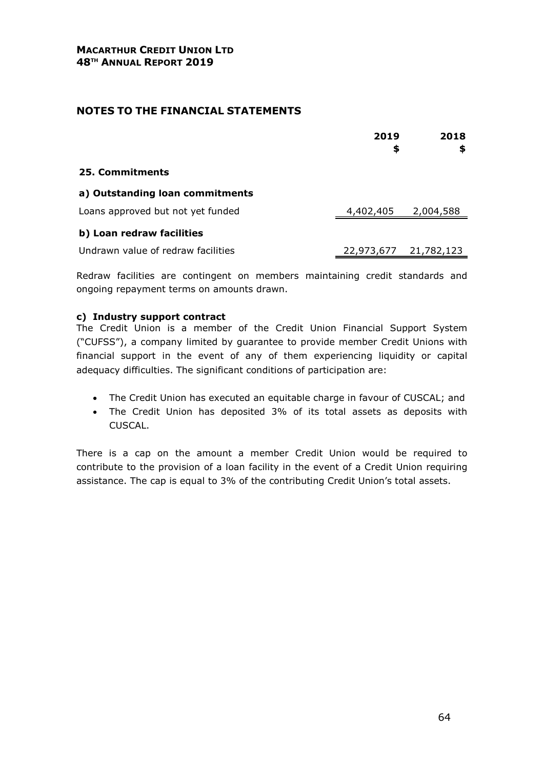## NOTES TO THE FINANCIAL STATEMENTS

| | 2019 $ | 2018 $ |
|---|---|---|
| **25. Commitments** | | |
| **a) Outstanding loan commitments** | | |
| Loans approved but not yet funded | 4,402,405 | 2,004,588 |
| **b) Loan redraw facilities** | | |
| Undrawn value of redraw facilities | 22,973,677 | 21,782,123 |

Redraw facilities are contingent on members maintaining credit standards and ongoing repayment terms on amounts drawn.

**c) Industry support contract**

The Credit Union is a member of the Credit Union Financial Support System ("CUFSS"), a company limited by guarantee to provide member Credit Unions with financial support in the event of any of them experiencing liquidity or capital adequacy difficulties. The significant conditions of participation are:

- The Credit Union has executed an equitable charge in favour of CUSCAL; and
- The Credit Union has deposited 3% of its total assets as deposits with CUSCAL.

There is a cap on the amount a member Credit Union would be required to contribute to the provision of a loan facility in the event of a Credit Union requiring assistance. The cap is equal to 3% of the contributing Credit Union's total assets.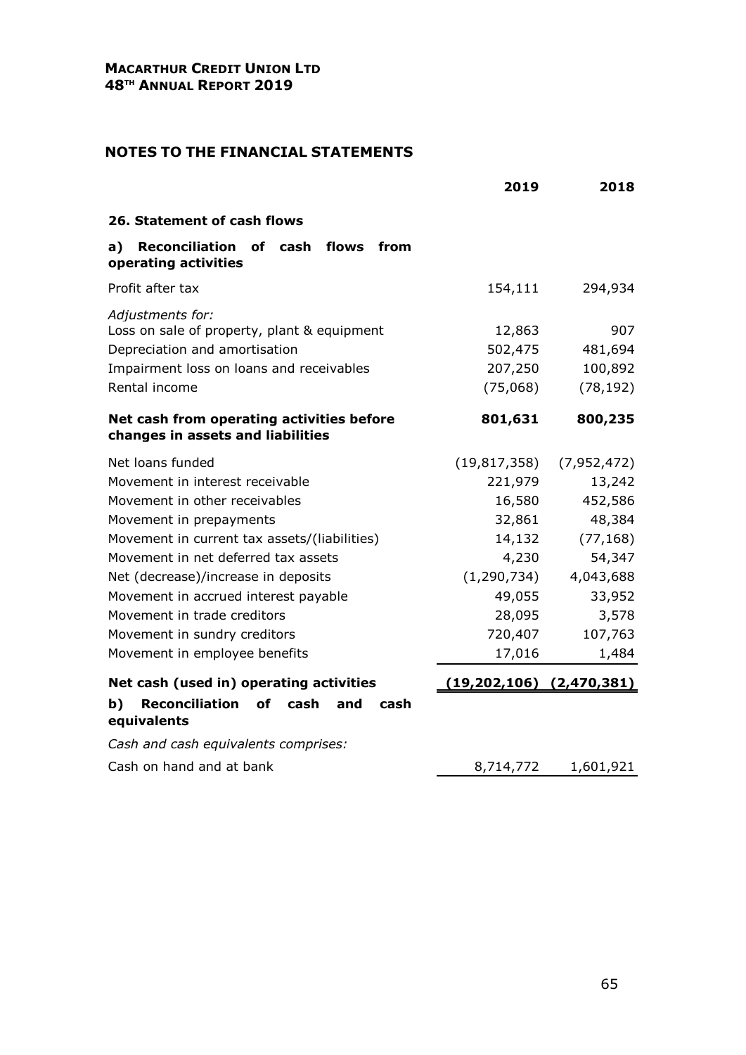## NOTES TO THE FINANCIAL STATEMENTS

| | 2019 | 2018 |
|---|---|---|
| **26. Statement of cash flows** | | |
| **a) Reconciliation of cash flows from operating activities** | | |
| Profit after tax | 154,111 | 294,934 |
| *Adjustments for:* | | |
| Loss on sale of property, plant & equipment | 12,863 | 907 |
| Depreciation and amortisation | 502,475 | 481,694 |
| Impairment loss on loans and receivables | 207,250 | 100,892 |
| Rental income | (75,068) | (78,192) |
| **Net cash from operating activities before changes in assets and liabilities** | **801,631** | **800,235** |
| Net loans funded | (19,817,358) | (7,952,472) |
| Movement in interest receivable | 221,979 | 13,242 |
| Movement in other receivables | 16,580 | 452,586 |
| Movement in prepayments | 32,861 | 48,384 |
| Movement in current tax assets/(liabilities) | 14,132 | (77,168) |
| Movement in net deferred tax assets | 4,230 | 54,347 |
| Net (decrease)/increase in deposits | (1,290,734) | 4,043,688 |
| Movement in accrued interest payable | 49,055 | 33,952 |
| Movement in trade creditors | 28,095 | 3,578 |
| Movement in sundry creditors | 720,407 | 107,763 |
| Movement in employee benefits | 17,016 | 1,484 |
| **Net cash (used in) operating activities** | **(19,202,106)** | **(2,470,381)** |
| **b) Reconciliation of cash and cash equivalents** | | |
| *Cash and cash equivalents comprises:* | | |
| Cash on hand and at bank | 8,714,772 | 1,601,921 |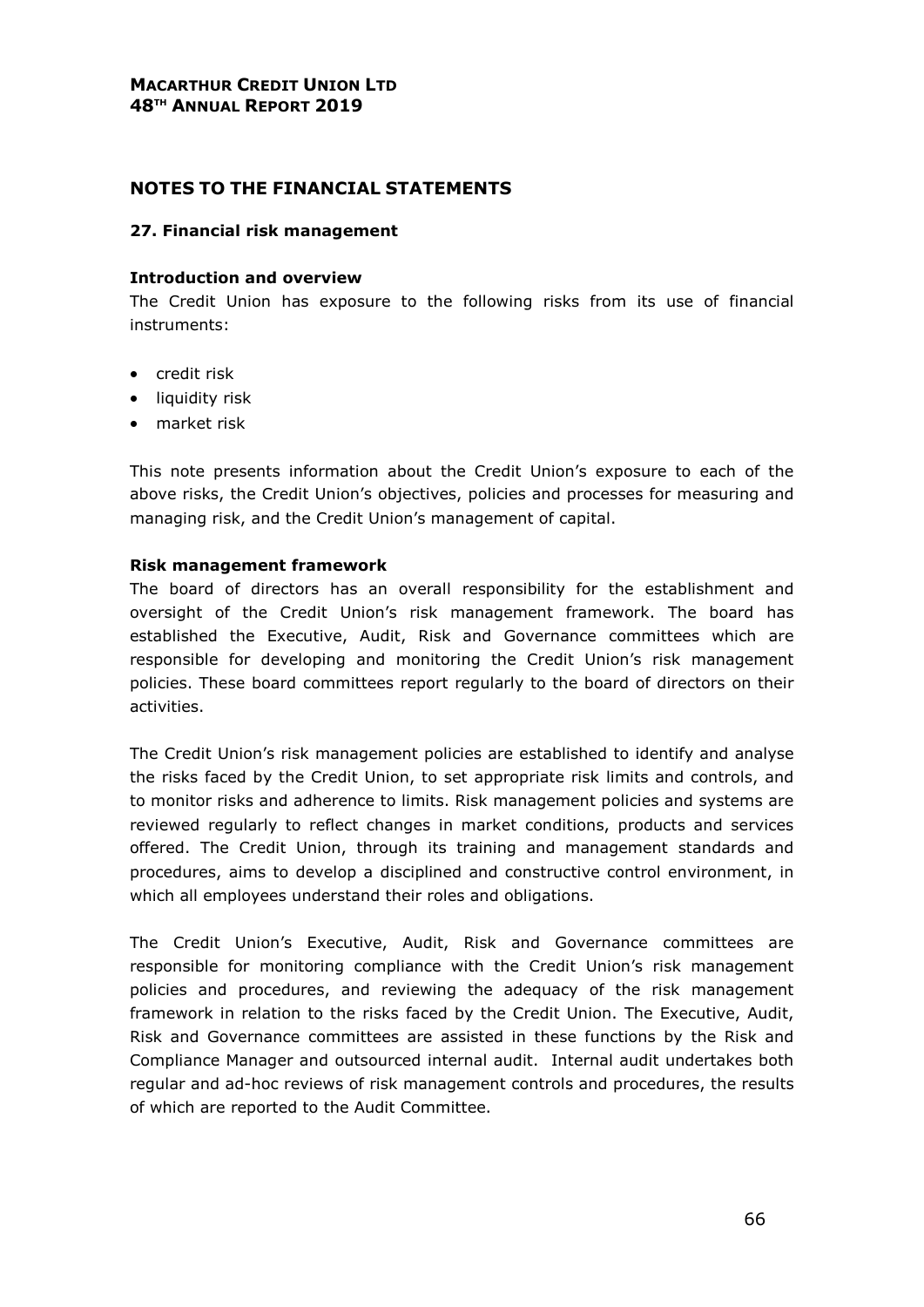## NOTES TO THE FINANCIAL STATEMENTS

### 27. Financial risk management

**Introduction and overview**

The Credit Union has exposure to the following risks from its use of financial instruments:

- credit risk
- liquidity risk
- market risk

This note presents information about the Credit Union's exposure to each of the above risks, the Credit Union's objectives, policies and processes for measuring and managing risk, and the Credit Union's management of capital.

**Risk management framework**

The board of directors has an overall responsibility for the establishment and oversight of the Credit Union's risk management framework. The board has established the Executive, Audit, Risk and Governance committees which are responsible for developing and monitoring the Credit Union's risk management policies. These board committees report regularly to the board of directors on their activities.

The Credit Union's risk management policies are established to identify and analyse the risks faced by the Credit Union, to set appropriate risk limits and controls, and to monitor risks and adherence to limits. Risk management policies and systems are reviewed regularly to reflect changes in market conditions, products and services offered. The Credit Union, through its training and management standards and procedures, aims to develop a disciplined and constructive control environment, in which all employees understand their roles and obligations.

The Credit Union's Executive, Audit, Risk and Governance committees are responsible for monitoring compliance with the Credit Union's risk management policies and procedures, and reviewing the adequacy of the risk management framework in relation to the risks faced by the Credit Union. The Executive, Audit, Risk and Governance committees are assisted in these functions by the Risk and Compliance Manager and outsourced internal audit. Internal audit undertakes both regular and ad-hoc reviews of risk management controls and procedures, the results of which are reported to the Audit Committee.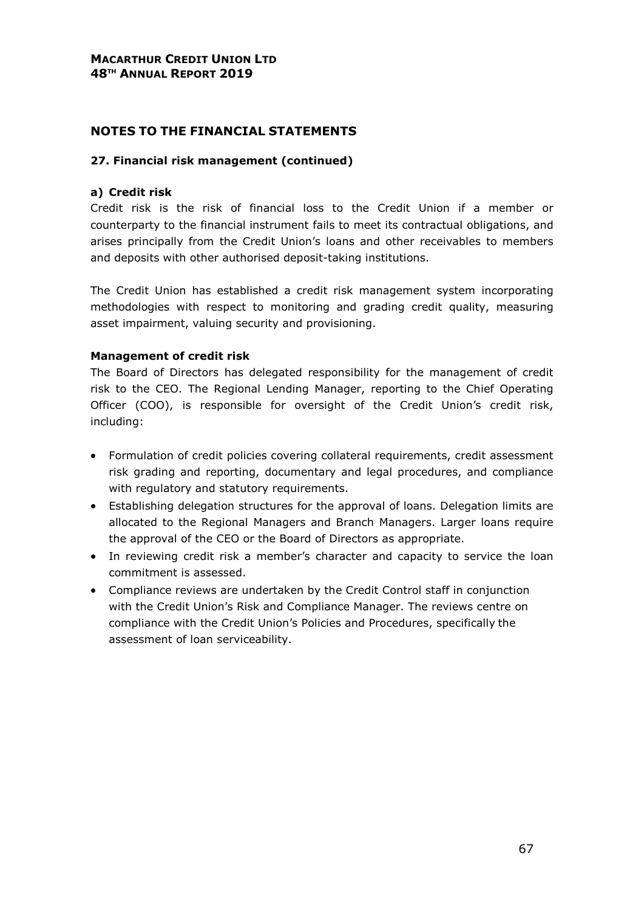# NOTES TO THE FINANCIAL STATEMENTS

## 27. Financial risk management (continued)

### a) Credit risk

Credit risk is the risk of financial loss to the Credit Union if a member or counterparty to the financial instrument fails to meet its contractual obligations, and arises principally from the Credit Union's loans and other receivables to members and deposits with other authorised deposit-taking institutions.

The Credit Union has established a credit risk management system incorporating methodologies with respect to monitoring and grading credit quality, measuring asset impairment, valuing security and provisioning.

### Management of credit risk

The Board of Directors has delegated responsibility for the management of credit risk to the CEO. The Regional Lending Manager, reporting to the Chief Operating Officer (COO), is responsible for oversight of the Credit Union's credit risk, including:

- Formulation of credit policies covering collateral requirements, credit assessment risk grading and reporting, documentary and legal procedures, and compliance with regulatory and statutory requirements.
- Establishing delegation structures for the approval of loans. Delegation limits are allocated to the Regional Managers and Branch Managers. Larger loans require the approval of the CEO or the Board of Directors as appropriate.
- In reviewing credit risk a member's character and capacity to service the loan commitment is assessed.
- Compliance reviews are undertaken by the Credit Control staff in conjunction with the Credit Union's Risk and Compliance Manager. The reviews centre on compliance with the Credit Union's Policies and Procedures, specifically the assessment of loan serviceability.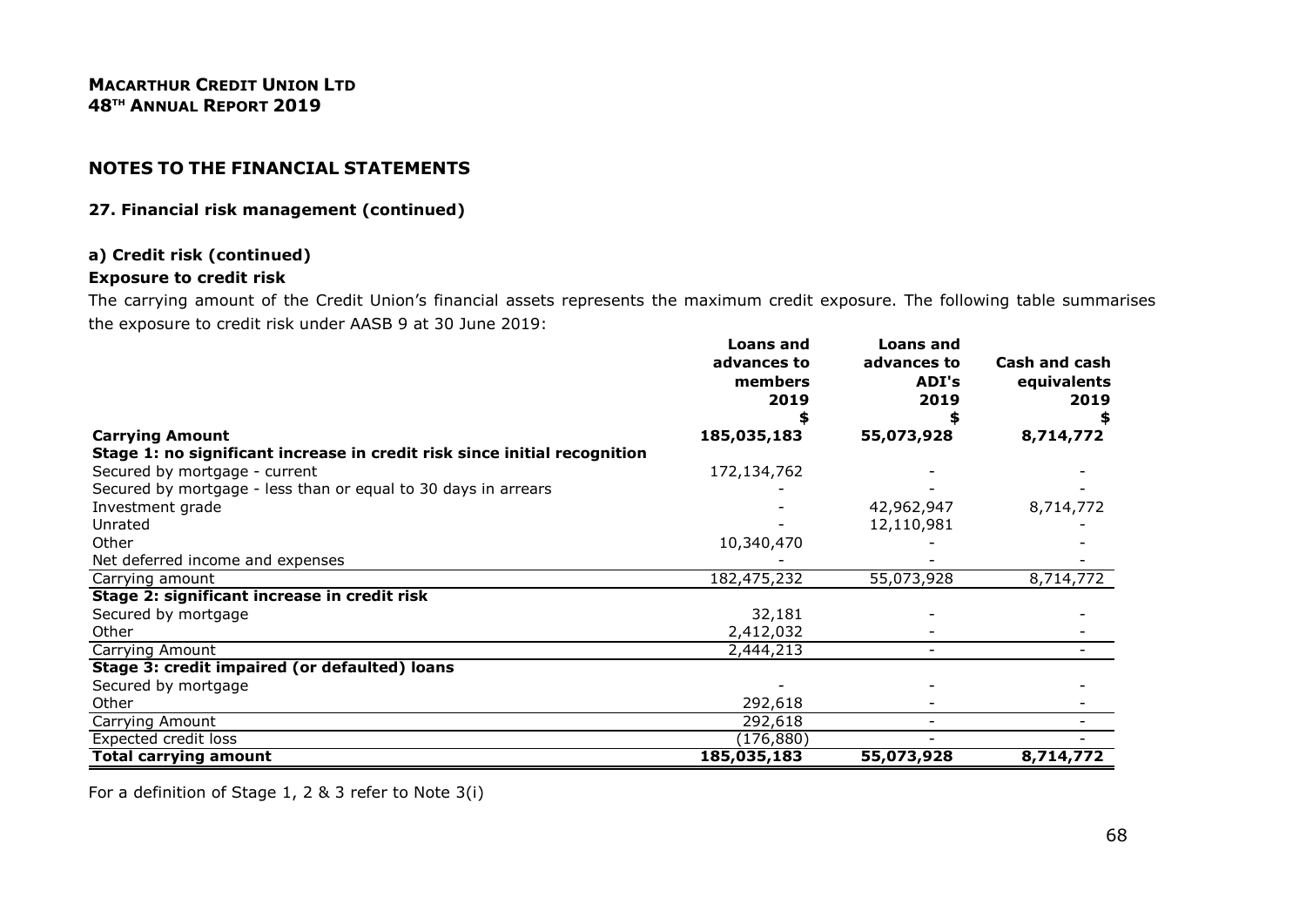**MACARTHUR CREDIT UNION LTD**
**48TH ANNUAL REPORT 2019**

## NOTES TO THE FINANCIAL STATEMENTS

### 27. Financial risk management (continued)

#### a) Credit risk (continued)

**Exposure to credit risk**

The carrying amount of the Credit Union's financial assets represents the maximum credit exposure. The following table summarises the exposure to credit risk under AASB 9 at 30 June 2019:

| | Loans and advances to members 2019 $ | Loans and advances to ADI's 2019 $ | Cash and cash equivalents 2019 $ |
|---|---|---|---|
| **Carrying Amount** | **185,035,183** | **55,073,928** | **8,714,772** |
| **Stage 1: no significant increase in credit risk since initial recognition** | | | |
| Secured by mortgage - current | 172,134,762 | - | - |
| Secured by mortgage - less than or equal to 30 days in arrears | - | - | - |
| Investment grade | - | 42,962,947 | 8,714,772 |
| Unrated | - | 12,110,981 | - |
| Other | 10,340,470 | - | - |
| Net deferred income and expenses | - | - | - |
| Carrying amount | 182,475,232 | 55,073,928 | 8,714,772 |
| **Stage 2: significant increase in credit risk** | | | |
| Secured by mortgage | 32,181 | - | - |
| Other | 2,412,032 | - | - |
| Carrying Amount | 2,444,213 | - | - |
| **Stage 3: credit impaired (or defaulted) loans** | | | |
| Secured by mortgage | - | - | - |
| Other | 292,618 | - | - |
| Carrying Amount | 292,618 | - | - |
| Expected credit loss | (176,880) | - | - |
| **Total carrying amount** | **185,035,183** | **55,073,928** | **8,714,772** |

For a definition of Stage 1, 2 & 3 refer to Note 3(i)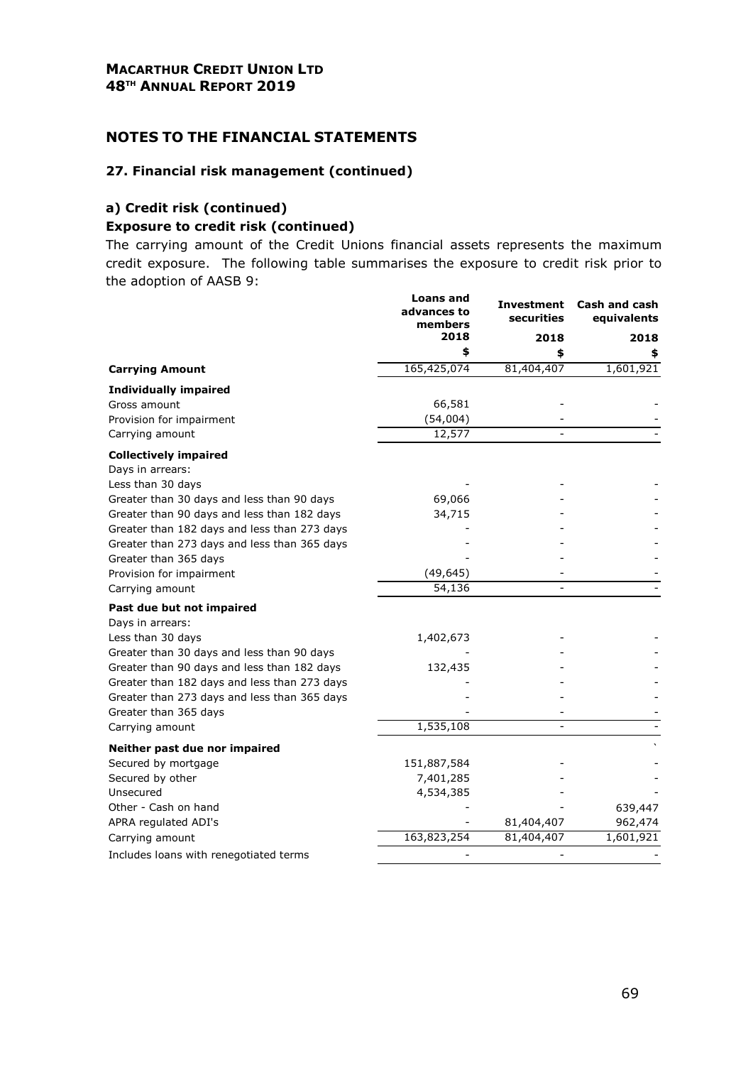## NOTES TO THE FINANCIAL STATEMENTS

### 27. Financial risk management (continued)

#### a) Credit risk (continued)

#### Exposure to credit risk (continued)

The carrying amount of the Credit Unions financial assets represents the maximum credit exposure. The following table summarises the exposure to credit risk prior to the adoption of AASB 9:

| | Loans and advances to members | Investment securities | Cash and cash equivalents |
|---|---|---|---|
| | 2018 | 2018 | 2018 |
| | $ | $ | $ |
| **Carrying Amount** | 165,425,074 | 81,404,407 | 1,601,921 |
| **Individually impaired** | | | |
| Gross amount | 66,581 | - | - |
| Provision for impairment | (54,004) | - | - |
| Carrying amount | 12,577 | - | - |
| **Collectively impaired** | | | |
| Days in arrears: | | | |
| Less than 30 days | - | - | - |
| Greater than 30 days and less than 90 days | 69,066 | - | - |
| Greater than 90 days and less than 182 days | 34,715 | - | - |
| Greater than 182 days and less than 273 days | - | - | - |
| Greater than 273 days and less than 365 days | - | - | - |
| Greater than 365 days | - | - | - |
| Provision for impairment | (49,645) | - | - |
| Carrying amount | 54,136 | - | - |
| **Past due but not impaired** | | | |
| Days in arrears: | | | |
| Less than 30 days | 1,402,673 | - | - |
| Greater than 30 days and less than 90 days | - | - | - |
| Greater than 90 days and less than 182 days | 132,435 | - | - |
| Greater than 182 days and less than 273 days | - | - | - |
| Greater than 273 days and less than 365 days | - | - | - |
| Greater than 365 days | - | - | - |
| Carrying amount | 1,535,108 | - | - |
| **Neither past due nor impaired** | | | ` |
| Secured by mortgage | 151,887,584 | - | - |
| Secured by other | 7,401,285 | - | - |
| Unsecured | 4,534,385 | - | - |
| Other - Cash on hand | - | - | 639,447 |
| APRA regulated ADI's | - | 81,404,407 | 962,474 |
| Carrying amount | 163,823,254 | 81,404,407 | 1,601,921 |
| Includes loans with renegotiated terms | - | - | - |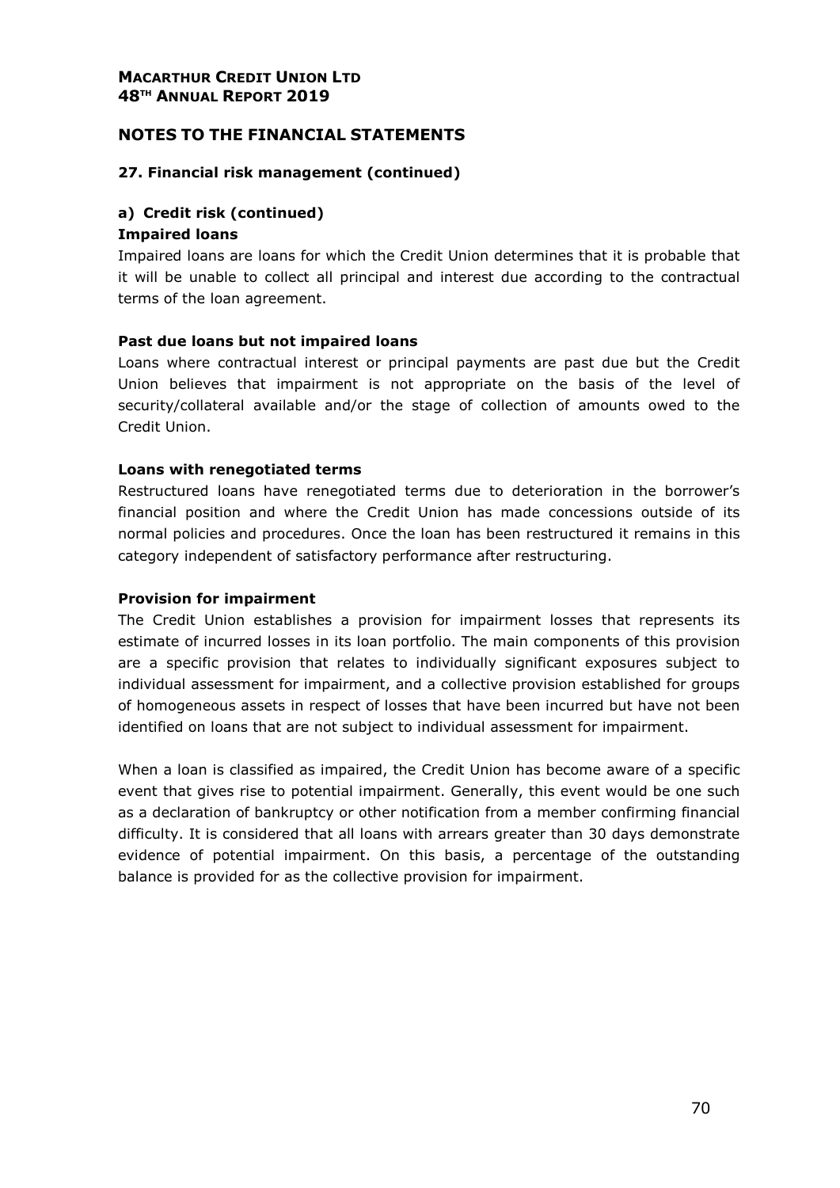## NOTES TO THE FINANCIAL STATEMENTS

### 27. Financial risk management (continued)

#### a) Credit risk (continued)

**Impaired loans**

Impaired loans are loans for which the Credit Union determines that it is probable that it will be unable to collect all principal and interest due according to the contractual terms of the loan agreement.

**Past due loans but not impaired loans**

Loans where contractual interest or principal payments are past due but the Credit Union believes that impairment is not appropriate on the basis of the level of security/collateral available and/or the stage of collection of amounts owed to the Credit Union.

**Loans with renegotiated terms**

Restructured loans have renegotiated terms due to deterioration in the borrower's financial position and where the Credit Union has made concessions outside of its normal policies and procedures. Once the loan has been restructured it remains in this category independent of satisfactory performance after restructuring.

**Provision for impairment**

The Credit Union establishes a provision for impairment losses that represents its estimate of incurred losses in its loan portfolio. The main components of this provision are a specific provision that relates to individually significant exposures subject to individual assessment for impairment, and a collective provision established for groups of homogeneous assets in respect of losses that have been incurred but have not been identified on loans that are not subject to individual assessment for impairment.

When a loan is classified as impaired, the Credit Union has become aware of a specific event that gives rise to potential impairment. Generally, this event would be one such as a declaration of bankruptcy or other notification from a member confirming financial difficulty. It is considered that all loans with arrears greater than 30 days demonstrate evidence of potential impairment. On this basis, a percentage of the outstanding balance is provided for as the collective provision for impairment.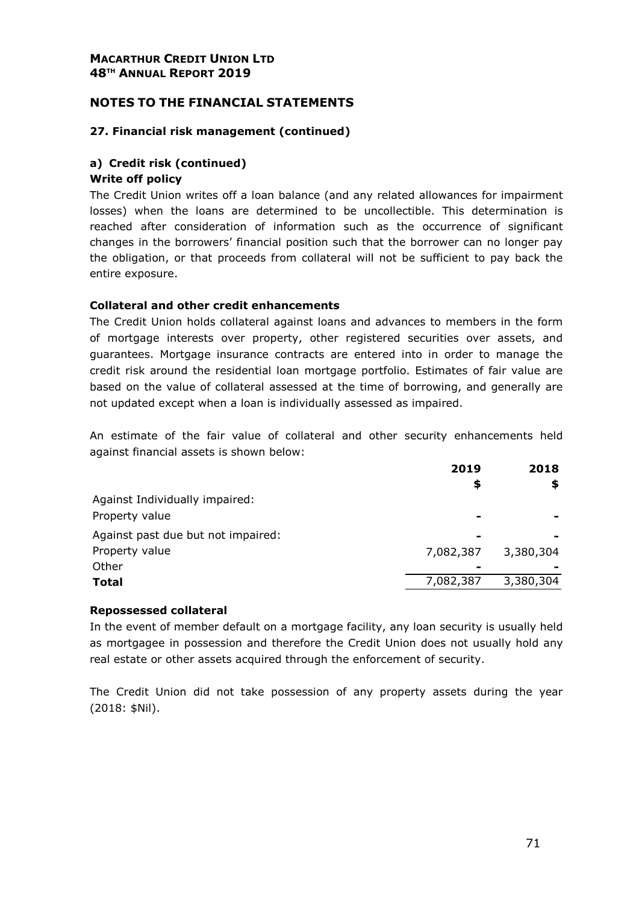## NOTES TO THE FINANCIAL STATEMENTS

### 27. Financial risk management (continued)

#### a) Credit risk (continued)

**Write off policy**

The Credit Union writes off a loan balance (and any related allowances for impairment losses) when the loans are determined to be uncollectible. This determination is reached after consideration of information such as the occurrence of significant changes in the borrowers' financial position such that the borrower can no longer pay the obligation, or that proceeds from collateral will not be sufficient to pay back the entire exposure.

**Collateral and other credit enhancements**

The Credit Union holds collateral against loans and advances to members in the form of mortgage interests over property, other registered securities over assets, and guarantees. Mortgage insurance contracts are entered into in order to manage the credit risk around the residential loan mortgage portfolio. Estimates of fair value are based on the value of collateral assessed at the time of borrowing, and generally are not updated except when a loan is individually assessed as impaired.

An estimate of the fair value of collateral and other security enhancements held against financial assets is shown below:

| | 2019 | 2018 |
|---|---|---|
| | $ | $ |
| Against Individually impaired: | | |
| Property value | - | - |
| Against past due but not impaired: | - | - |
| Property value | 7,082,387 | 3,380,304 |
| Other | - | - |
| **Total** | 7,082,387 | 3,380,304 |

**Repossessed collateral**

In the event of member default on a mortgage facility, any loan security is usually held as mortgagee in possession and therefore the Credit Union does not usually hold any real estate or other assets acquired through the enforcement of security.

The Credit Union did not take possession of any property assets during the year (2018: $Nil).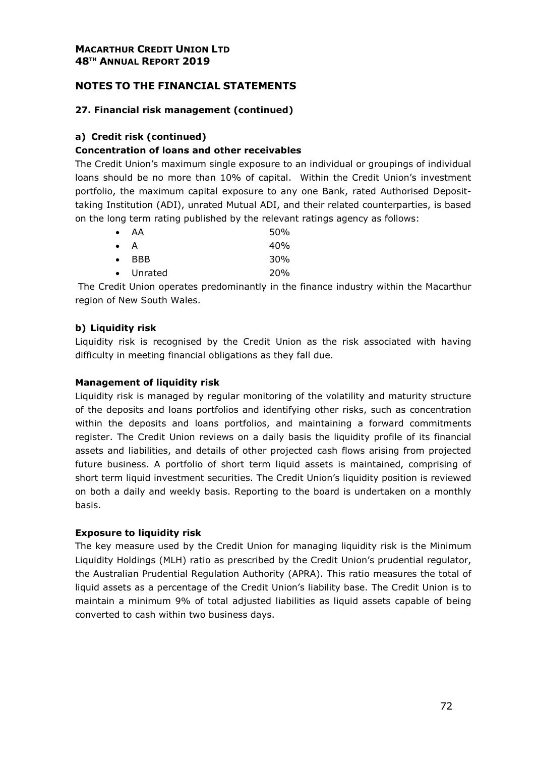# NOTES TO THE FINANCIAL STATEMENTS

## 27. Financial risk management (continued)

### a) Credit risk (continued)

**Concentration of loans and other receivables**

The Credit Union's maximum single exposure to an individual or groupings of individual loans should be no more than 10% of capital. Within the Credit Union's investment portfolio, the maximum capital exposure to any one Bank, rated Authorised Deposit-taking Institution (ADI), unrated Mutual ADI, and their related counterparties, is based on the long term rating published by the relevant ratings agency as follows:

- AA 50%
- A 40%
- BBB 30%
- Unrated 20%

The Credit Union operates predominantly in the finance industry within the Macarthur region of New South Wales.

### b) Liquidity risk

Liquidity risk is recognised by the Credit Union as the risk associated with having difficulty in meeting financial obligations as they fall due.

**Management of liquidity risk**

Liquidity risk is managed by regular monitoring of the volatility and maturity structure of the deposits and loans portfolios and identifying other risks, such as concentration within the deposits and loans portfolios, and maintaining a forward commitments register. The Credit Union reviews on a daily basis the liquidity profile of its financial assets and liabilities, and details of other projected cash flows arising from projected future business. A portfolio of short term liquid assets is maintained, comprising of short term liquid investment securities. The Credit Union's liquidity position is reviewed on both a daily and weekly basis. Reporting to the board is undertaken on a monthly basis.

**Exposure to liquidity risk**

The key measure used by the Credit Union for managing liquidity risk is the Minimum Liquidity Holdings (MLH) ratio as prescribed by the Credit Union's prudential regulator, the Australian Prudential Regulation Authority (APRA). This ratio measures the total of liquid assets as a percentage of the Credit Union's liability base. The Credit Union is to maintain a minimum 9% of total adjusted liabilities as liquid assets capable of being converted to cash within two business days.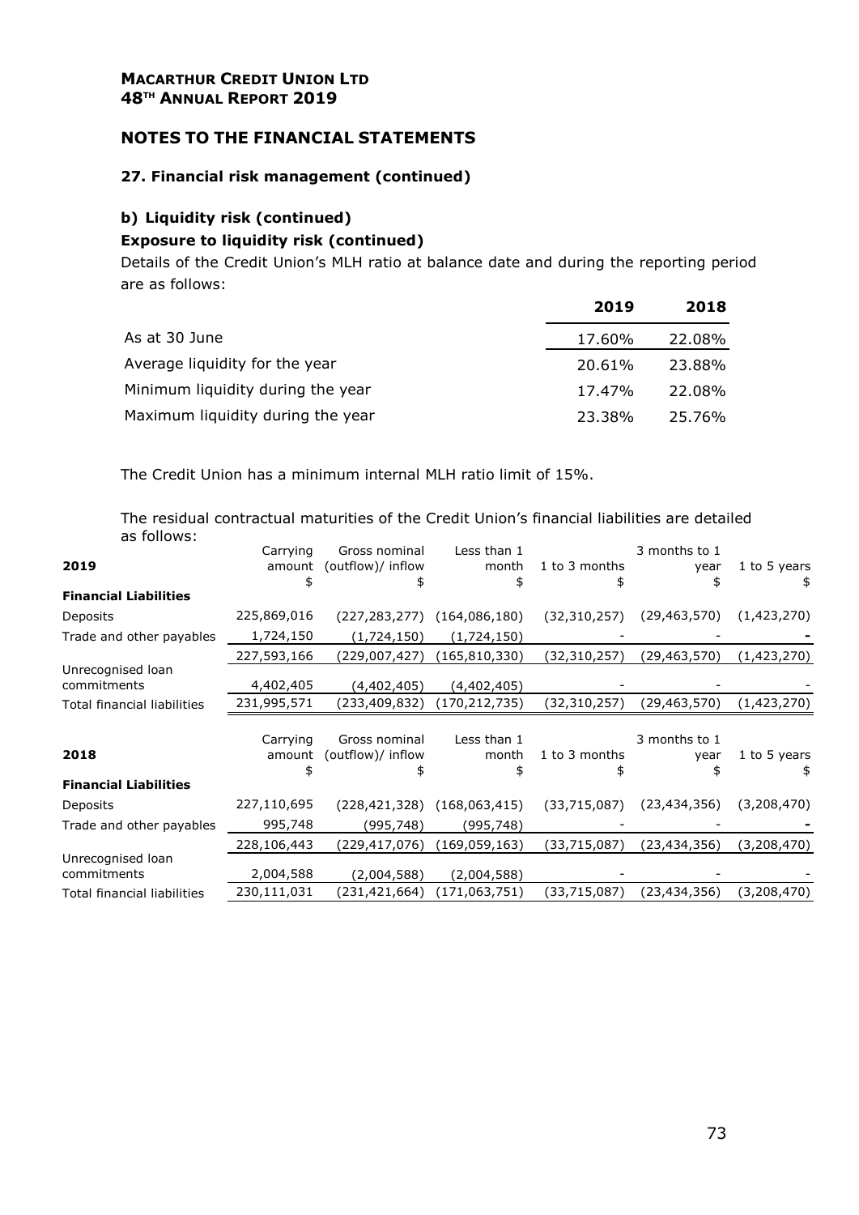**MACARTHUR CREDIT UNION LTD**
**48TH ANNUAL REPORT 2019**

## NOTES TO THE FINANCIAL STATEMENTS

### 27. Financial risk management (continued)

### b) Liquidity risk (continued)

**Exposure to liquidity risk (continued)**

Details of the Credit Union's MLH ratio at balance date and during the reporting period are as follows:

| | 2019 | 2018 |
|---|---|---|
| As at 30 June | 17.60% | 22.08% |
| Average liquidity for the year | 20.61% | 23.88% |
| Minimum liquidity during the year | 17.47% | 22.08% |
| Maximum liquidity during the year | 23.38% | 25.76% |

The Credit Union has a minimum internal MLH ratio limit of 15%.

The residual contractual maturities of the Credit Union's financial liabilities are detailed as follows:

| 2019 | Carrying amount $ | Gross nominal (outflow)/ inflow $ | Less than 1 month $ | 1 to 3 months $ | 3 months to 1 year $ | 1 to 5 years $ |
|---|---|---|---|---|---|---|
| **Financial Liabilities** | | | | | | |
| Deposits | 225,869,016 | (227,283,277) | (164,086,180) | (32,310,257) | (29,463,570) | (1,423,270) |
| Trade and other payables | 1,724,150 | (1,724,150) | (1,724,150) | - | - | - |
| | 227,593,166 | (229,007,427) | (165,810,330) | (32,310,257) | (29,463,570) | (1,423,270) |
| Unrecognised loan commitments | 4,402,405 | (4,402,405) | (4,402,405) | - | - | - |
| Total financial liabilities | 231,995,571 | (233,409,832) | (170,212,735) | (32,310,257) | (29,463,570) | (1,423,270) |

| 2018 | Carrying amount $ | Gross nominal (outflow)/ inflow $ | Less than 1 month $ | 1 to 3 months $ | 3 months to 1 year $ | 1 to 5 years $ |
|---|---|---|---|---|---|---|
| **Financial Liabilities** | | | | | | |
| Deposits | 227,110,695 | (228,421,328) | (168,063,415) | (33,715,087) | (23,434,356) | (3,208,470) |
| Trade and other payables | 995,748 | (995,748) | (995,748) | - | - | - |
| | 228,106,443 | (229,417,076) | (169,059,163) | (33,715,087) | (23,434,356) | (3,208,470) |
| Unrecognised loan commitments | 2,004,588 | (2,004,588) | (2,004,588) | - | - | - |
| Total financial liabilities | 230,111,031 | (231,421,664) | (171,063,751) | (33,715,087) | (23,434,356) | (3,208,470) |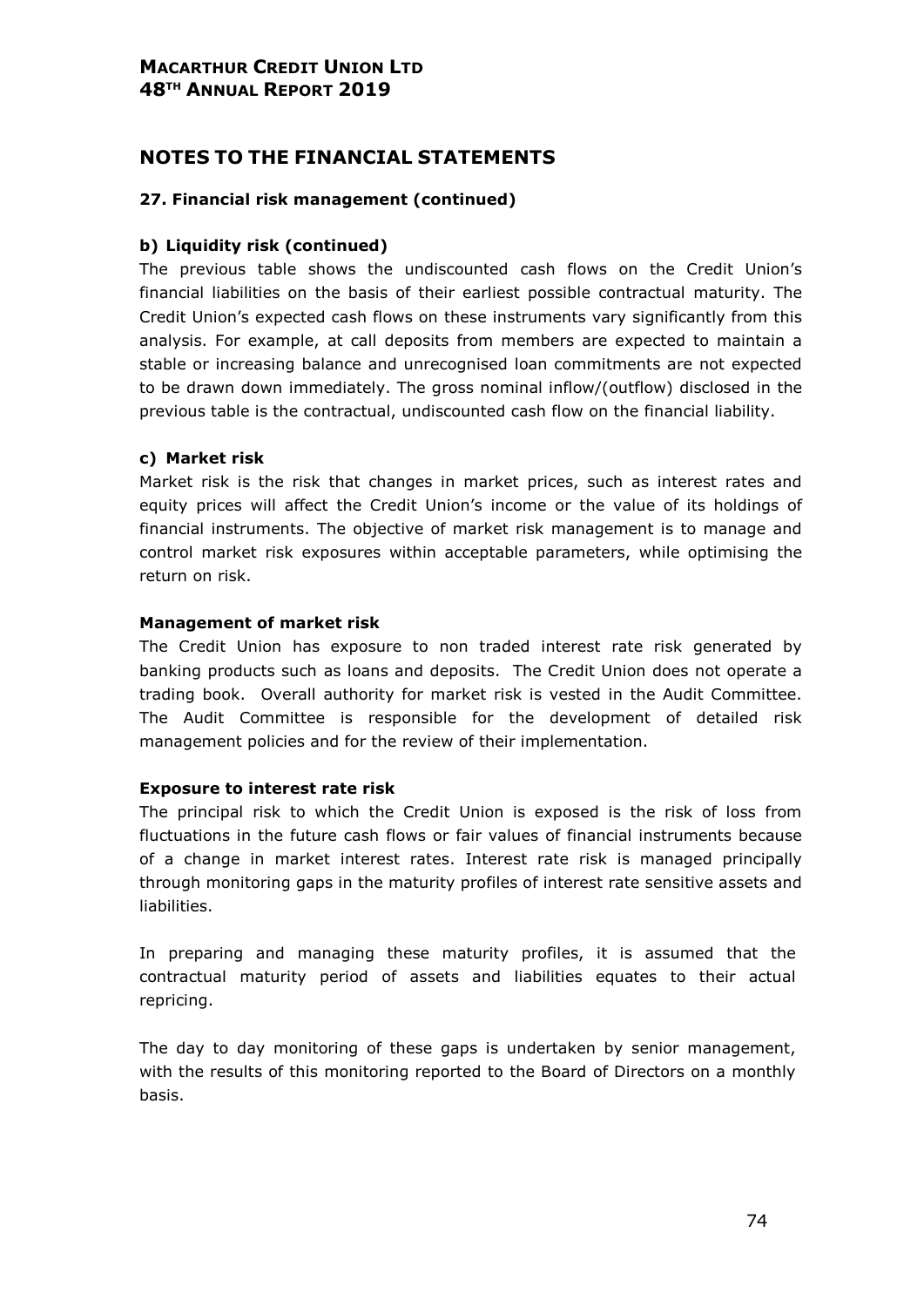# NOTES TO THE FINANCIAL STATEMENTS

### 27. Financial risk management (continued)

#### b) Liquidity risk (continued)

The previous table shows the undiscounted cash flows on the Credit Union's financial liabilities on the basis of their earliest possible contractual maturity. The Credit Union's expected cash flows on these instruments vary significantly from this analysis. For example, at call deposits from members are expected to maintain a stable or increasing balance and unrecognised loan commitments are not expected to be drawn down immediately. The gross nominal inflow/(outflow) disclosed in the previous table is the contractual, undiscounted cash flow on the financial liability.

#### c) Market risk

Market risk is the risk that changes in market prices, such as interest rates and equity prices will affect the Credit Union's income or the value of its holdings of financial instruments. The objective of market risk management is to manage and control market risk exposures within acceptable parameters, while optimising the return on risk.

**Management of market risk**

The Credit Union has exposure to non traded interest rate risk generated by banking products such as loans and deposits. The Credit Union does not operate a trading book. Overall authority for market risk is vested in the Audit Committee. The Audit Committee is responsible for the development of detailed risk management policies and for the review of their implementation.

**Exposure to interest rate risk**

The principal risk to which the Credit Union is exposed is the risk of loss from fluctuations in the future cash flows or fair values of financial instruments because of a change in market interest rates. Interest rate risk is managed principally through monitoring gaps in the maturity profiles of interest rate sensitive assets and liabilities.

In preparing and managing these maturity profiles, it is assumed that the contractual maturity period of assets and liabilities equates to their actual repricing.

The day to day monitoring of these gaps is undertaken by senior management, with the results of this monitoring reported to the Board of Directors on a monthly basis.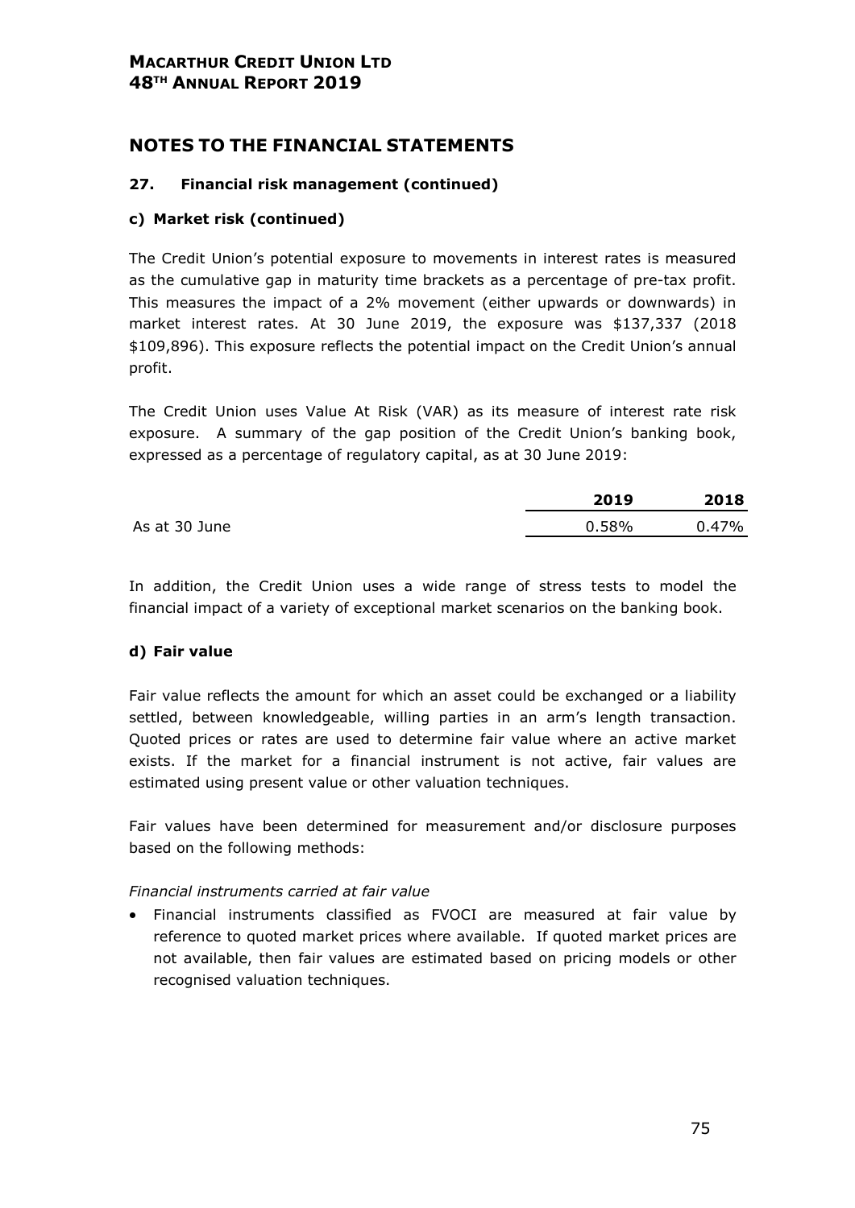# NOTES TO THE FINANCIAL STATEMENTS

## 27. Financial risk management (continued)

### c) Market risk (continued)

The Credit Union's potential exposure to movements in interest rates is measured as the cumulative gap in maturity time brackets as a percentage of pre-tax profit. This measures the impact of a 2% movement (either upwards or downwards) in market interest rates. At 30 June 2019, the exposure was $137,337 (2018 $109,896). This exposure reflects the potential impact on the Credit Union's annual profit.

The Credit Union uses Value At Risk (VAR) as its measure of interest rate risk exposure. A summary of the gap position of the Credit Union's banking book, expressed as a percentage of regulatory capital, as at 30 June 2019:

| | 2019 | 2018 |
|---|---|---|
| As at 30 June | 0.58% | 0.47% |

In addition, the Credit Union uses a wide range of stress tests to model the financial impact of a variety of exceptional market scenarios on the banking book.

### d) Fair value

Fair value reflects the amount for which an asset could be exchanged or a liability settled, between knowledgeable, willing parties in an arm's length transaction. Quoted prices or rates are used to determine fair value where an active market exists. If the market for a financial instrument is not active, fair values are estimated using present value or other valuation techniques.

Fair values have been determined for measurement and/or disclosure purposes based on the following methods:

*Financial instruments carried at fair value*

- Financial instruments classified as FVOCI are measured at fair value by reference to quoted market prices where available. If quoted market prices are not available, then fair values are estimated based on pricing models or other recognised valuation techniques.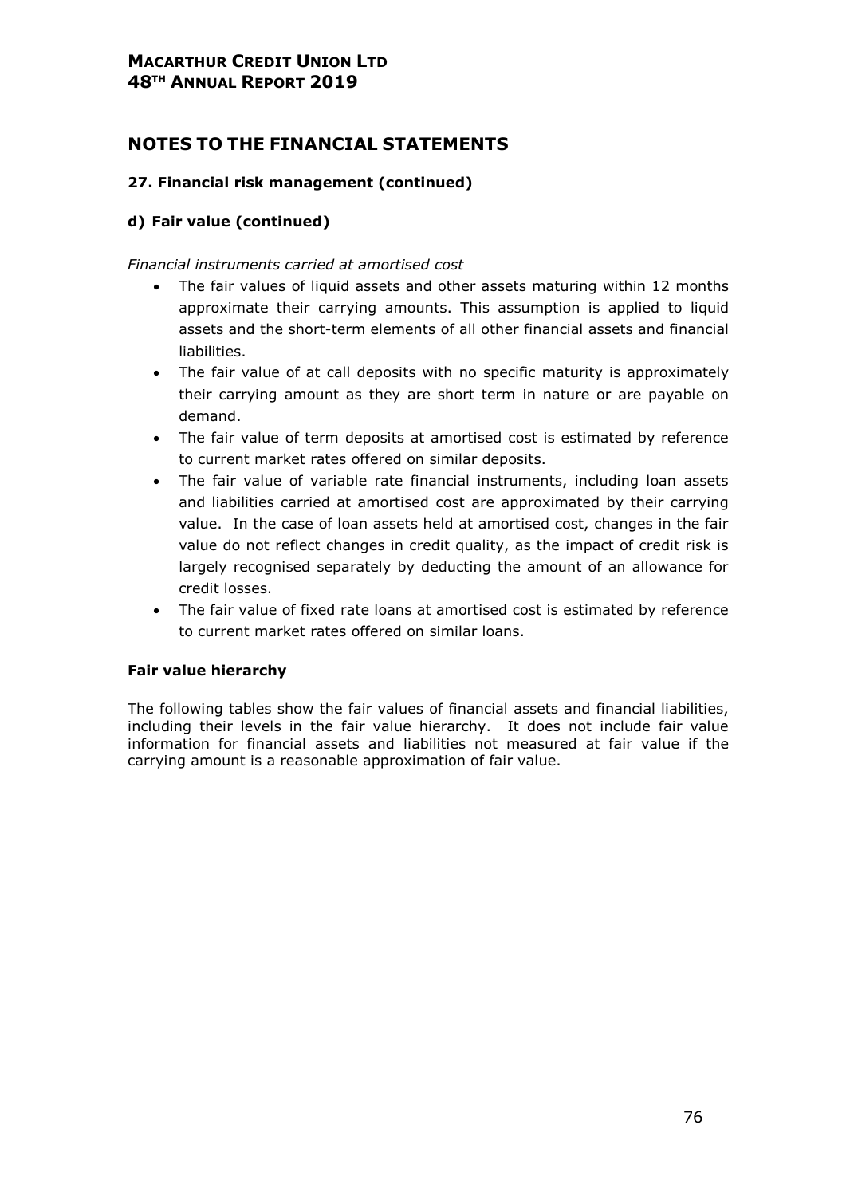## NOTES TO THE FINANCIAL STATEMENTS

### 27. Financial risk management (continued)

#### d) Fair value (continued)

*Financial instruments carried at amortised cost*

- The fair values of liquid assets and other assets maturing within 12 months approximate their carrying amounts. This assumption is applied to liquid assets and the short-term elements of all other financial assets and financial liabilities.
- The fair value of at call deposits with no specific maturity is approximately their carrying amount as they are short term in nature or are payable on demand.
- The fair value of term deposits at amortised cost is estimated by reference to current market rates offered on similar deposits.
- The fair value of variable rate financial instruments, including loan assets and liabilities carried at amortised cost are approximated by their carrying value. In the case of loan assets held at amortised cost, changes in the fair value do not reflect changes in credit quality, as the impact of credit risk is largely recognised separately by deducting the amount of an allowance for credit losses.
- The fair value of fixed rate loans at amortised cost is estimated by reference to current market rates offered on similar loans.

**Fair value hierarchy**

The following tables show the fair values of financial assets and financial liabilities, including their levels in the fair value hierarchy. It does not include fair value information for financial assets and liabilities not measured at fair value if the carrying amount is a reasonable approximation of fair value.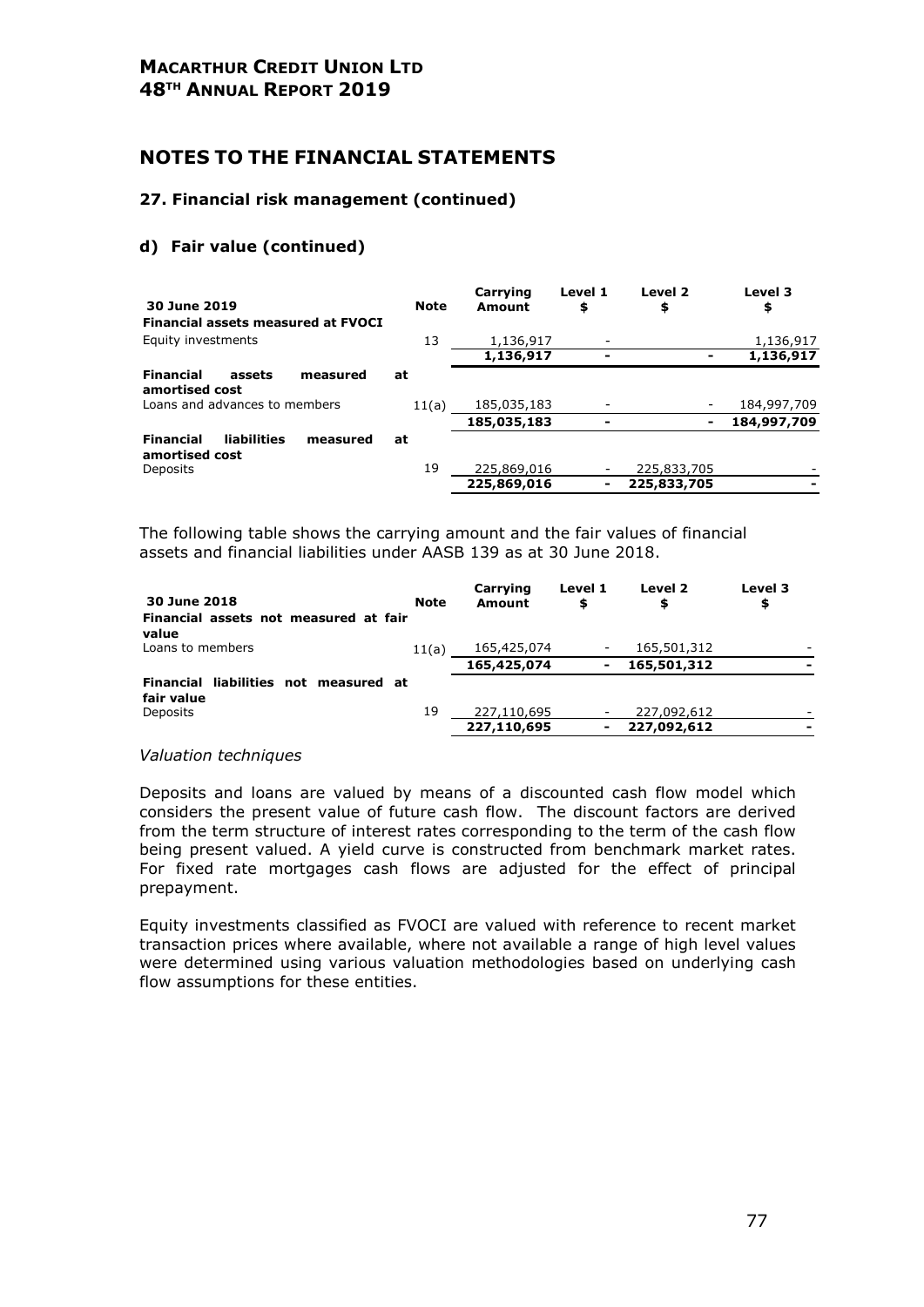## NOTES TO THE FINANCIAL STATEMENTS

### 27. Financial risk management (continued)

#### d) Fair value (continued)

| 30 June 2019 | Note | Carrying Amount | Level 1 $ | Level 2 $ | Level 3 $ |
|---|---|---|---|---|---|
| **Financial assets measured at FVOCI** | | | | | |
| Equity investments | 13 | 1,136,917 | - | | 1,136,917 |
| | | **1,136,917** | **-** | **-** | **1,136,917** |
| **Financial assets measured at amortised cost** | | | | | |
| Loans and advances to members | 11(a) | 185,035,183 | - | - | 184,997,709 |
| | | **185,035,183** | **-** | **-** | **184,997,709** |
| **Financial liabilities measured at amortised cost** | | | | | |
| Deposits | 19 | 225,869,016 | - | 225,833,705 | - |
| | | **225,869,016** | **-** | **225,833,705** | **-** |

The following table shows the carrying amount and the fair values of financial assets and financial liabilities under AASB 139 as at 30 June 2018.

| 30 June 2018 | Note | Carrying Amount | Level 1 $ | Level 2 $ | Level 3 $ |
|---|---|---|---|---|---|
| **Financial assets not measured at fair value** | | | | | |
| Loans to members | 11(a) | 165,425,074 | - | 165,501,312 | - |
| | | **165,425,074** | **-** | **165,501,312** | **-** |
| **Financial liabilities not measured at fair value** | | | | | |
| Deposits | 19 | 227,110,695 | - | 227,092,612 | - |
| | | **227,110,695** | **-** | **227,092,612** | **-** |

*Valuation techniques*

Deposits and loans are valued by means of a discounted cash flow model which considers the present value of future cash flow. The discount factors are derived from the term structure of interest rates corresponding to the term of the cash flow being present valued. A yield curve is constructed from benchmark market rates. For fixed rate mortgages cash flows are adjusted for the effect of principal prepayment.

Equity investments classified as FVOCI are valued with reference to recent market transaction prices where available, where not available a range of high level values were determined using various valuation methodologies based on underlying cash flow assumptions for these entities.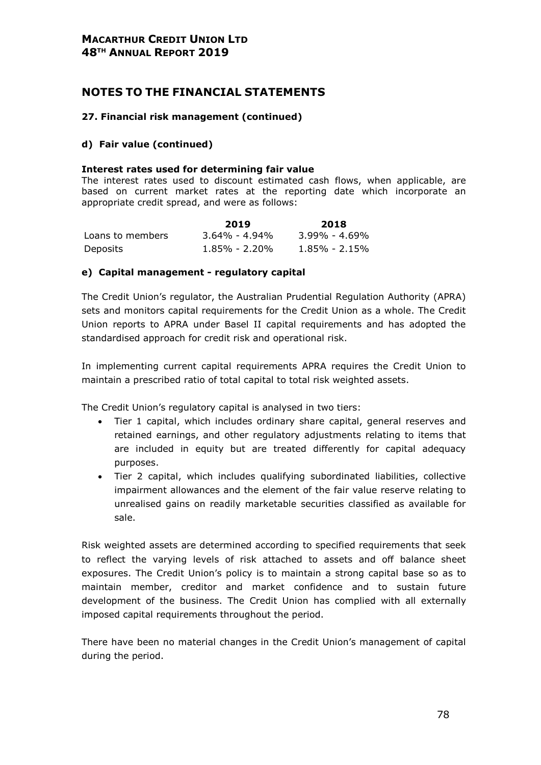# NOTES TO THE FINANCIAL STATEMENTS

### 27. Financial risk management (continued)

### d) Fair value (continued)

**Interest rates used for determining fair value**

The interest rates used to discount estimated cash flows, when applicable, are based on current market rates at the reporting date which incorporate an appropriate credit spread, and were as follows:

| | 2019 | 2018 |
|---|---|---|
| Loans to members | 3.64% - 4.94% | 3.99% - 4.69% |
| Deposits | 1.85% - 2.20% | 1.85% - 2.15% |

### e) Capital management - regulatory capital

The Credit Union's regulator, the Australian Prudential Regulation Authority (APRA) sets and monitors capital requirements for the Credit Union as a whole. The Credit Union reports to APRA under Basel II capital requirements and has adopted the standardised approach for credit risk and operational risk.

In implementing current capital requirements APRA requires the Credit Union to maintain a prescribed ratio of total capital to total risk weighted assets.

The Credit Union's regulatory capital is analysed in two tiers:

- Tier 1 capital, which includes ordinary share capital, general reserves and retained earnings, and other regulatory adjustments relating to items that are included in equity but are treated differently for capital adequacy purposes.
- Tier 2 capital, which includes qualifying subordinated liabilities, collective impairment allowances and the element of the fair value reserve relating to unrealised gains on readily marketable securities classified as available for sale.

Risk weighted assets are determined according to specified requirements that seek to reflect the varying levels of risk attached to assets and off balance sheet exposures. The Credit Union's policy is to maintain a strong capital base so as to maintain member, creditor and market confidence and to sustain future development of the business. The Credit Union has complied with all externally imposed capital requirements throughout the period.

There have been no material changes in the Credit Union's management of capital during the period.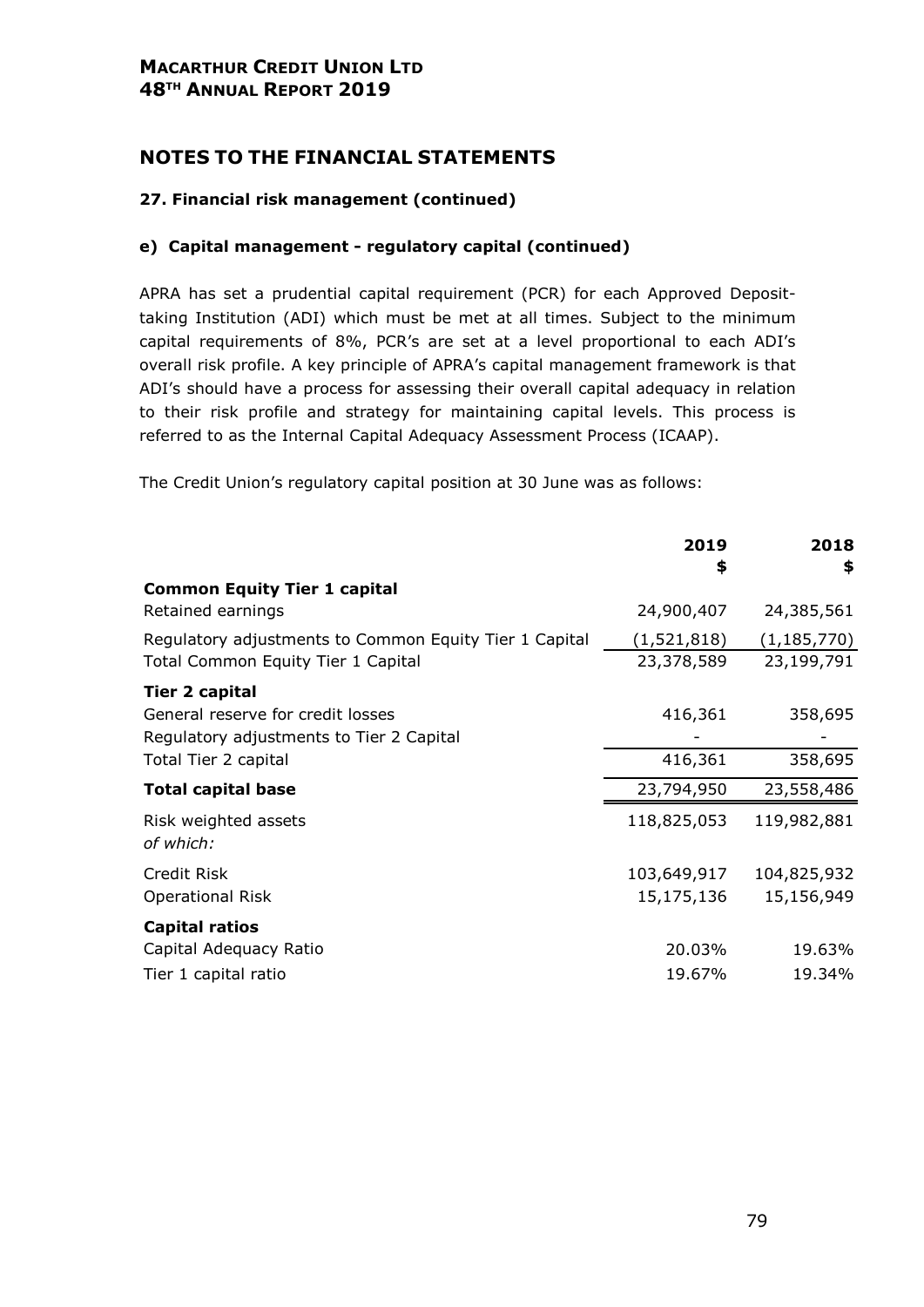# NOTES TO THE FINANCIAL STATEMENTS

### 27. Financial risk management (continued)

#### e) Capital management - regulatory capital (continued)

APRA has set a prudential capital requirement (PCR) for each Approved Deposit-taking Institution (ADI) which must be met at all times. Subject to the minimum capital requirements of 8%, PCR's are set at a level proportional to each ADI's overall risk profile. A key principle of APRA's capital management framework is that ADI's should have a process for assessing their overall capital adequacy in relation to their risk profile and strategy for maintaining capital levels. This process is referred to as the Internal Capital Adequacy Assessment Process (ICAAP).

The Credit Union's regulatory capital position at 30 June was as follows:

| | 2019<br>$ | 2018<br>$ |
|---|---|---|
| **Common Equity Tier 1 capital** | | |
| Retained earnings | 24,900,407 | 24,385,561 |
| Regulatory adjustments to Common Equity Tier 1 Capital | (1,521,818) | (1,185,770) |
| Total Common Equity Tier 1 Capital | 23,378,589 | 23,199,791 |
| **Tier 2 capital** | | |
| General reserve for credit losses | 416,361 | 358,695 |
| Regulatory adjustments to Tier 2 Capital | - | - |
| Total Tier 2 capital | 416,361 | 358,695 |
| **Total capital base** | 23,794,950 | 23,558,486 |
| Risk weighted assets<br>*of which:* | 118,825,053 | 119,982,881 |
| Credit Risk | 103,649,917 | 104,825,932 |
| Operational Risk | 15,175,136 | 15,156,949 |
| **Capital ratios** | | |
| Capital Adequacy Ratio | 20.03% | 19.63% |
| Tier 1 capital ratio | 19.67% | 19.34% |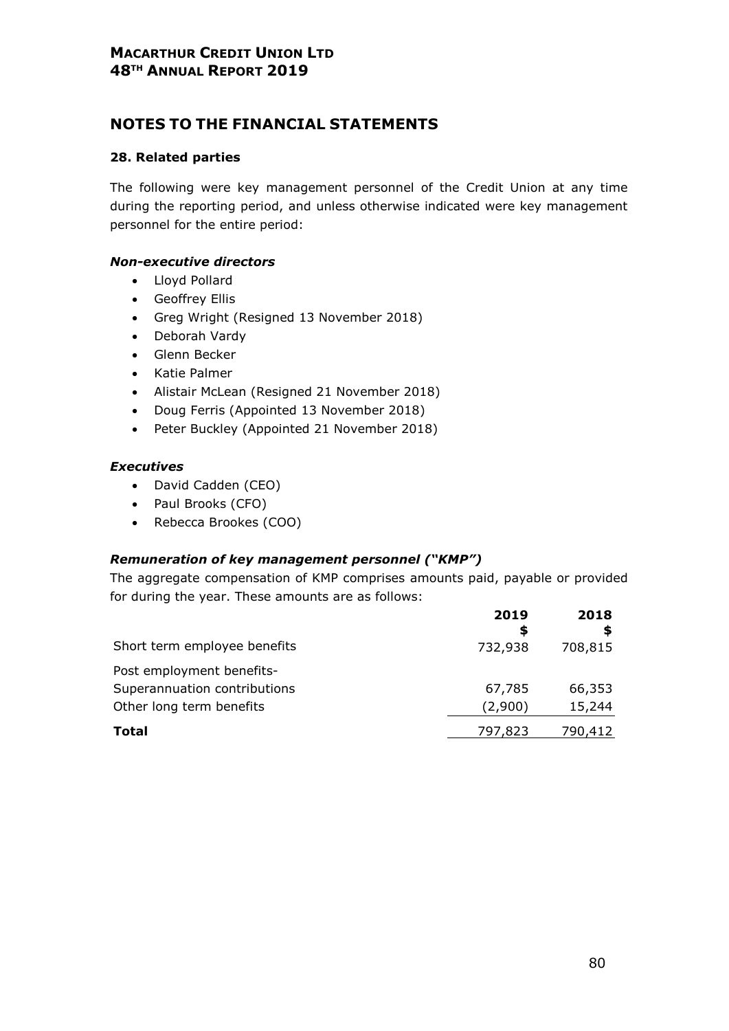# NOTES TO THE FINANCIAL STATEMENTS

### 28. Related parties

The following were key management personnel of the Credit Union at any time during the reporting period, and unless otherwise indicated were key management personnel for the entire period:

***Non-executive directors***

- Lloyd Pollard
- Geoffrey Ellis
- Greg Wright (Resigned 13 November 2018)
- Deborah Vardy
- Glenn Becker
- Katie Palmer
- Alistair McLean (Resigned 21 November 2018)
- Doug Ferris (Appointed 13 November 2018)
- Peter Buckley (Appointed 21 November 2018)

***Executives***

- David Cadden (CEO)
- Paul Brooks (CFO)
- Rebecca Brookes (COO)

***Remuneration of key management personnel ("KMP")***

The aggregate compensation of KMP comprises amounts paid, payable or provided for during the year. These amounts are as follows:

| | 2019<br>$ | 2018<br>$ |
|---|---|---|
| Short term employee benefits | 732,938 | 708,815 |
| Post employment benefits- | | |
| Superannuation contributions | 67,785 | 66,353 |
| Other long term benefits | (2,900) | 15,244 |
| **Total** | 797,823 | 790,412 |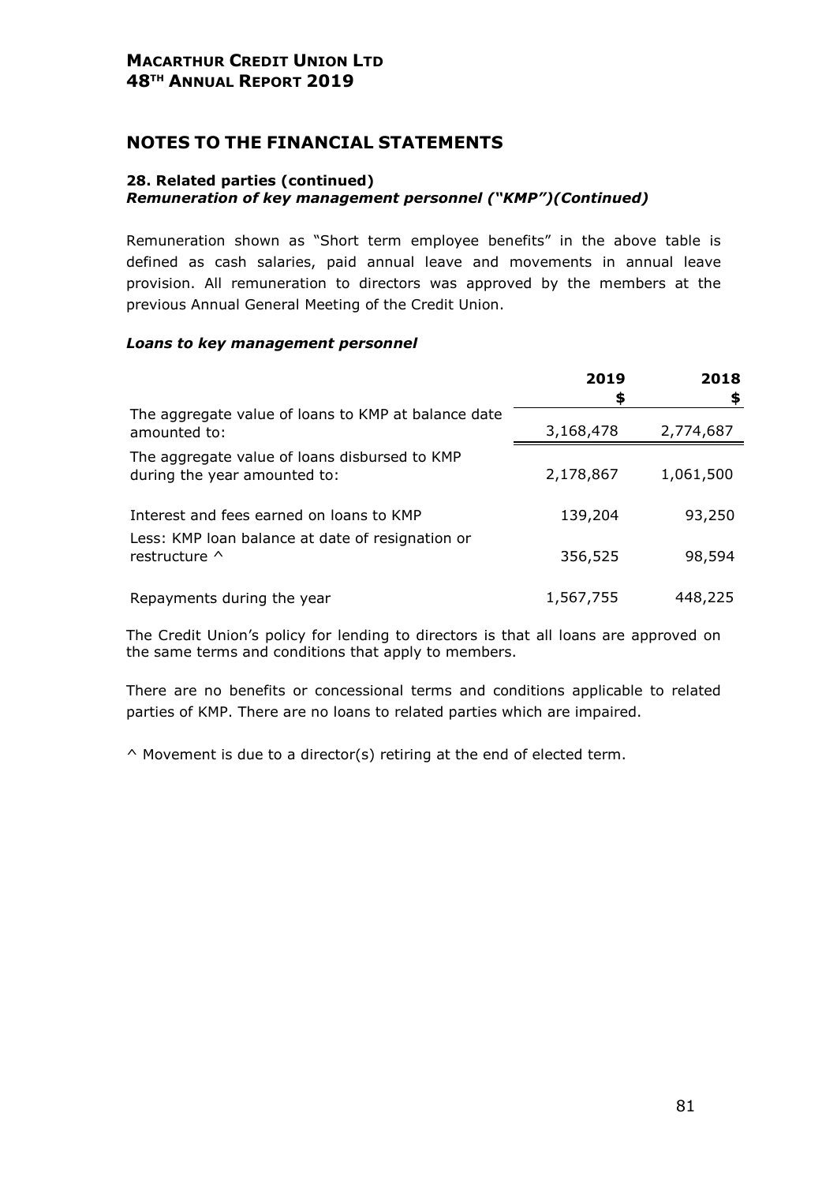## NOTES TO THE FINANCIAL STATEMENTS

### 28. Related parties (continued)

***Remuneration of key management personnel ("KMP")(Continued)***

Remuneration shown as "Short term employee benefits" in the above table is defined as cash salaries, paid annual leave and movements in annual leave provision. All remuneration to directors was approved by the members at the previous Annual General Meeting of the Credit Union.

***Loans to key management personnel***

| | 2019 $ | 2018 $ |
|---|---|---|
| The aggregate value of loans to KMP at balance date amounted to: | 3,168,478 | 2,774,687 |
| The aggregate value of loans disbursed to KMP during the year amounted to: | 2,178,867 | 1,061,500 |
| Interest and fees earned on loans to KMP | 139,204 | 93,250 |
| Less: KMP loan balance at date of resignation or restructure ^ | 356,525 | 98,594 |
| Repayments during the year | 1,567,755 | 448,225 |

The Credit Union's policy for lending to directors is that all loans are approved on the same terms and conditions that apply to members.

There are no benefits or concessional terms and conditions applicable to related parties of KMP. There are no loans to related parties which are impaired.

^ Movement is due to a director(s) retiring at the end of elected term.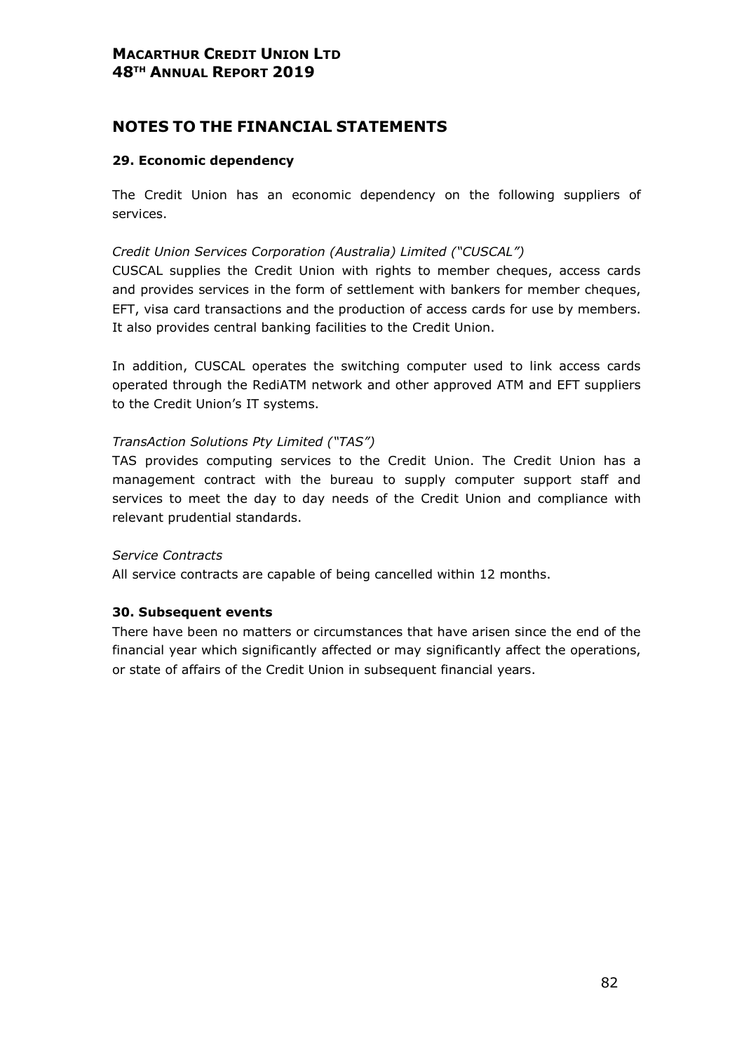# NOTES TO THE FINANCIAL STATEMENTS

### 29. Economic dependency

The Credit Union has an economic dependency on the following suppliers of services.

*Credit Union Services Corporation (Australia) Limited ("CUSCAL")*
CUSCAL supplies the Credit Union with rights to member cheques, access cards and provides services in the form of settlement with bankers for member cheques, EFT, visa card transactions and the production of access cards for use by members. It also provides central banking facilities to the Credit Union.

In addition, CUSCAL operates the switching computer used to link access cards operated through the RediATM network and other approved ATM and EFT suppliers to the Credit Union's IT systems.

*TransAction Solutions Pty Limited ("TAS")*
TAS provides computing services to the Credit Union. The Credit Union has a management contract with the bureau to supply computer support staff and services to meet the day to day needs of the Credit Union and compliance with relevant prudential standards.

*Service Contracts*
All service contracts are capable of being cancelled within 12 months.

### 30. Subsequent events

There have been no matters or circumstances that have arisen since the end of the financial year which significantly affected or may significantly affect the operations, or state of affairs of the Credit Union in subsequent financial years.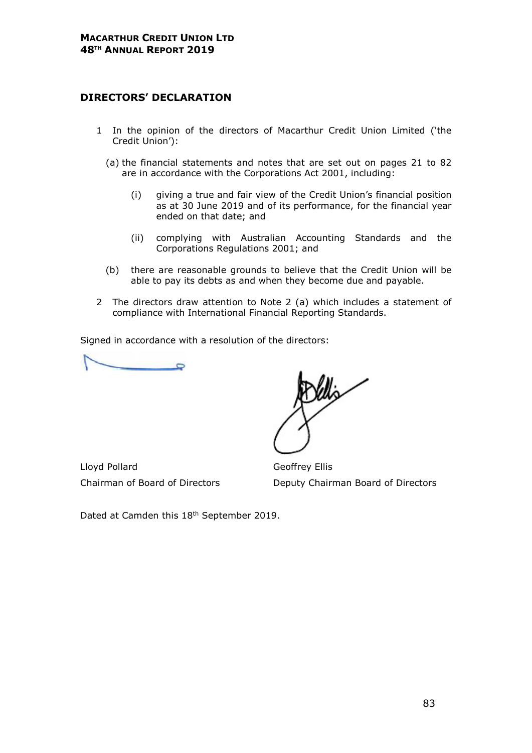## DIRECTORS' DECLARATION

1 In the opinion of the directors of Macarthur Credit Union Limited ('the Credit Union'):

   (a) the financial statements and notes that are set out on pages 21 to 82 are in accordance with the Corporations Act 2001, including:

      (i) giving a true and fair view of the Credit Union's financial position as at 30 June 2019 and of its performance, for the financial year ended on that date; and

      (ii) complying with Australian Accounting Standards and the Corporations Regulations 2001; and

   (b) there are reasonable grounds to believe that the Credit Union will be able to pay its debts as and when they become due and payable.

2 The directors draw attention to Note 2 (a) which includes a statement of compliance with International Financial Reporting Standards.

Signed in accordance with a resolution of the directors:

| | |
|---|---|
| Lloyd Pollard | Geoffrey Ellis |
| Chairman of Board of Directors | Deputy Chairman Board of Directors |

Dated at Camden this 18th September 2019.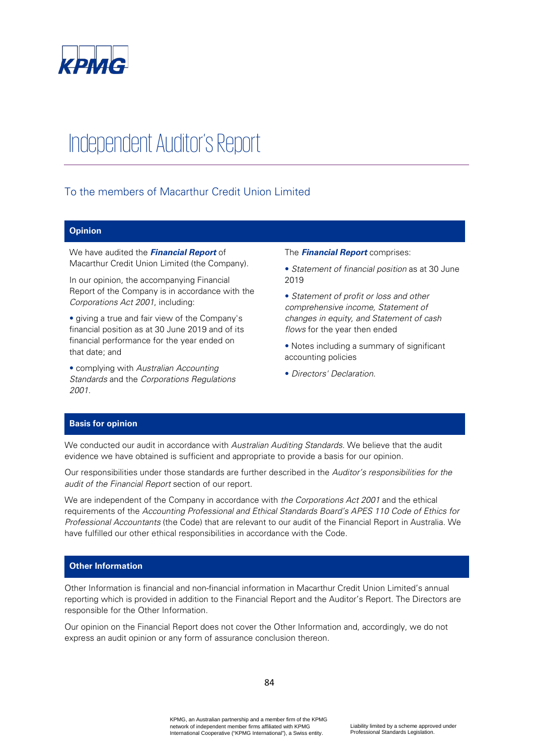KPMG

# Independent Auditor's Report

## To the members of Macarthur Credit Union Limited

### Opinion

We have audited the ***Financial Report*** of Macarthur Credit Union Limited (the Company).

In our opinion, the accompanying Financial Report of the Company is in accordance with the *Corporations Act 2001*, including:

- giving a true and fair view of the Company's financial position as at 30 June 2019 and of its financial performance for the year ended on that date; and
- complying with *Australian Accounting Standards* and the *Corporations Regulations 2001*.

The ***Financial Report*** comprises:

- *Statement of financial position* as at 30 June 2019
- *Statement of profit or loss and other comprehensive income, Statement of changes in equity, and Statement of cash flows* for the year then ended
- Notes including a summary of significant accounting policies
- *Directors' Declaration.*

### Basis for opinion

We conducted our audit in accordance with *Australian Auditing Standards*. We believe that the audit evidence we have obtained is sufficient and appropriate to provide a basis for our opinion.

Our responsibilities under those standards are further described in the *Auditor's responsibilities for the audit of the Financial Report* section of our report.

We are independent of the Company in accordance with *the Corporations Act 2001* and the ethical requirements of the *Accounting Professional and Ethical Standards Board's APES 110 Code of Ethics for Professional Accountants* (the Code) that are relevant to our audit of the Financial Report in Australia. We have fulfilled our other ethical responsibilities in accordance with the Code.

### Other Information

Other Information is financial and non-financial information in Macarthur Credit Union Limited's annual reporting which is provided in addition to the Financial Report and the Auditor's Report. The Directors are responsible for the Other Information.

Our opinion on the Financial Report does not cover the Other Information and, accordingly, we do not express an audit opinion or any form of assurance conclusion thereon.

KPMG, an Australian partnership and a member firm of the KPMG network of independent member firms affiliated with KPMG International Cooperative ("KPMG International"), a Swiss entity.

Liability limited by a scheme approved under Professional Standards Legislation.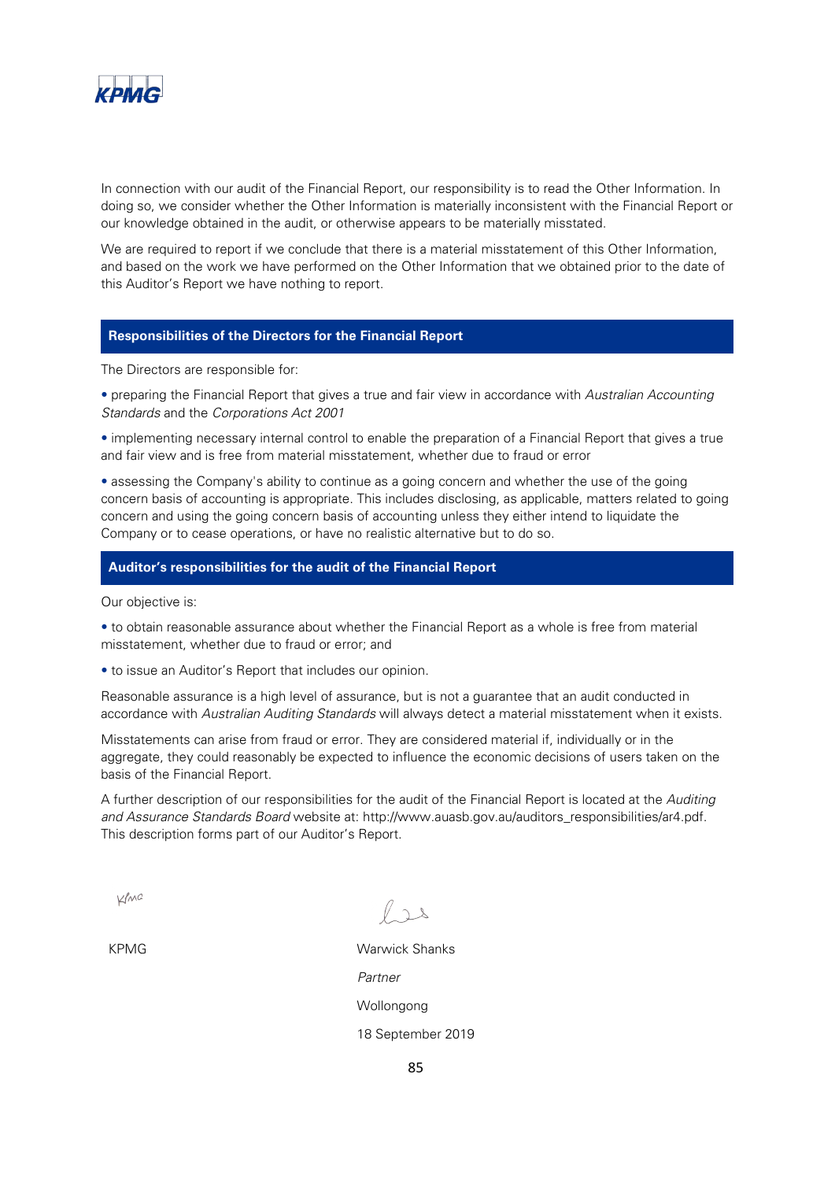In connection with our audit of the Financial Report, our responsibility is to read the Other Information. In doing so, we consider whether the Other Information is materially inconsistent with the Financial Report or our knowledge obtained in the audit, or otherwise appears to be materially misstated.

We are required to report if we conclude that there is a material misstatement of this Other Information, and based on the work we have performed on the Other Information that we obtained prior to the date of this Auditor's Report we have nothing to report.

## Responsibilities of the Directors for the Financial Report

The Directors are responsible for:

- preparing the Financial Report that gives a true and fair view in accordance with *Australian Accounting Standards* and the *Corporations Act 2001*
- implementing necessary internal control to enable the preparation of a Financial Report that gives a true and fair view and is free from material misstatement, whether due to fraud or error
- assessing the Company's ability to continue as a going concern and whether the use of the going concern basis of accounting is appropriate. This includes disclosing, as applicable, matters related to going concern and using the going concern basis of accounting unless they either intend to liquidate the Company or to cease operations, or have no realistic alternative but to do so.

## Auditor's responsibilities for the audit of the Financial Report

Our objective is:

- to obtain reasonable assurance about whether the Financial Report as a whole is free from material misstatement, whether due to fraud or error; and
- to issue an Auditor's Report that includes our opinion.

Reasonable assurance is a high level of assurance, but is not a guarantee that an audit conducted in accordance with *Australian Auditing Standards* will always detect a material misstatement when it exists.

Misstatements can arise from fraud or error. They are considered material if, individually or in the aggregate, they could reasonably be expected to influence the economic decisions of users taken on the basis of the Financial Report.

A further description of our responsibilities for the audit of the Financial Report is located at the *Auditing and Assurance Standards Board* website at: http://www.auasb.gov.au/auditors_responsibilities/ar4.pdf. This description forms part of our Auditor's Report.

KPMG

Warwick Shanks

*Partner*

Wollongong

18 September 2019